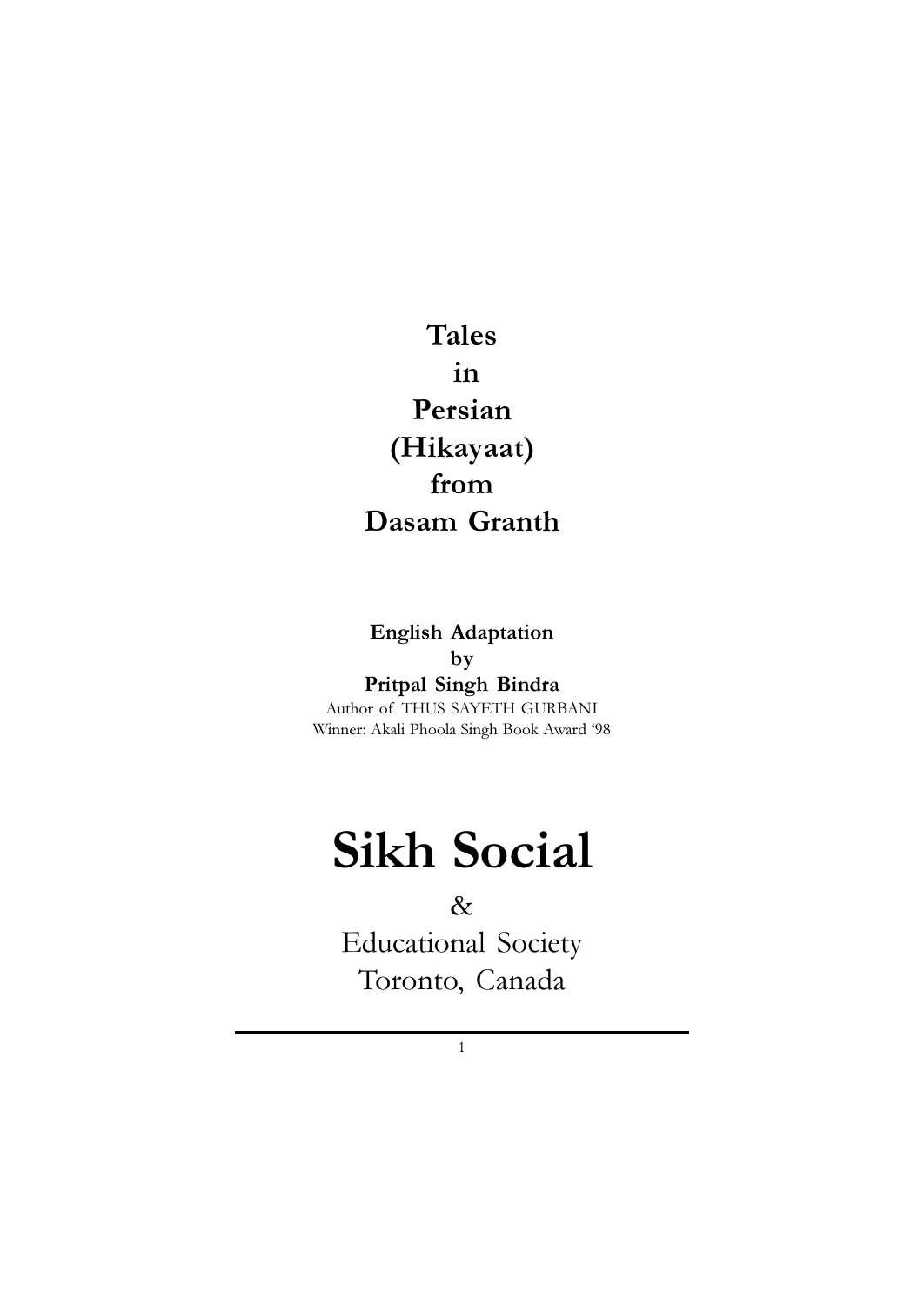# Tales in Persian (Hikayaat) from Dasam Granth

**English Adaptation**
**by**
**Pritpal Singh Bindra**

Author of THUS SAYETH GURBANI
Winner: Akali Phoola Singh Book Award '98

## Sikh Social

&

Educational Society
Toronto, Canada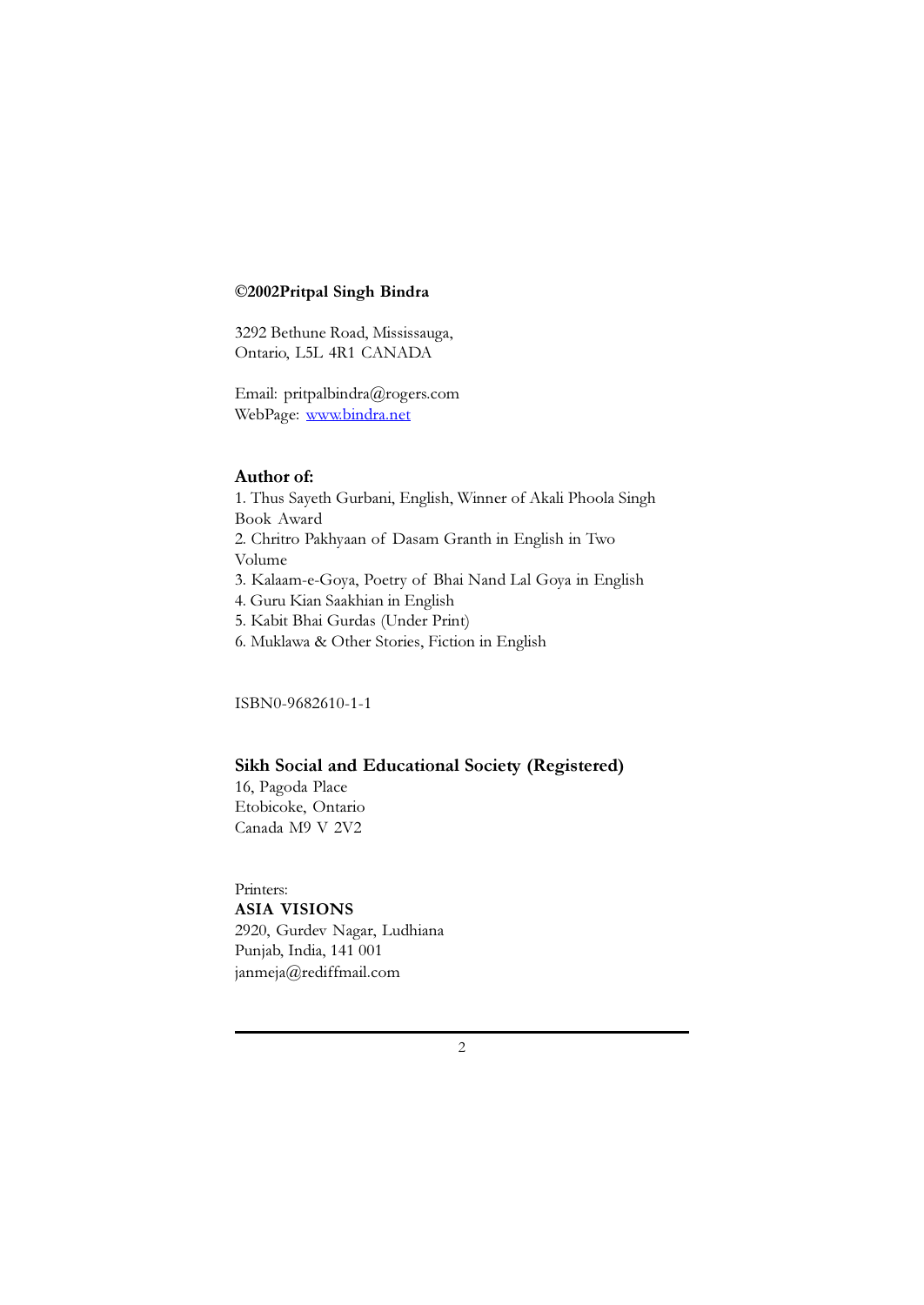**©2002Pritpal Singh Bindra**

3292 Bethune Road, Mississauga,
Ontario, L5L 4R1 CANADA

Email: pritpalbindra@rogers.com
WebPage: [www.bindra.net](http://www.bindra.net)

### Author of:

1. Thus Sayeth Gurbani, English, Winner of Akali Phoola Singh Book Award
2. Chritro Pakhyaan of Dasam Granth in English in Two Volume
3. Kalaam-e-Goya, Poetry of Bhai Nand Lal Goya in English
4. Guru Kian Saakhian in English
5. Kabit Bhai Gurdas (Under Print)
6. Muklawa & Other Stories, Fiction in English

ISBN0-9682610-1-1

### Sikh Social and Educational Society (Registered)

16, Pagoda Place
Etobicoke, Ontario
Canada M9 V 2V2

Printers:
**ASIA VISIONS**
2920, Gurdev Nagar, Ludhiana
Punjab, India, 141 001
janmeja@rediffmail.com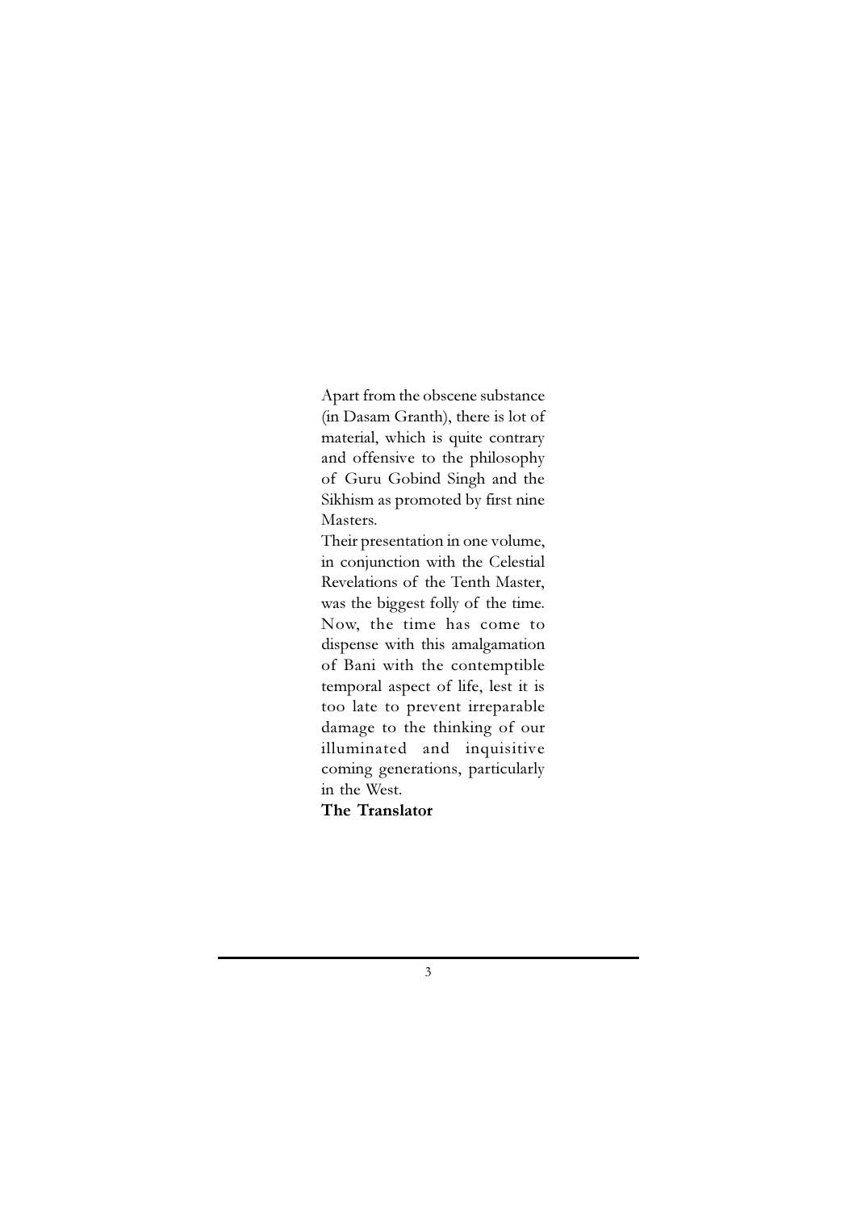Apart from the obscene substance (in Dasam Granth), there is lot of material, which is quite contrary and offensive to the philosophy of Guru Gobind Singh and the Sikhism as promoted by first nine Masters.

Their presentation in one volume, in conjunction with the Celestial Revelations of the Tenth Master, was the biggest folly of the time. Now, the time has come to dispense with this amalgamation of Bani with the contemptible temporal aspect of life, lest it is too late to prevent irreparable damage to the thinking of our illuminated and inquisitive coming generations, particularly in the West.

**The Translator**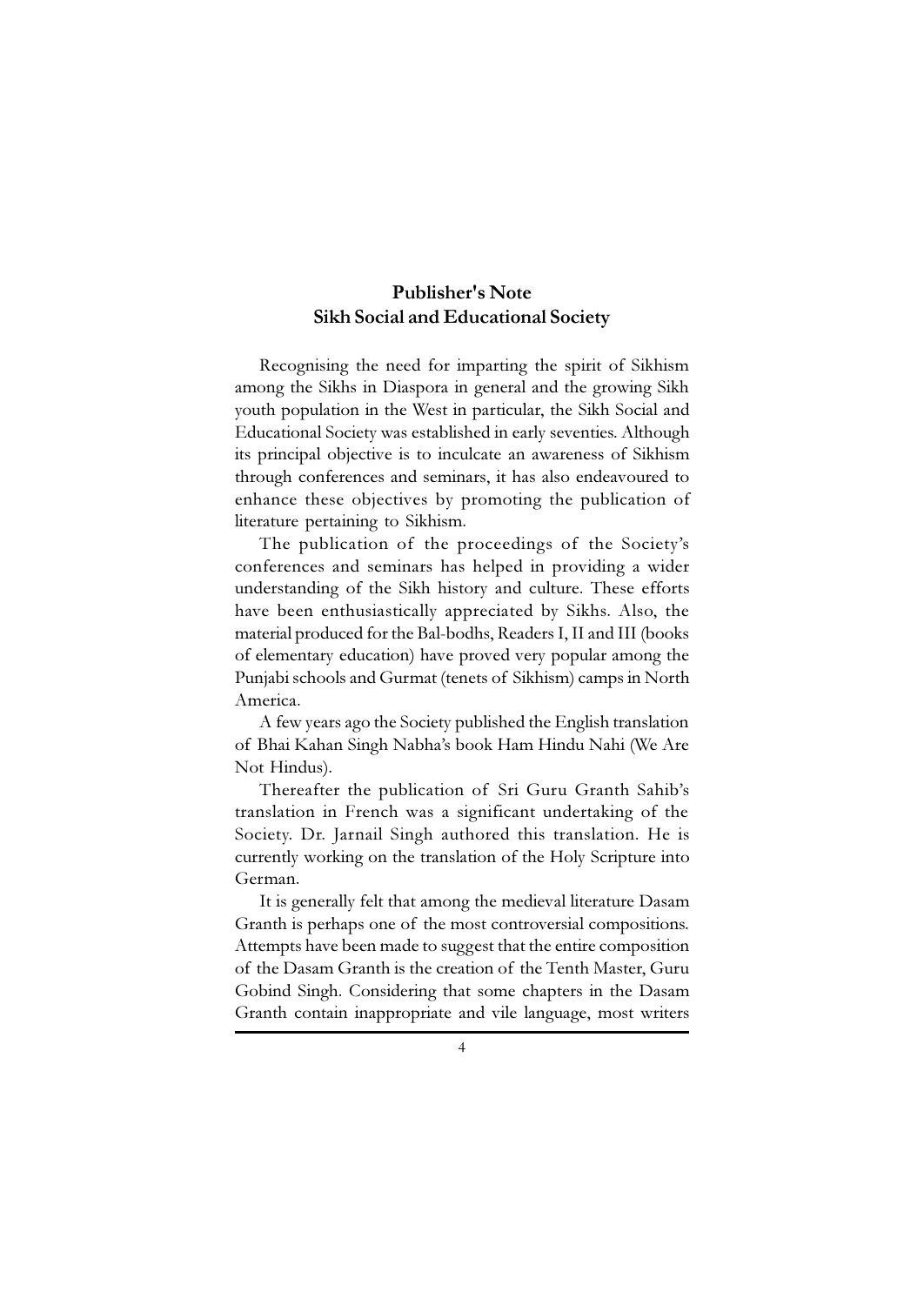## Publisher's Note
## Sikh Social and Educational Society

Recognising the need for imparting the spirit of Sikhism among the Sikhs in Diaspora in general and the growing Sikh youth population in the West in particular, the Sikh Social and Educational Society was established in early seventies. Although its principal objective is to inculcate an awareness of Sikhism through conferences and seminars, it has also endeavoured to enhance these objectives by promoting the publication of literature pertaining to Sikhism.

The publication of the proceedings of the Society's conferences and seminars has helped in providing a wider understanding of the Sikh history and culture. These efforts have been enthusiastically appreciated by Sikhs. Also, the material produced for the Bal-bodhs, Readers I, II and III (books of elementary education) have proved very popular among the Punjabi schools and Gurmat (tenets of Sikhism) camps in North America.

A few years ago the Society published the English translation of Bhai Kahan Singh Nabha's book Ham Hindu Nahi (We Are Not Hindus).

Thereafter the publication of Sri Guru Granth Sahib's translation in French was a significant undertaking of the Society. Dr. Jarnail Singh authored this translation. He is currently working on the translation of the Holy Scripture into German.

It is generally felt that among the medieval literature Dasam Granth is perhaps one of the most controversial compositions. Attempts have been made to suggest that the entire composition of the Dasam Granth is the creation of the Tenth Master, Guru Gobind Singh. Considering that some chapters in the Dasam Granth contain inappropriate and vile language, most writers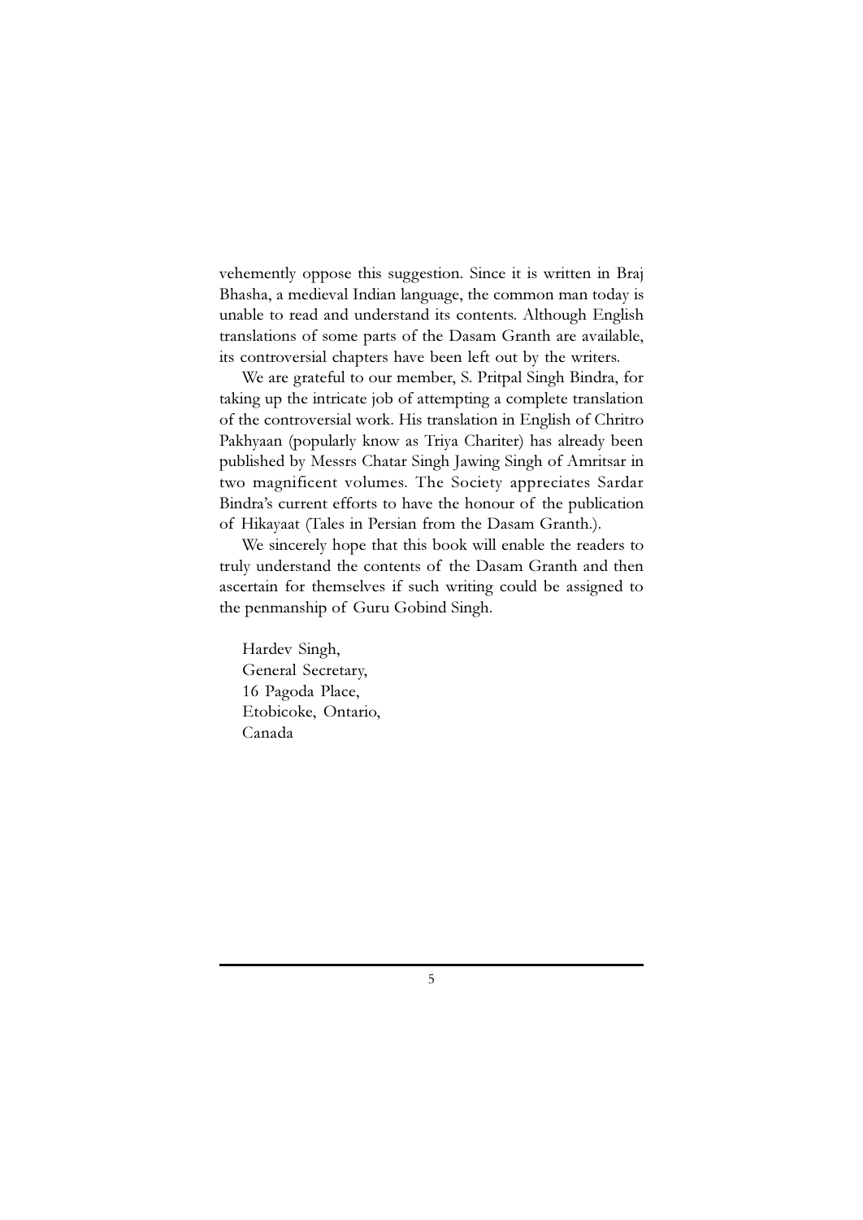vehemently oppose this suggestion. Since it is written in Braj Bhasha, a medieval Indian language, the common man today is unable to read and understand its contents. Although English translations of some parts of the Dasam Granth are available, its controversial chapters have been left out by the writers.

We are grateful to our member, S. Pritpal Singh Bindra, for taking up the intricate job of attempting a complete translation of the controversial work. His translation in English of Chritro Pakhyaan (popularly know as Triya Chariter) has already been published by Messrs Chatar Singh Jawing Singh of Amritsar in two magnificent volumes. The Society appreciates Sardar Bindra's current efforts to have the honour of the publication of Hikayaat (Tales in Persian from the Dasam Granth.).

We sincerely hope that this book will enable the readers to truly understand the contents of the Dasam Granth and then ascertain for themselves if such writing could be assigned to the penmanship of Guru Gobind Singh.

Hardev Singh,  
General Secretary,  
16 Pagoda Place,  
Etobicoke, Ontario,  
Canada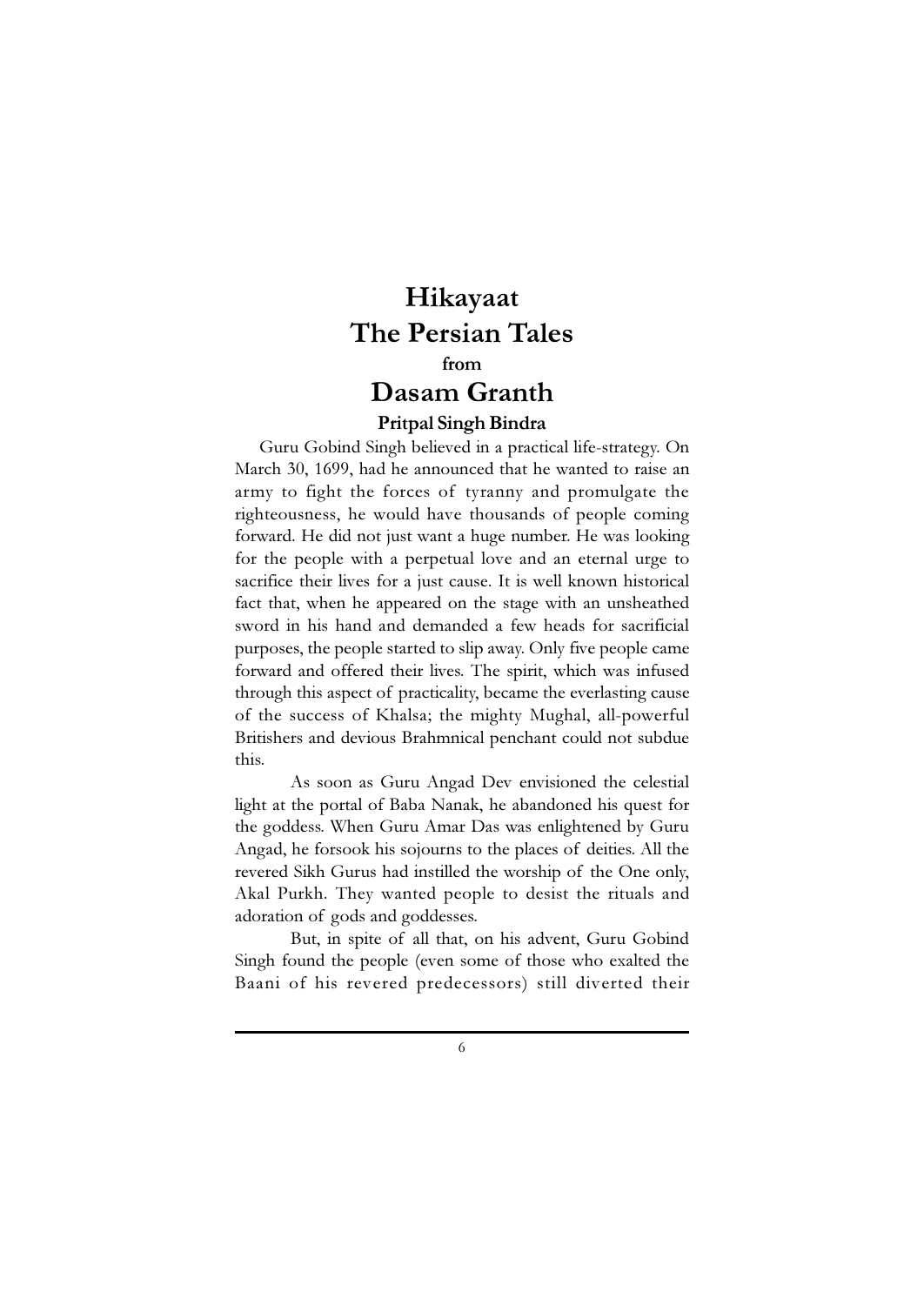# Hikayaat
# The Persian Tales
### from
# Dasam Granth

**Pritpal Singh Bindra**

Guru Gobind Singh believed in a practical life-strategy. On March 30, 1699, had he announced that he wanted to raise an army to fight the forces of tyranny and promulgate the righteousness, he would have thousands of people coming forward. He did not just want a huge number. He was looking for the people with a perpetual love and an eternal urge to sacrifice their lives for a just cause. It is well known historical fact that, when he appeared on the stage with an unsheathed sword in his hand and demanded a few heads for sacrificial purposes, the people started to slip away. Only five people came forward and offered their lives. The spirit, which was infused through this aspect of practicality, became the everlasting cause of the success of Khalsa; the mighty Mughal, all-powerful Britishers and devious Brahmnical penchant could not subdue this.

As soon as Guru Angad Dev envisioned the celestial light at the portal of Baba Nanak, he abandoned his quest for the goddess. When Guru Amar Das was enlightened by Guru Angad, he forsook his sojourns to the places of deities. All the revered Sikh Gurus had instilled the worship of the One only, Akal Purkh. They wanted people to desist the rituals and adoration of gods and goddesses.

But, in spite of all that, on his advent, Guru Gobind Singh found the people (even some of those who exalted the Baani of his revered predecessors) still diverted their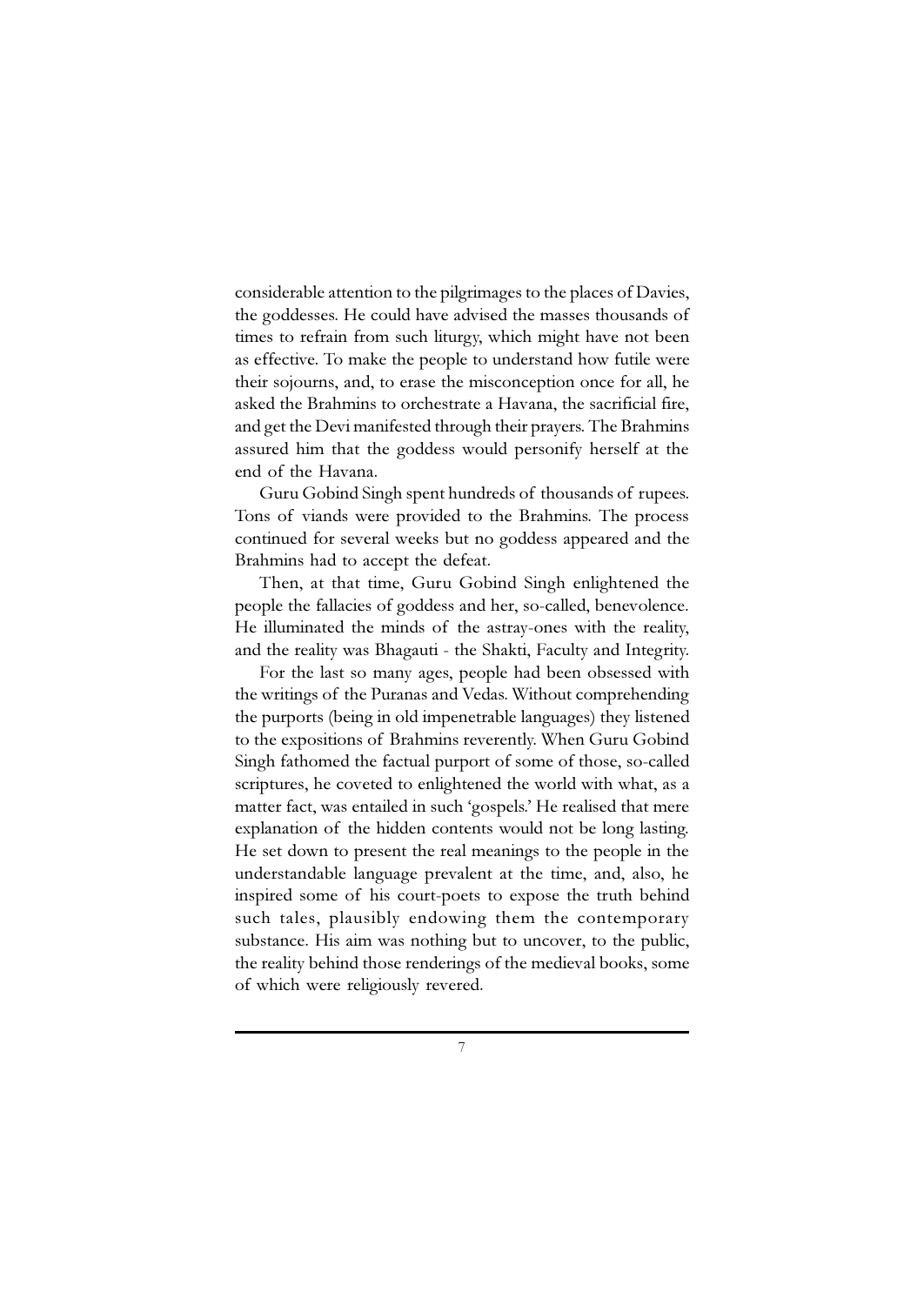considerable attention to the pilgrimages to the places of Davies, the goddesses. He could have advised the masses thousands of times to refrain from such liturgy, which might have not been as effective. To make the people to understand how futile were their sojourns, and, to erase the misconception once for all, he asked the Brahmins to orchestrate a Havana, the sacrificial fire, and get the Devi manifested through their prayers. The Brahmins assured him that the goddess would personify herself at the end of the Havana.

Guru Gobind Singh spent hundreds of thousands of rupees. Tons of viands were provided to the Brahmins. The process continued for several weeks but no goddess appeared and the Brahmins had to accept the defeat.

Then, at that time, Guru Gobind Singh enlightened the people the fallacies of goddess and her, so-called, benevolence. He illuminated the minds of the astray-ones with the reality, and the reality was Bhagauti - the Shakti, Faculty and Integrity.

For the last so many ages, people had been obsessed with the writings of the Puranas and Vedas. Without comprehending the purports (being in old impenetrable languages) they listened to the expositions of Brahmins reverently. When Guru Gobind Singh fathomed the factual purport of some of those, so-called scriptures, he coveted to enlightened the world with what, as a matter fact, was entailed in such 'gospels.' He realised that mere explanation of the hidden contents would not be long lasting. He set down to present the real meanings to the people in the understandable language prevalent at the time, and, also, he inspired some of his court-poets to expose the truth behind such tales, plausibly endowing them the contemporary substance. His aim was nothing but to uncover, to the public, the reality behind those renderings of the medieval books, some of which were religiously revered.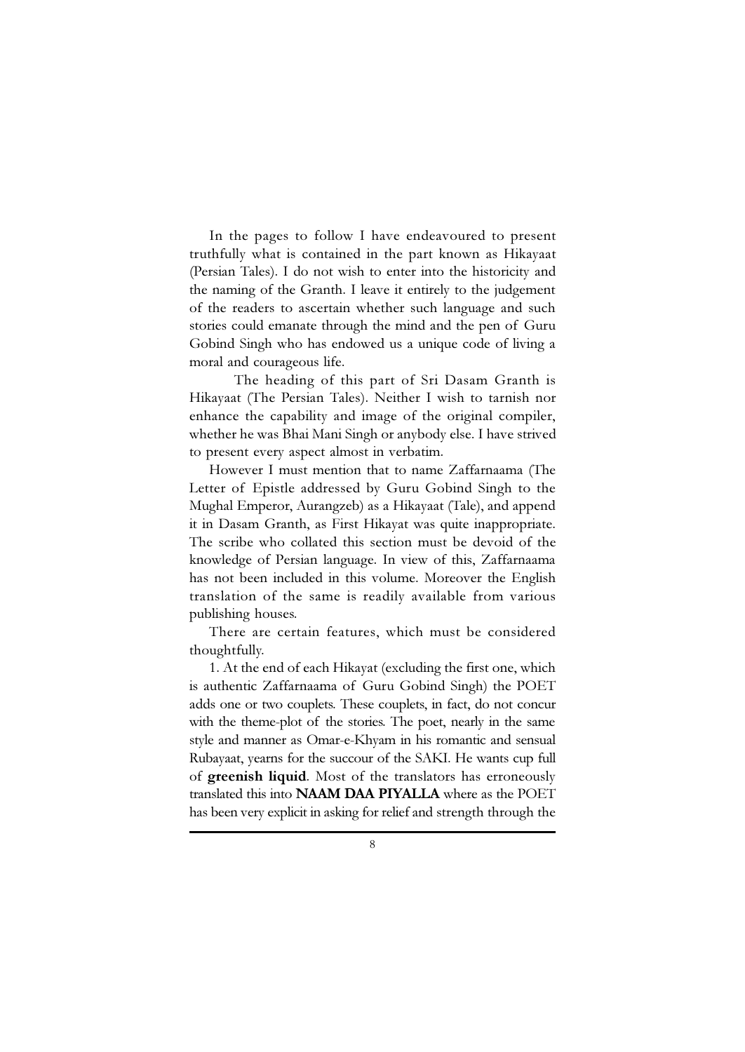In the pages to follow I have endeavoured to present truthfully what is contained in the part known as Hikayaat (Persian Tales). I do not wish to enter into the historicity and the naming of the Granth. I leave it entirely to the judgement of the readers to ascertain whether such language and such stories could emanate through the mind and the pen of Guru Gobind Singh who has endowed us a unique code of living a moral and courageous life.

The heading of this part of Sri Dasam Granth is Hikayaat (The Persian Tales). Neither I wish to tarnish nor enhance the capability and image of the original compiler, whether he was Bhai Mani Singh or anybody else. I have strived to present every aspect almost in verbatim.

However I must mention that to name Zaffarnaama (The Letter of Epistle addressed by Guru Gobind Singh to the Mughal Emperor, Aurangzeb) as a Hikayaat (Tale), and append it in Dasam Granth, as First Hikayat was quite inappropriate. The scribe who collated this section must be devoid of the knowledge of Persian language. In view of this, Zaffarnaama has not been included in this volume. Moreover the English translation of the same is readily available from various publishing houses.

There are certain features, which must be considered thoughtfully.

1. At the end of each Hikayat (excluding the first one, which is authentic Zaffarnaama of Guru Gobind Singh) the POET adds one or two couplets. These couplets, in fact, do not concur with the theme-plot of the stories. The poet, nearly in the same style and manner as Omar-e-Khyam in his romantic and sensual Rubayaat, yearns for the succour of the SAKI. He wants cup full of **greenish liquid**. Most of the translators has erroneously translated this into **NAAM DAA PIYALLA** where as the POET has been very explicit in asking for relief and strength through the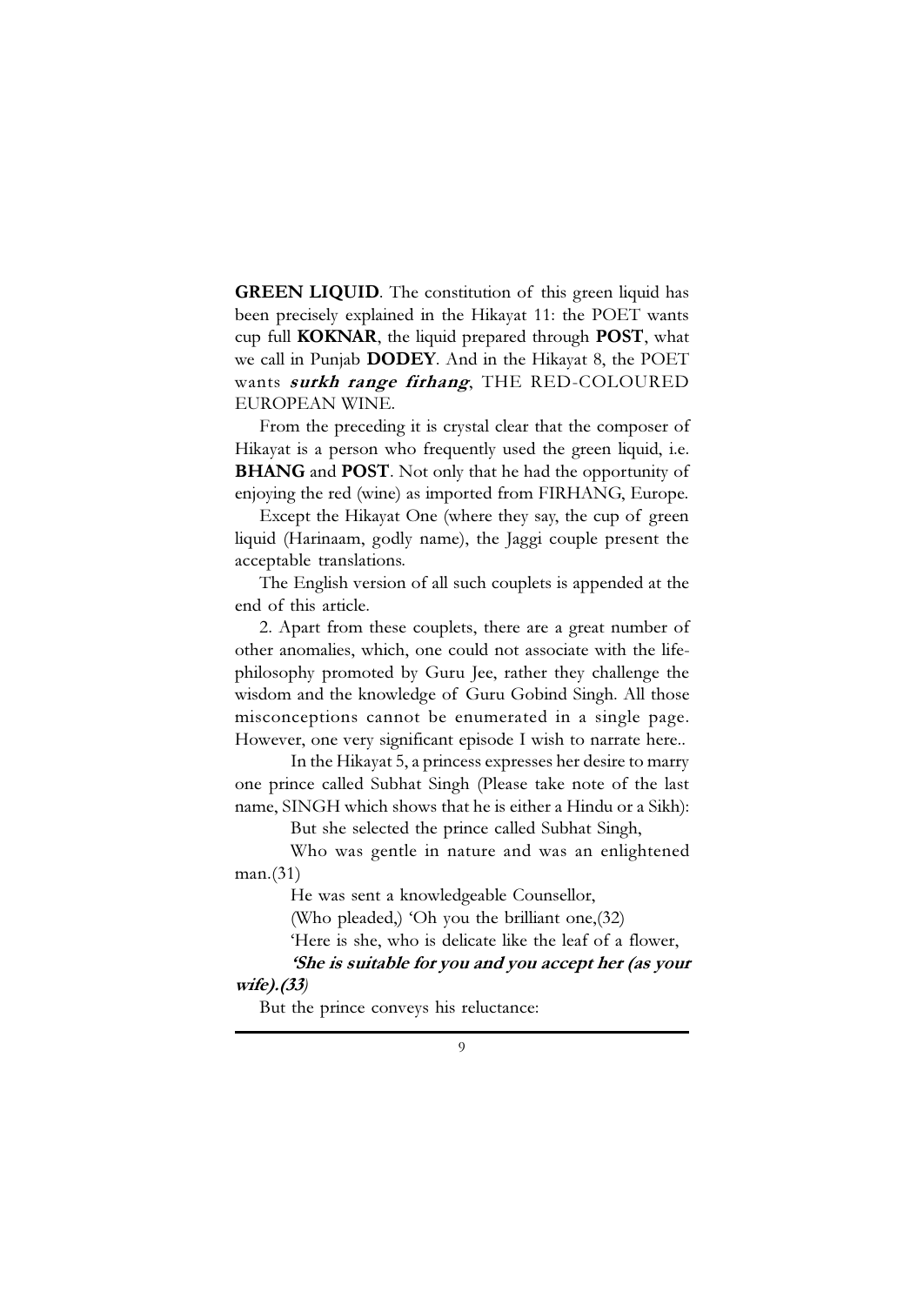**GREEN LIQUID**. The constitution of this green liquid has been precisely explained in the Hikayat 11: the POET wants cup full **KOKNAR**, the liquid prepared through **POST**, what we call in Punjab **DODEY**. And in the Hikayat 8, the POET wants ***surkh range firhang***, THE RED-COLOURED EUROPEAN WINE.

From the preceding it is crystal clear that the composer of Hikayat is a person who frequently used the green liquid, i.e. **BHANG** and **POST**. Not only that he had the opportunity of enjoying the red (wine) as imported from FIRHANG, Europe.

Except the Hikayat One (where they say, the cup of green liquid (Harinaam, godly name), the Jaggi couple present the acceptable translations.

The English version of all such couplets is appended at the end of this article.

2. Apart from these couplets, there are a great number of other anomalies, which, one could not associate with the life-philosophy promoted by Guru Jee, rather they challenge the wisdom and the knowledge of Guru Gobind Singh. All those misconceptions cannot be enumerated in a single page. However, one very significant episode I wish to narrate here..

In the Hikayat 5, a princess expresses her desire to marry one prince called Subhat Singh (Please take note of the last name, SINGH which shows that he is either a Hindu or a Sikh):

But she selected the prince called Subhat Singh,

Who was gentle in nature and was an enlightened man.(31)

He was sent a knowledgeable Counsellor,

(Who pleaded,) 'Oh you the brilliant one,(32)

'Here is she, who is delicate like the leaf of a flower,

***'She is suitable for you and you accept her (as your wife).(33)***

But the prince conveys his reluctance: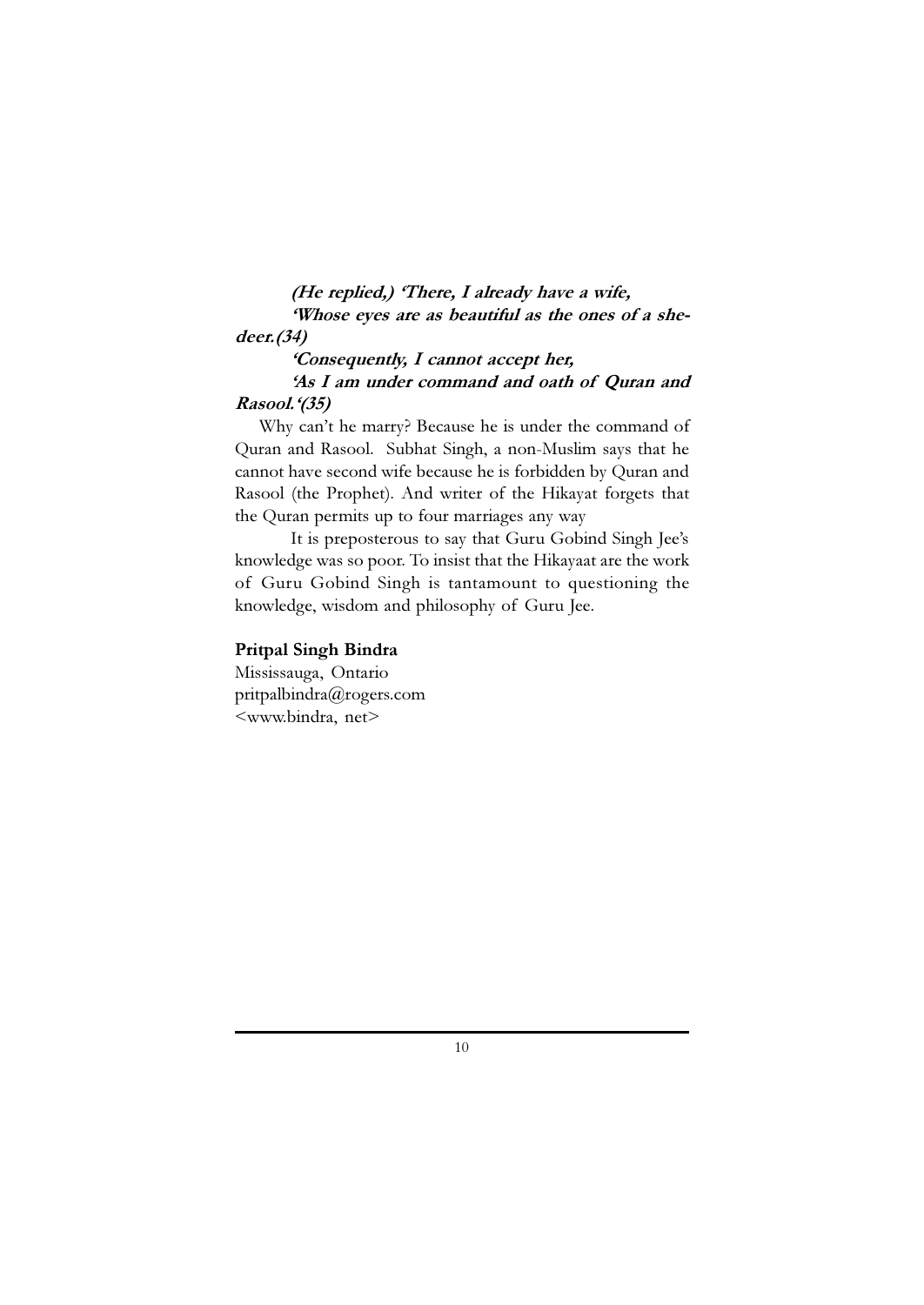***(He replied,) 'There, I already have a wife,***
***'Whose eyes are as beautiful as the ones of a she-deer.(34)***

***'Consequently, I cannot accept her,***
***'As I am under command and oath of Quran and Rasool.'(35)***

Why can't he marry? Because he is under the command of Quran and Rasool. Subhat Singh, a non-Muslim says that he cannot have second wife because he is forbidden by Quran and Rasool (the Prophet). And writer of the Hikayat forgets that the Quran permits up to four marriages any way

It is preposterous to say that Guru Gobind Singh Jee's knowledge was so poor. To insist that the Hikayaat are the work of Guru Gobind Singh is tantamount to questioning the knowledge, wisdom and philosophy of Guru Jee.

**Pritpal Singh Bindra**
Mississauga, Ontario
pritpalbindra@rogers.com
<www.bindra, net>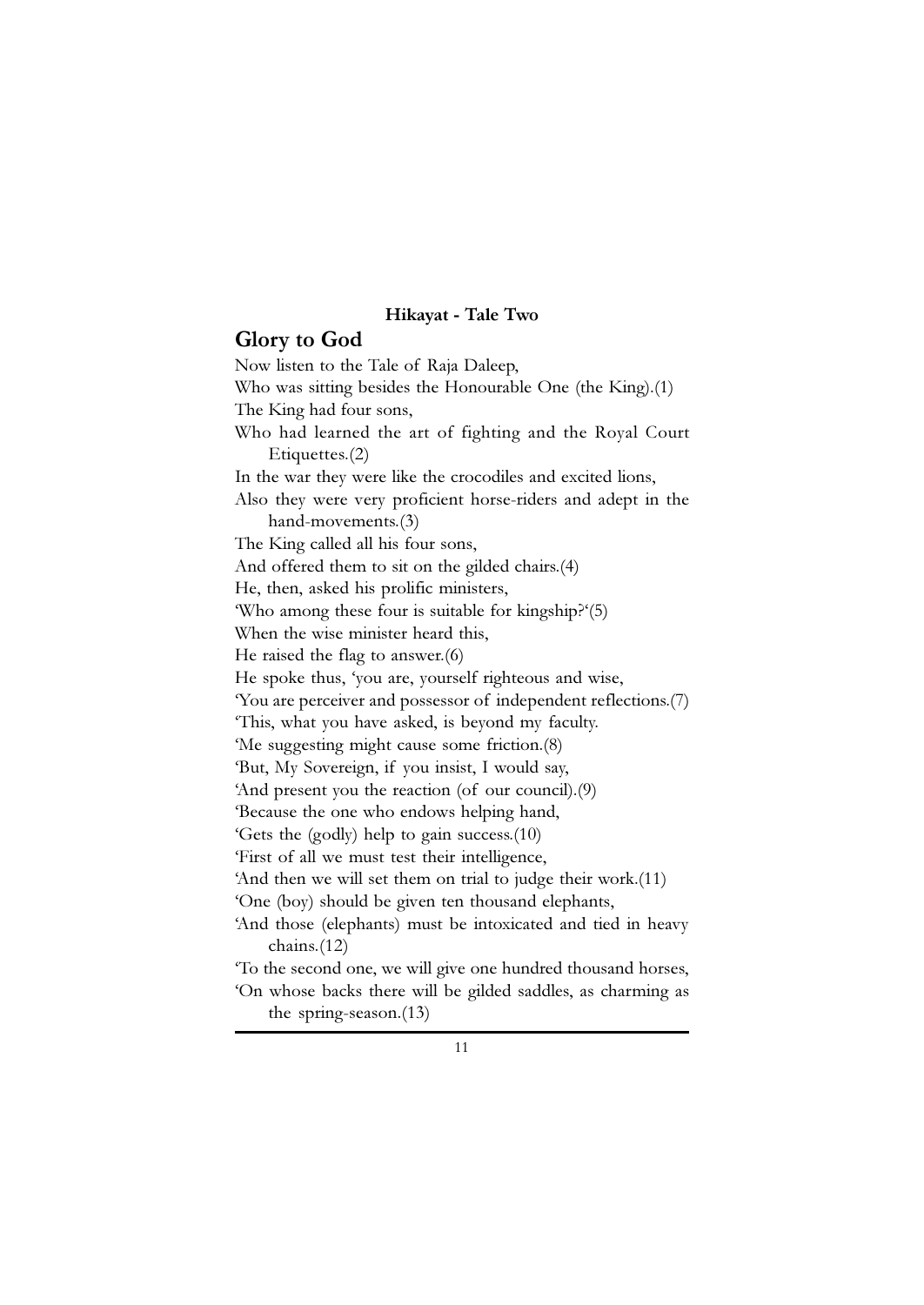**Hikayat - Tale Two**

## Glory to God

Now listen to the Tale of Raja Daleep,
Who was sitting besides the Honourable One (the King).(1)
The King had four sons,
Who had learned the art of fighting and the Royal Court Etiquettes.(2)
In the war they were like the crocodiles and excited lions,
Also they were very proficient horse-riders and adept in the hand-movements.(3)
The King called all his four sons,
And offered them to sit on the gilded chairs.(4)
He, then, asked his prolific ministers,
'Who among these four is suitable for kingship?'(5)
When the wise minister heard this,
He raised the flag to answer.(6)
He spoke thus, 'you are, yourself righteous and wise,
'You are perceiver and possessor of independent reflections.(7)
'This, what you have asked, is beyond my faculty.
'Me suggesting might cause some friction.(8)
'But, My Sovereign, if you insist, I would say,
'And present you the reaction (of our council).(9)
'Because the one who endows helping hand,
'Gets the (godly) help to gain success.(10)
'First of all we must test their intelligence,
'And then we will set them on trial to judge their work.(11)
'One (boy) should be given ten thousand elephants,
'And those (elephants) must be intoxicated and tied in heavy chains.(12)
'To the second one, we will give one hundred thousand horses,
'On whose backs there will be gilded saddles, as charming as the spring-season.(13)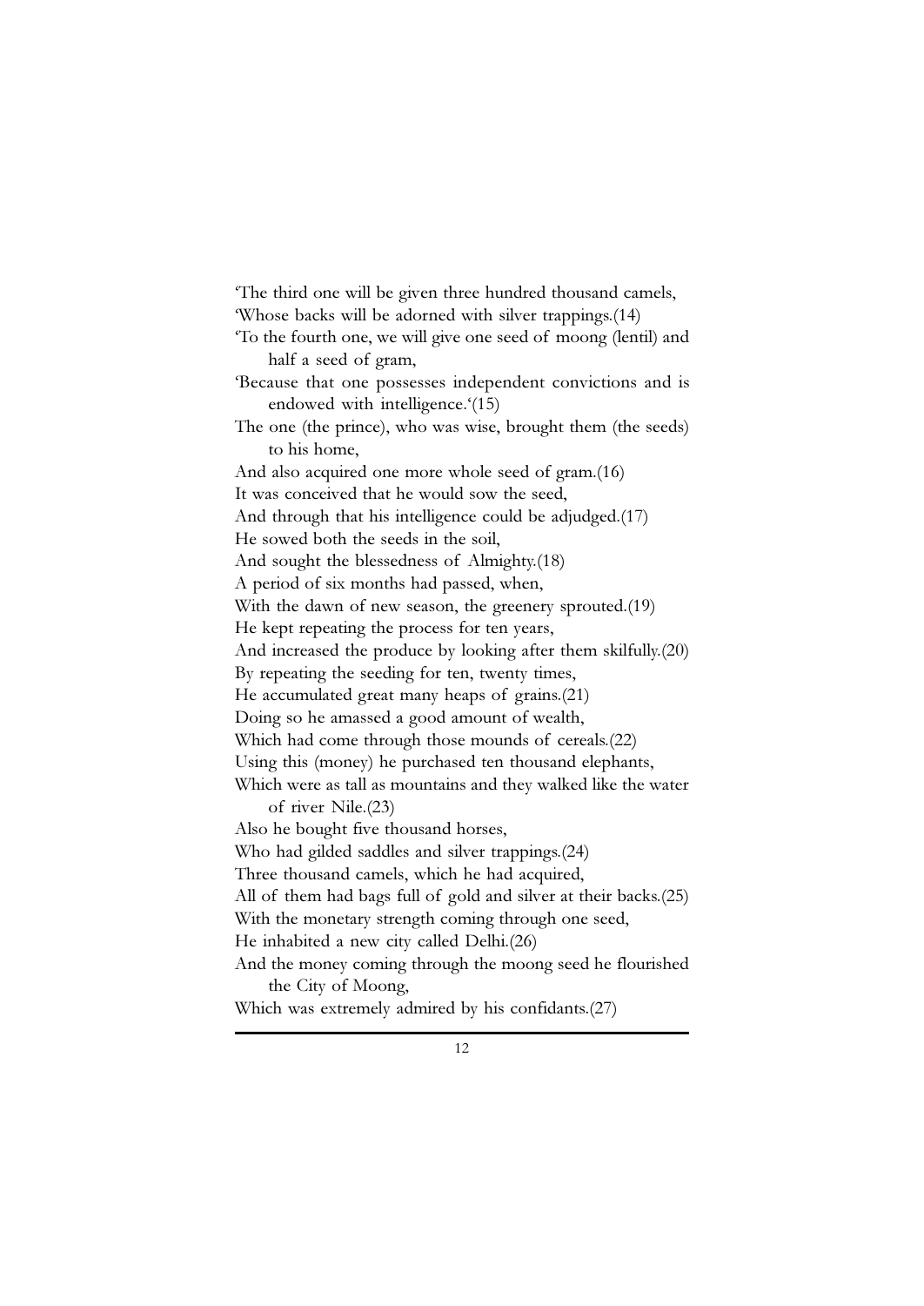'The third one will be given three hundred thousand camels,
'Whose backs will be adorned with silver trappings.(14)
'To the fourth one, we will give one seed of moong (lentil) and half a seed of gram,
'Because that one possesses independent convictions and is endowed with intelligence.'(15)
The one (the prince), who was wise, brought them (the seeds) to his home,
And also acquired one more whole seed of gram.(16)
It was conceived that he would sow the seed,
And through that his intelligence could be adjudged.(17)
He sowed both the seeds in the soil,
And sought the blessedness of Almighty.(18)
A period of six months had passed, when,
With the dawn of new season, the greenery sprouted.(19)
He kept repeating the process for ten years,
And increased the produce by looking after them skilfully.(20)
By repeating the seeding for ten, twenty times,
He accumulated great many heaps of grains.(21)
Doing so he amassed a good amount of wealth,
Which had come through those mounds of cereals.(22)
Using this (money) he purchased ten thousand elephants,
Which were as tall as mountains and they walked like the water of river Nile.(23)
Also he bought five thousand horses,
Who had gilded saddles and silver trappings.(24)
Three thousand camels, which he had acquired,
All of them had bags full of gold and silver at their backs.(25)
With the monetary strength coming through one seed,
He inhabited a new city called Delhi.(26)
And the money coming through the moong seed he flourished the City of Moong,
Which was extremely admired by his confidants.(27)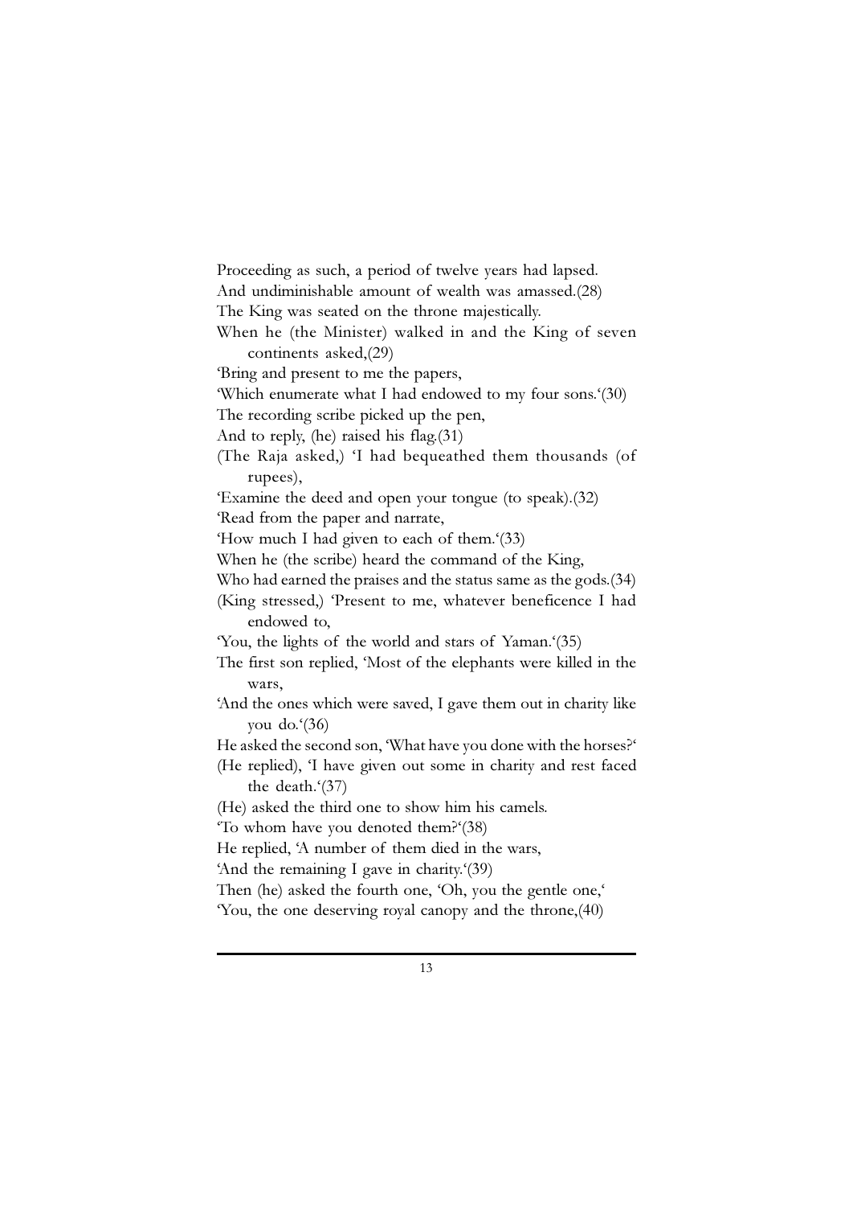Proceeding as such, a period of twelve years had lapsed.
And undiminishable amount of wealth was amassed.(28)
The King was seated on the throne majestically.
When he (the Minister) walked in and the King of seven continents asked,(29)
'Bring and present to me the papers,
'Which enumerate what I had endowed to my four sons.'(30)
The recording scribe picked up the pen,
And to reply, (he) raised his flag.(31)
(The Raja asked,) 'I had bequeathed them thousands (of rupees),
'Examine the deed and open your tongue (to speak).(32)
'Read from the paper and narrate,
'How much I had given to each of them.'(33)
When he (the scribe) heard the command of the King,
Who had earned the praises and the status same as the gods.(34)
(King stressed,) 'Present to me, whatever beneficence I had endowed to,
'You, the lights of the world and stars of Yaman.'(35)
The first son replied, 'Most of the elephants were killed in the wars,
'And the ones which were saved, I gave them out in charity like you do.'(36)
He asked the second son, 'What have you done with the horses?'
(He replied), 'I have given out some in charity and rest faced the death.'(37)
(He) asked the third one to show him his camels.
'To whom have you denoted them?'(38)
He replied, 'A number of them died in the wars,
'And the remaining I gave in charity.'(39)
Then (he) asked the fourth one, 'Oh, you the gentle one,'
'You, the one deserving royal canopy and the throne,(40)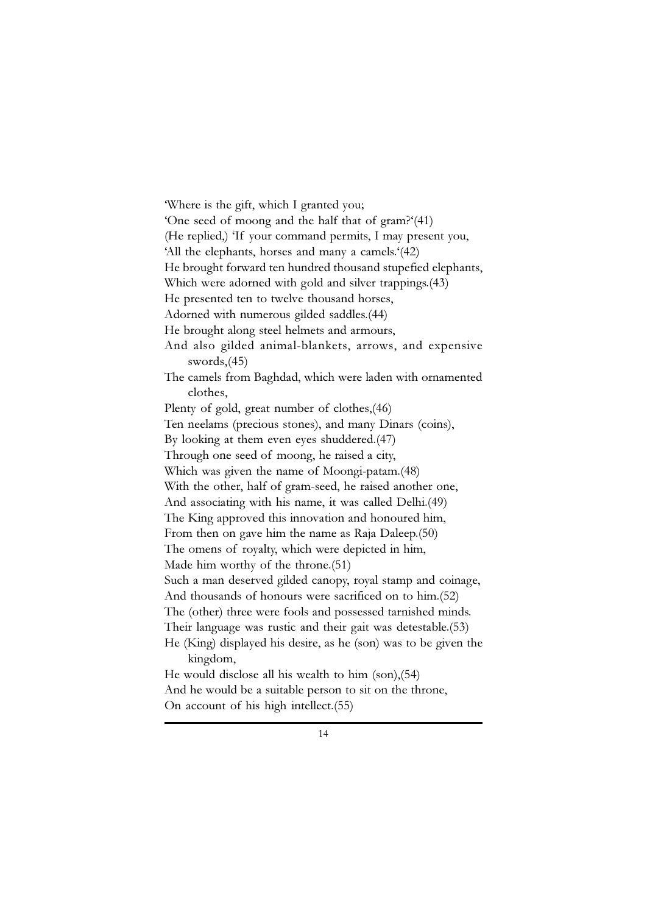'Where is the gift, which I granted you;
'One seed of moong and the half that of gram?'(41)
(He replied,) 'If your command permits, I may present you,
'All the elephants, horses and many a camels.'(42)
He brought forward ten hundred thousand stupefied elephants,
Which were adorned with gold and silver trappings.(43)
He presented ten to twelve thousand horses,
Adorned with numerous gilded saddles.(44)
He brought along steel helmets and armours,
And also gilded animal-blankets, arrows, and expensive swords,(45)
The camels from Baghdad, which were laden with ornamented clothes,
Plenty of gold, great number of clothes,(46)
Ten neelams (precious stones), and many Dinars (coins),
By looking at them even eyes shuddered.(47)
Through one seed of moong, he raised a city,
Which was given the name of Moongi-patam.(48)
With the other, half of gram-seed, he raised another one,
And associating with his name, it was called Delhi.(49)
The King approved this innovation and honoured him,
From then on gave him the name as Raja Daleep.(50)
The omens of royalty, which were depicted in him,
Made him worthy of the throne.(51)
Such a man deserved gilded canopy, royal stamp and coinage,
And thousands of honours were sacrificed on to him.(52)
The (other) three were fools and possessed tarnished minds.
Their language was rustic and their gait was detestable.(53)
He (King) displayed his desire, as he (son) was to be given the kingdom,
He would disclose all his wealth to him (son),(54)
And he would be a suitable person to sit on the throne,
On account of his high intellect.(55)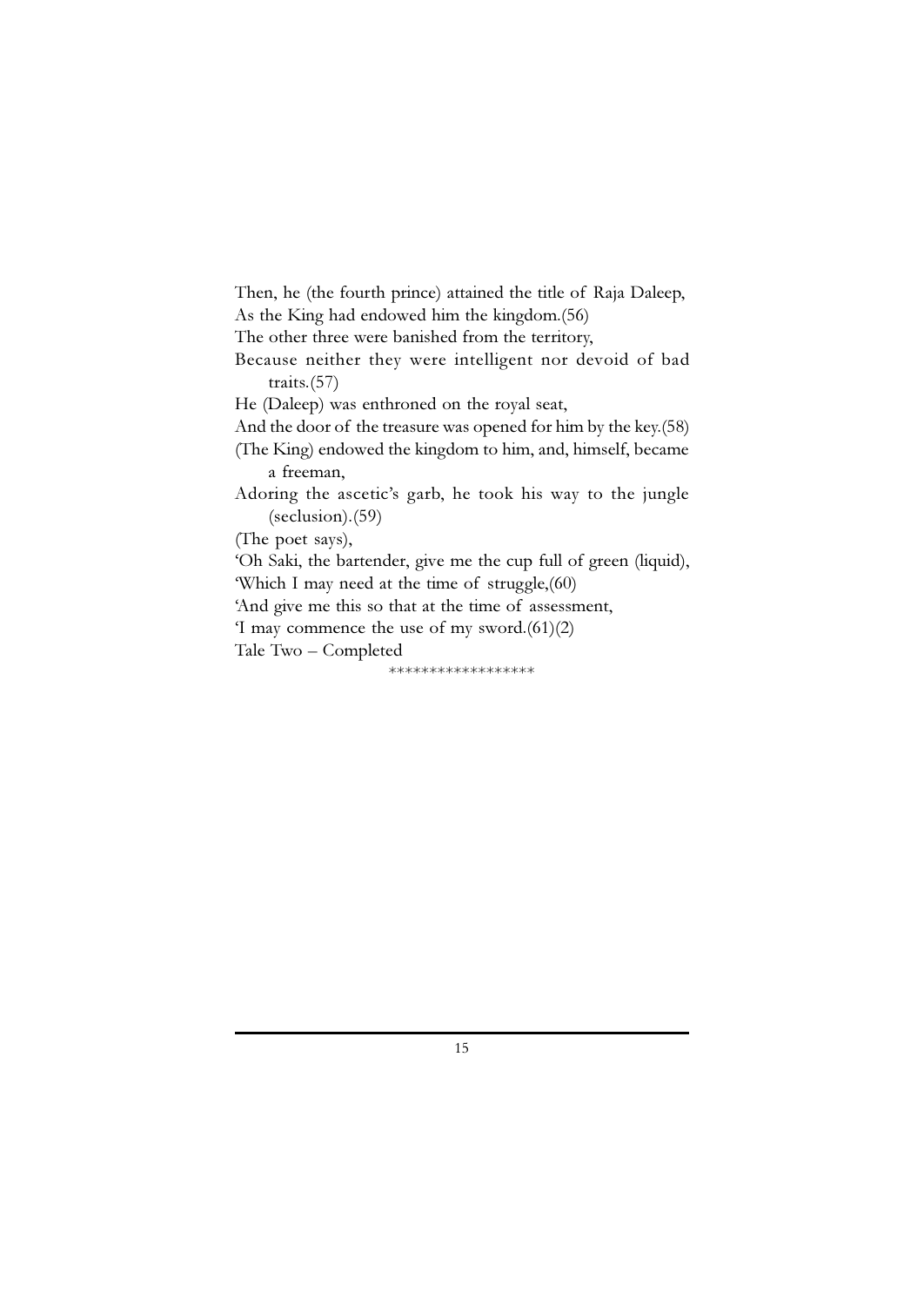Then, he (the fourth prince) attained the title of Raja Daleep,  
As the King had endowed him the kingdom.(56)  
The other three were banished from the territory,  
Because neither they were intelligent nor devoid of bad traits.(57)  
He (Daleep) was enthroned on the royal seat,  
And the door of the treasure was opened for him by the key.(58)  
(The King) endowed the kingdom to him, and, himself, became a freeman,  
Adoring the ascetic's garb, he took his way to the jungle (seclusion).(59)  
(The poet says),  
'Oh Saki, the bartender, give me the cup full of green (liquid),  
'Which I may need at the time of struggle,(60)  
'And give me this so that at the time of assessment,  
'I may commence the use of my sword.(61)(2)  
Tale Two – Completed

\*\*\*\*\*\*\*\*\*\*\*\*\*\*\*\*\*\*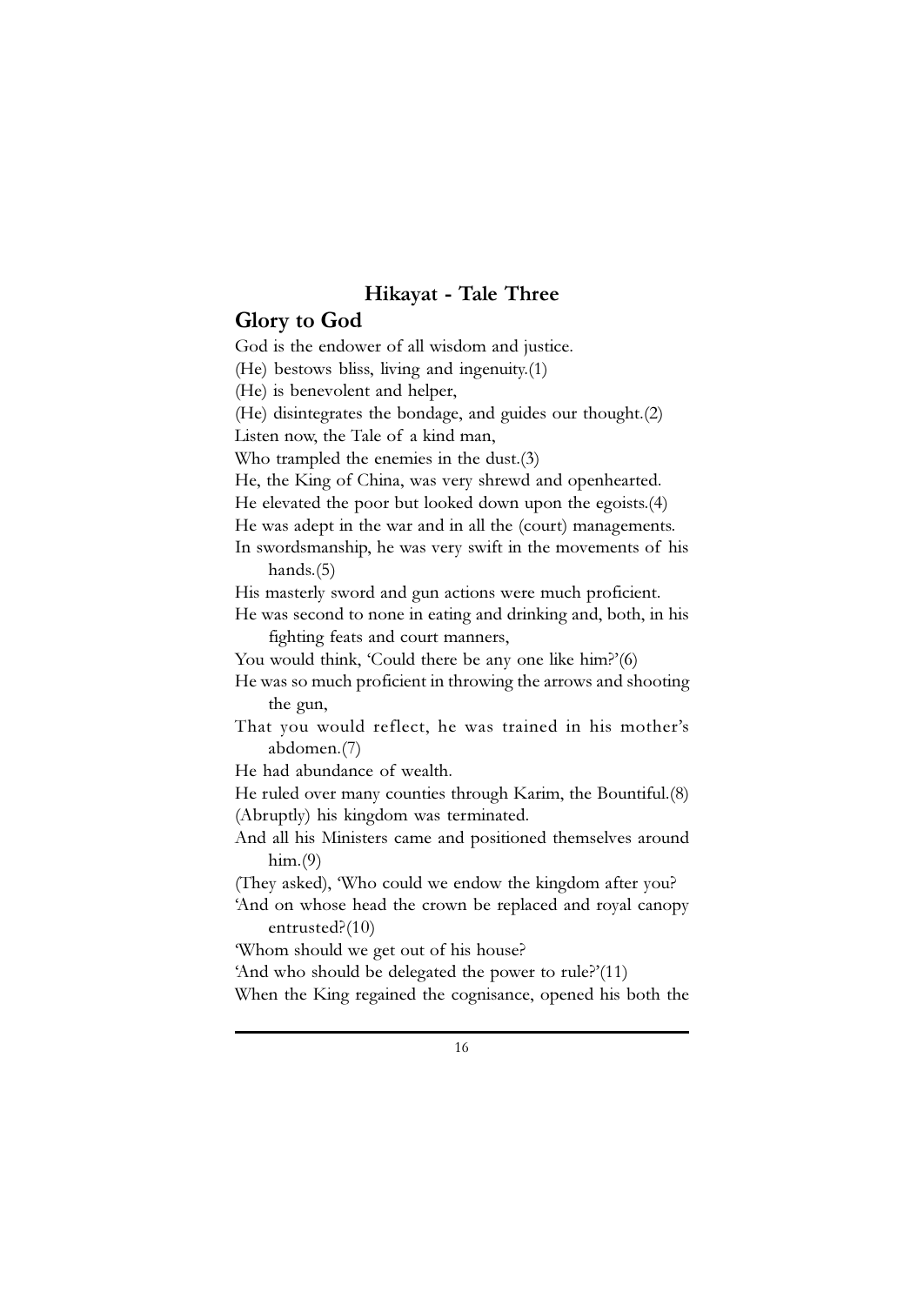### Hikayat - Tale Three

## Glory to God

God is the endower of all wisdom and justice.
(He) bestows bliss, living and ingenuity.(1)
(He) is benevolent and helper,
(He) disintegrates the bondage, and guides our thought.(2)
Listen now, the Tale of a kind man,
Who trampled the enemies in the dust.(3)
He, the King of China, was very shrewd and openhearted.
He elevated the poor but looked down upon the egoists.(4)
He was adept in the war and in all the (court) managements.
In swordsmanship, he was very swift in the movements of his hands.(5)
His masterly sword and gun actions were much proficient.
He was second to none in eating and drinking and, both, in his fighting feats and court manners,
You would think, 'Could there be any one like him?'(6)
He was so much proficient in throwing the arrows and shooting the gun,
That you would reflect, he was trained in his mother's abdomen.(7)
He had abundance of wealth.
He ruled over many counties through Karim, the Bountiful.(8)
(Abruptly) his kingdom was terminated.
And all his Ministers came and positioned themselves around him.(9)
(They asked), 'Who could we endow the kingdom after you?
'And on whose head the crown be replaced and royal canopy entrusted?(10)
'Whom should we get out of his house?
'And who should be delegated the power to rule?'(11)
When the King regained the cognisance, opened his both the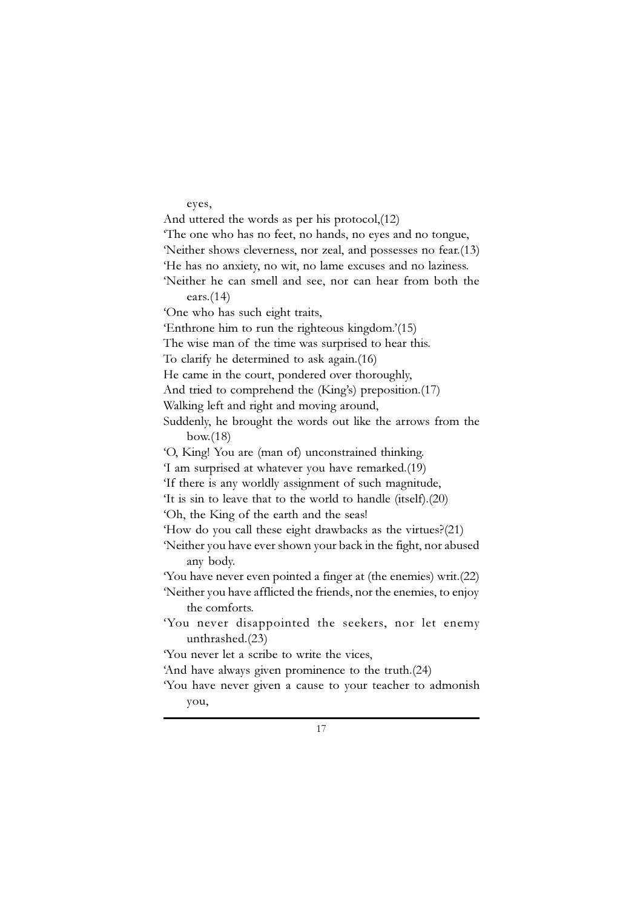eyes,
And uttered the words as per his protocol,(12)
'The one who has no feet, no hands, no eyes and no tongue,
'Neither shows cleverness, nor zeal, and possesses no fear.(13)
'He has no anxiety, no wit, no lame excuses and no laziness.
'Neither he can smell and see, nor can hear from both the ears.(14)
'One who has such eight traits,
'Enthrone him to run the righteous kingdom.'(15)
The wise man of the time was surprised to hear this.
To clarify he determined to ask again.(16)
He came in the court, pondered over thoroughly,
And tried to comprehend the (King's) preposition.(17)
Walking left and right and moving around,
Suddenly, he brought the words out like the arrows from the bow.(18)
'O, King! You are (man of) unconstrained thinking.
'I am surprised at whatever you have remarked.(19)
'If there is any worldly assignment of such magnitude,
'It is sin to leave that to the world to handle (itself).(20)
'Oh, the King of the earth and the seas!
'How do you call these eight drawbacks as the virtues?(21)
'Neither you have ever shown your back in the fight, nor abused any body.
'You have never even pointed a finger at (the enemies) writ.(22)
'Neither you have afflicted the friends, nor the enemies, to enjoy the comforts.
'You never disappointed the seekers, nor let enemy unthrashed.(23)
'You never let a scribe to write the vices,
'And have always given prominence to the truth.(24)
'You have never given a cause to your teacher to admonish you,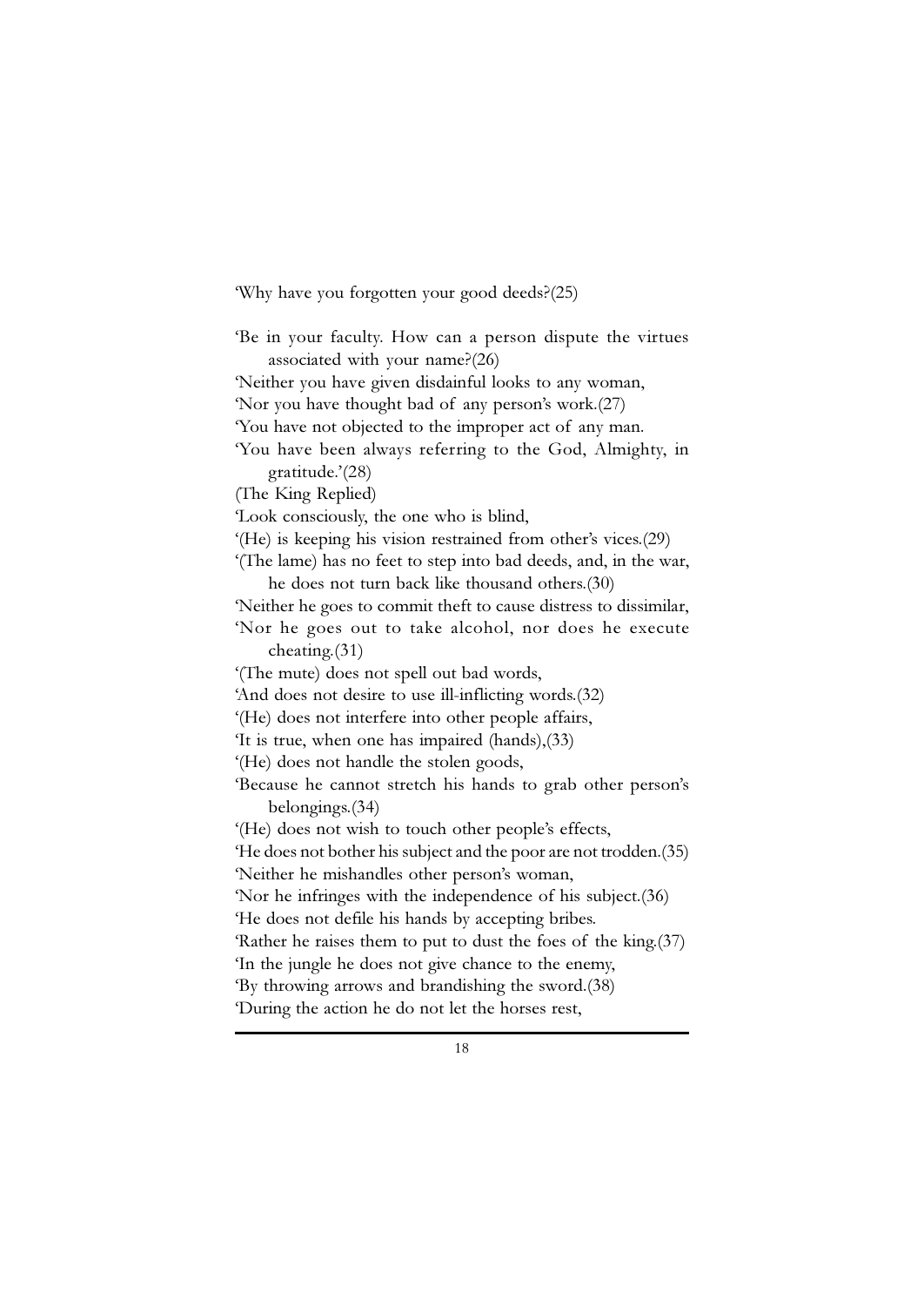'Why have you forgotten your good deeds?(25)

'Be in your faculty. How can a person dispute the virtues associated with your name?(26)
'Neither you have given disdainful looks to any woman,
'Nor you have thought bad of any person's work.(27)
'You have not objected to the improper act of any man.
'You have been always referring to the God, Almighty, in gratitude.'(28)
(The King Replied)
'Look consciously, the one who is blind,
'(He) is keeping his vision restrained from other's vices.(29)
'(The lame) has no feet to step into bad deeds, and, in the war, he does not turn back like thousand others.(30)
'Neither he goes to commit theft to cause distress to dissimilar,
'Nor he goes out to take alcohol, nor does he execute cheating.(31)
'(The mute) does not spell out bad words,
'And does not desire to use ill-inflicting words.(32)
'(He) does not interfere into other people affairs,
'It is true, when one has impaired (hands),(33)
'(He) does not handle the stolen goods,
'Because he cannot stretch his hands to grab other person's belongings.(34)
'(He) does not wish to touch other people's effects,
'He does not bother his subject and the poor are not trodden.(35)
'Neither he mishandles other person's woman,
'Nor he infringes with the independence of his subject.(36)
'He does not defile his hands by accepting bribes.
'Rather he raises them to put to dust the foes of the king.(37)
'In the jungle he does not give chance to the enemy,
'By throwing arrows and brandishing the sword.(38)
'During the action he do not let the horses rest,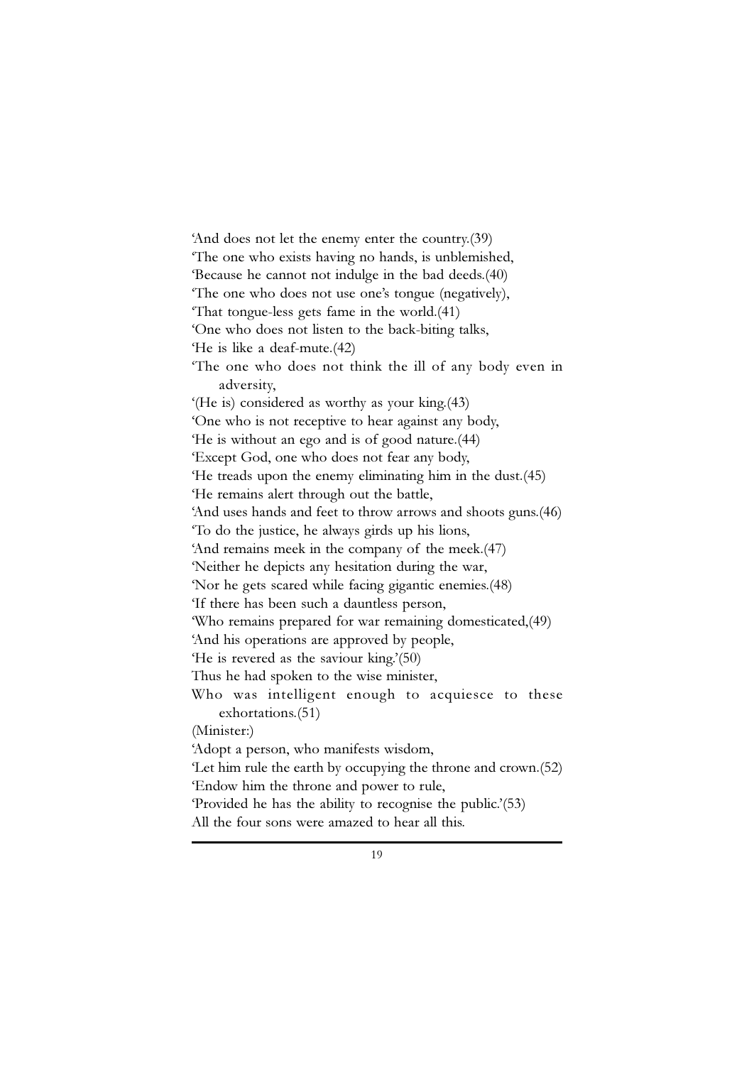'And does not let the enemy enter the country.(39)
'The one who exists having no hands, is unblemished,
'Because he cannot not indulge in the bad deeds.(40)
'The one who does not use one's tongue (negatively),
'That tongue-less gets fame in the world.(41)
'One who does not listen to the back-biting talks,
'He is like a deaf-mute.(42)
'The one who does not think the ill of any body even in adversity,
'(He is) considered as worthy as your king.(43)
'One who is not receptive to hear against any body,
'He is without an ego and is of good nature.(44)
'Except God, one who does not fear any body,
'He treads upon the enemy eliminating him in the dust.(45)
'He remains alert through out the battle,
'And uses hands and feet to throw arrows and shoots guns.(46)
'To do the justice, he always girds up his lions,
'And remains meek in the company of the meek.(47)
'Neither he depicts any hesitation during the war,
'Nor he gets scared while facing gigantic enemies.(48)
'If there has been such a dauntless person,
'Who remains prepared for war remaining domesticated,(49)
'And his operations are approved by people,
'He is revered as the saviour king.'(50)
Thus he had spoken to the wise minister,
Who was intelligent enough to acquiesce to these exhortations.(51)
(Minister:)
'Adopt a person, who manifests wisdom,
'Let him rule the earth by occupying the throne and crown.(52)
'Endow him the throne and power to rule,
'Provided he has the ability to recognise the public.'(53)
All the four sons were amazed to hear all this.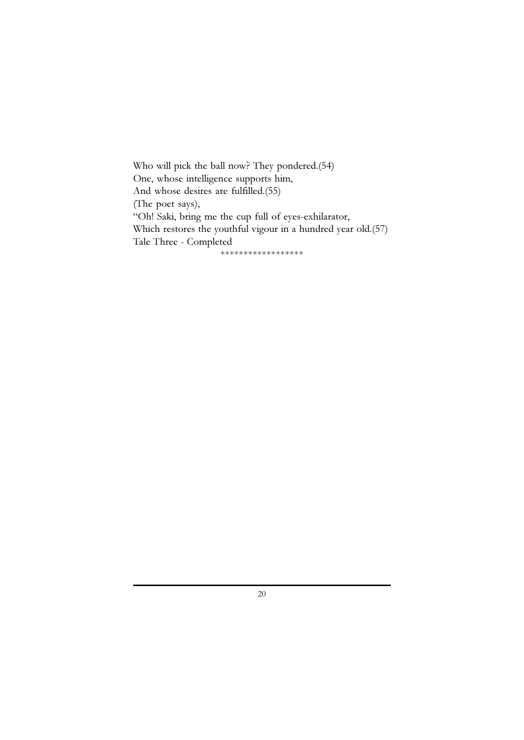Who will pick the ball now? They pondered.(54)  
One, whose intelligence supports him,  
And whose desires are fulfilled.(55)  
(The poet says),  
"Oh! Saki, bring me the cup full of eyes-exhilarator,  
Which restores the youthful vigour in a hundred year old.(57)  
Tale Three - Completed

*****************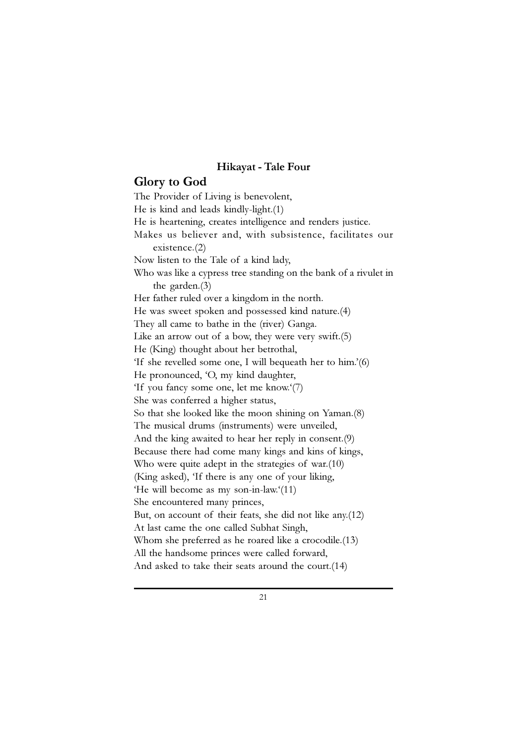### Hikayat - Tale Four

## Glory to God

The Provider of Living is benevolent,
He is kind and leads kindly-light.(1)
He is heartening, creates intelligence and renders justice.
Makes us believer and, with subsistence, facilitates our existence.(2)
Now listen to the Tale of a kind lady,
Who was like a cypress tree standing on the bank of a rivulet in the garden.(3)
Her father ruled over a kingdom in the north.
He was sweet spoken and possessed kind nature.(4)
They all came to bathe in the (river) Ganga.
Like an arrow out of a bow, they were very swift.(5)
He (King) thought about her betrothal,
'If she revelled some one, I will bequeath her to him.'(6)
He pronounced, 'O, my kind daughter,
'If you fancy some one, let me know.'(7)
She was conferred a higher status,
So that she looked like the moon shining on Yaman.(8)
The musical drums (instruments) were unveiled,
And the king awaited to hear her reply in consent.(9)
Because there had come many kings and kins of kings,
Who were quite adept in the strategies of war.(10)
(King asked), 'If there is any one of your liking,
'He will become as my son-in-law.'(11)
She encountered many princes,
But, on account of their feats, she did not like any.(12)
At last came the one called Subhat Singh,
Whom she preferred as he roared like a crocodile.(13)
All the handsome princes were called forward,
And asked to take their seats around the court.(14)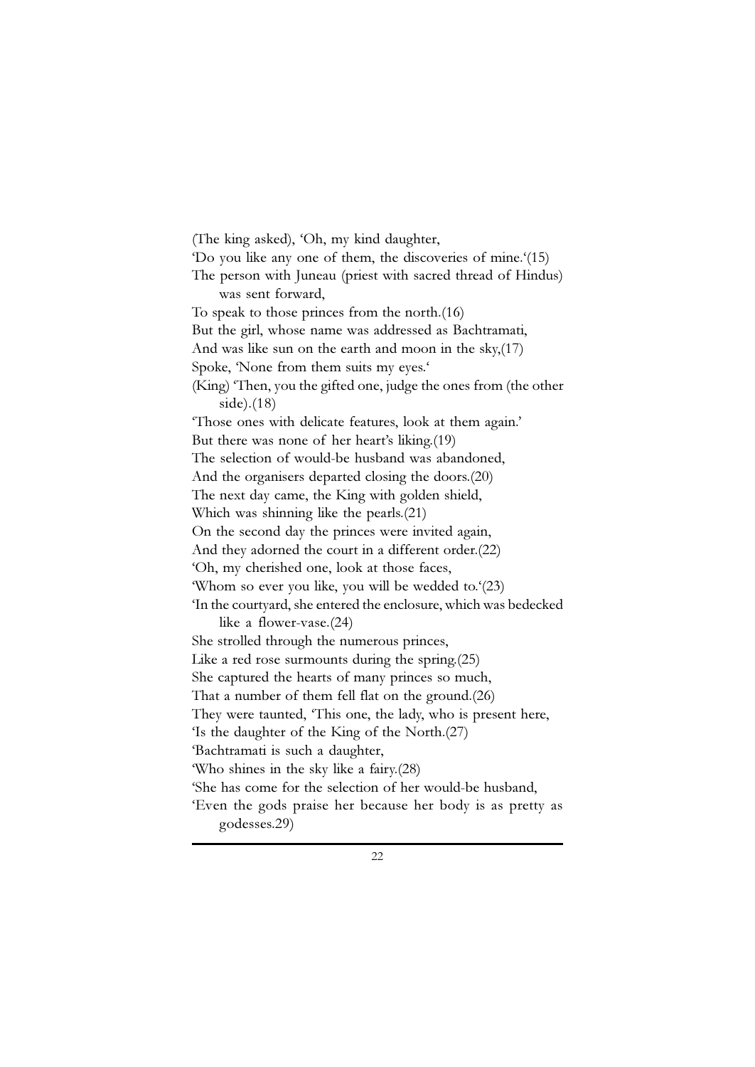(The king asked), 'Oh, my kind daughter,
'Do you like any one of them, the discoveries of mine.'(15)
The person with Juneau (priest with sacred thread of Hindus) was sent forward,
To speak to those princes from the north.(16)
But the girl, whose name was addressed as Bachtramati,
And was like sun on the earth and moon in the sky,(17)
Spoke, 'None from them suits my eyes.'
(King) 'Then, you the gifted one, judge the ones from (the other side).(18)
'Those ones with delicate features, look at them again.'
But there was none of her heart's liking.(19)
The selection of would-be husband was abandoned,
And the organisers departed closing the doors.(20)
The next day came, the King with golden shield,
Which was shinning like the pearls.(21)
On the second day the princes were invited again,
And they adorned the court in a different order.(22)
'Oh, my cherished one, look at those faces,
'Whom so ever you like, you will be wedded to.'(23)
'In the courtyard, she entered the enclosure, which was bedecked like a flower-vase.(24)
She strolled through the numerous princes,
Like a red rose surmounts during the spring.(25)
She captured the hearts of many princes so much,
That a number of them fell flat on the ground.(26)
They were taunted, 'This one, the lady, who is present here,
'Is the daughter of the King of the North.(27)
'Bachtramati is such a daughter,
'Who shines in the sky like a fairy.(28)
'She has come for the selection of her would-be husband,
'Even the gods praise her because her body is as pretty as godesses.29)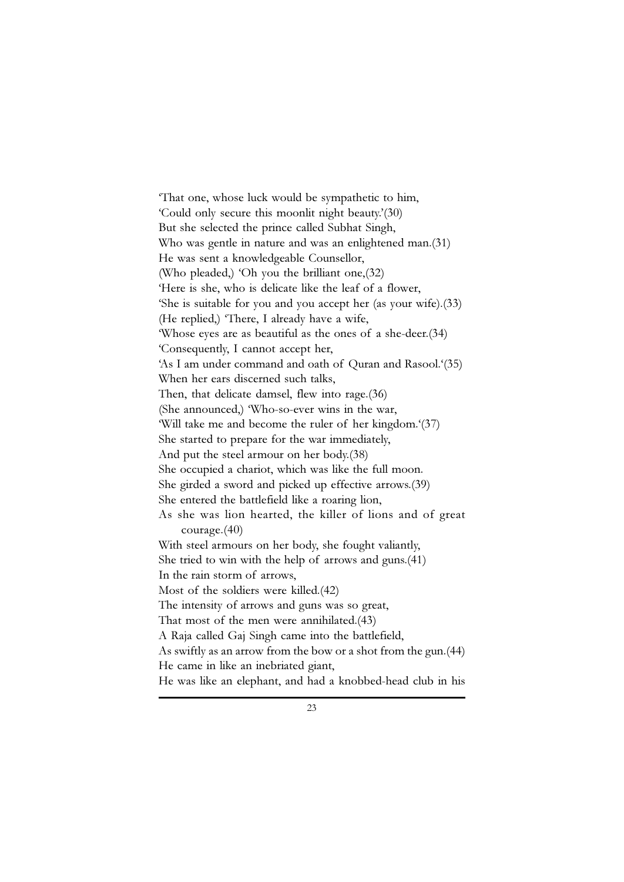'That one, whose luck would be sympathetic to him,  
'Could only secure this moonlit night beauty.'(30)  
But she selected the prince called Subhat Singh,  
Who was gentle in nature and was an enlightened man.(31)  
He was sent a knowledgeable Counsellor,  
(Who pleaded,) 'Oh you the brilliant one,(32)  
'Here is she, who is delicate like the leaf of a flower,  
'She is suitable for you and you accept her (as your wife).(33)  
(He replied,) 'There, I already have a wife,  
'Whose eyes are as beautiful as the ones of a she-deer.(34)  
'Consequently, I cannot accept her,  
'As I am under command and oath of Quran and Rasool.'(35)  
When her ears discerned such talks,  
Then, that delicate damsel, flew into rage.(36)  
(She announced,) 'Who-so-ever wins in the war,  
'Will take me and become the ruler of her kingdom.'(37)  
She started to prepare for the war immediately,  
And put the steel armour on her body.(38)  
She occupied a chariot, which was like the full moon.  
She girded a sword and picked up effective arrows.(39)  
She entered the battlefield like a roaring lion,  
As she was lion hearted, the killer of lions and of great courage.(40)  
With steel armours on her body, she fought valiantly,  
She tried to win with the help of arrows and guns.(41)  
In the rain storm of arrows,  
Most of the soldiers were killed.(42)  
The intensity of arrows and guns was so great,  
That most of the men were annihilated.(43)  
A Raja called Gaj Singh came into the battlefield,  
As swiftly as an arrow from the bow or a shot from the gun.(44)  
He came in like an inebriated giant,  
He was like an elephant, and had a knobbed-head club in his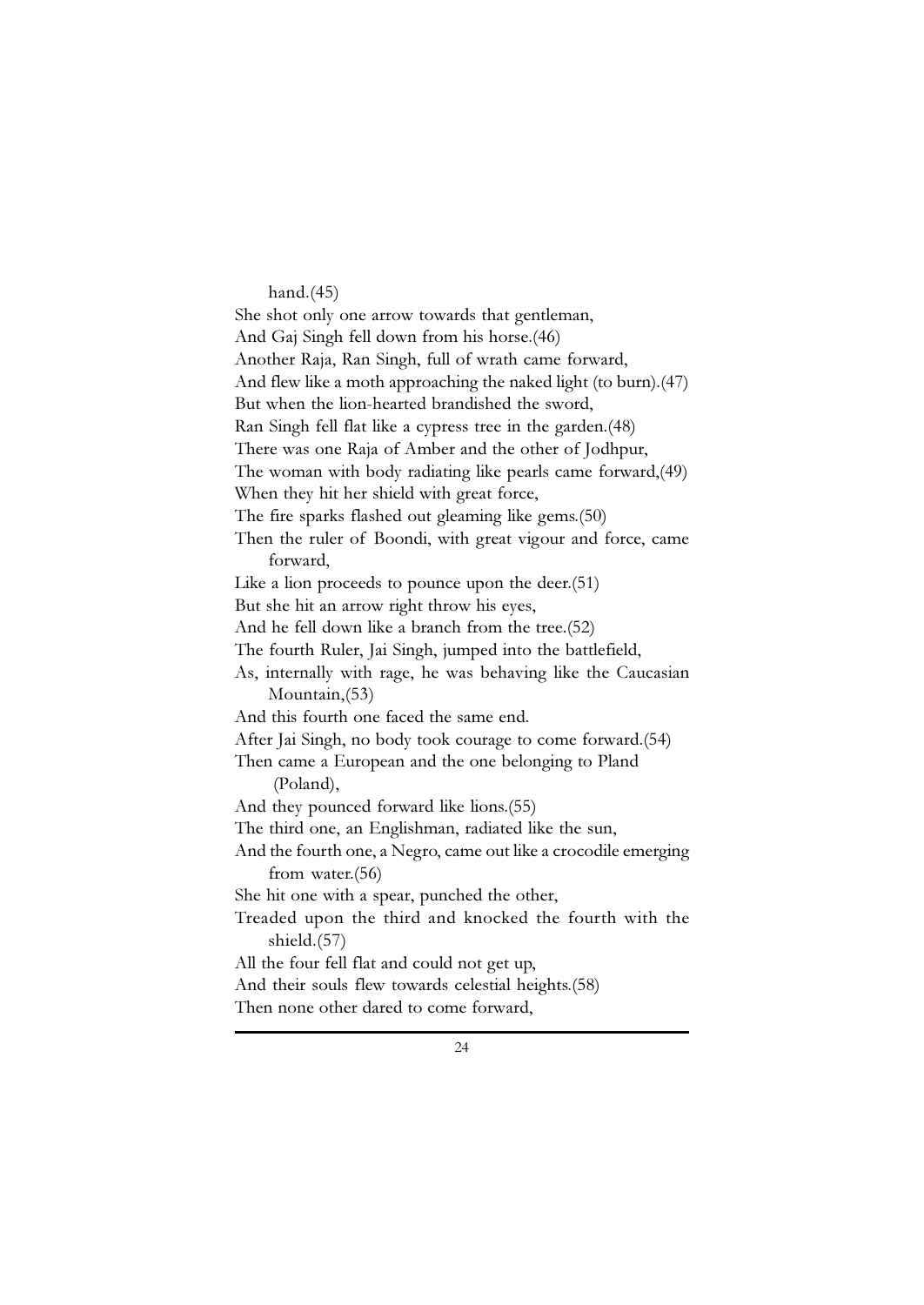hand.(45)

She shot only one arrow towards that gentleman,
And Gaj Singh fell down from his horse.(46)
Another Raja, Ran Singh, full of wrath came forward,
And flew like a moth approaching the naked light (to burn).(47)
But when the lion-hearted brandished the sword,
Ran Singh fell flat like a cypress tree in the garden.(48)
There was one Raja of Amber and the other of Jodhpur,
The woman with body radiating like pearls came forward,(49)
When they hit her shield with great force,
The fire sparks flashed out gleaming like gems.(50)
Then the ruler of Boondi, with great vigour and force, came forward,
Like a lion proceeds to pounce upon the deer.(51)
But she hit an arrow right throw his eyes,
And he fell down like a branch from the tree.(52)
The fourth Ruler, Jai Singh, jumped into the battlefield,
As, internally with rage, he was behaving like the Caucasian Mountain,(53)
And this fourth one faced the same end.
After Jai Singh, no body took courage to come forward.(54)
Then came a European and the one belonging to Pland (Poland),
And they pounced forward like lions.(55)
The third one, an Englishman, radiated like the sun,
And the fourth one, a Negro, came out like a crocodile emerging from water.(56)
She hit one with a spear, punched the other,
Treaded upon the third and knocked the fourth with the shield.(57)
All the four fell flat and could not get up,
And their souls flew towards celestial heights.(58)
Then none other dared to come forward,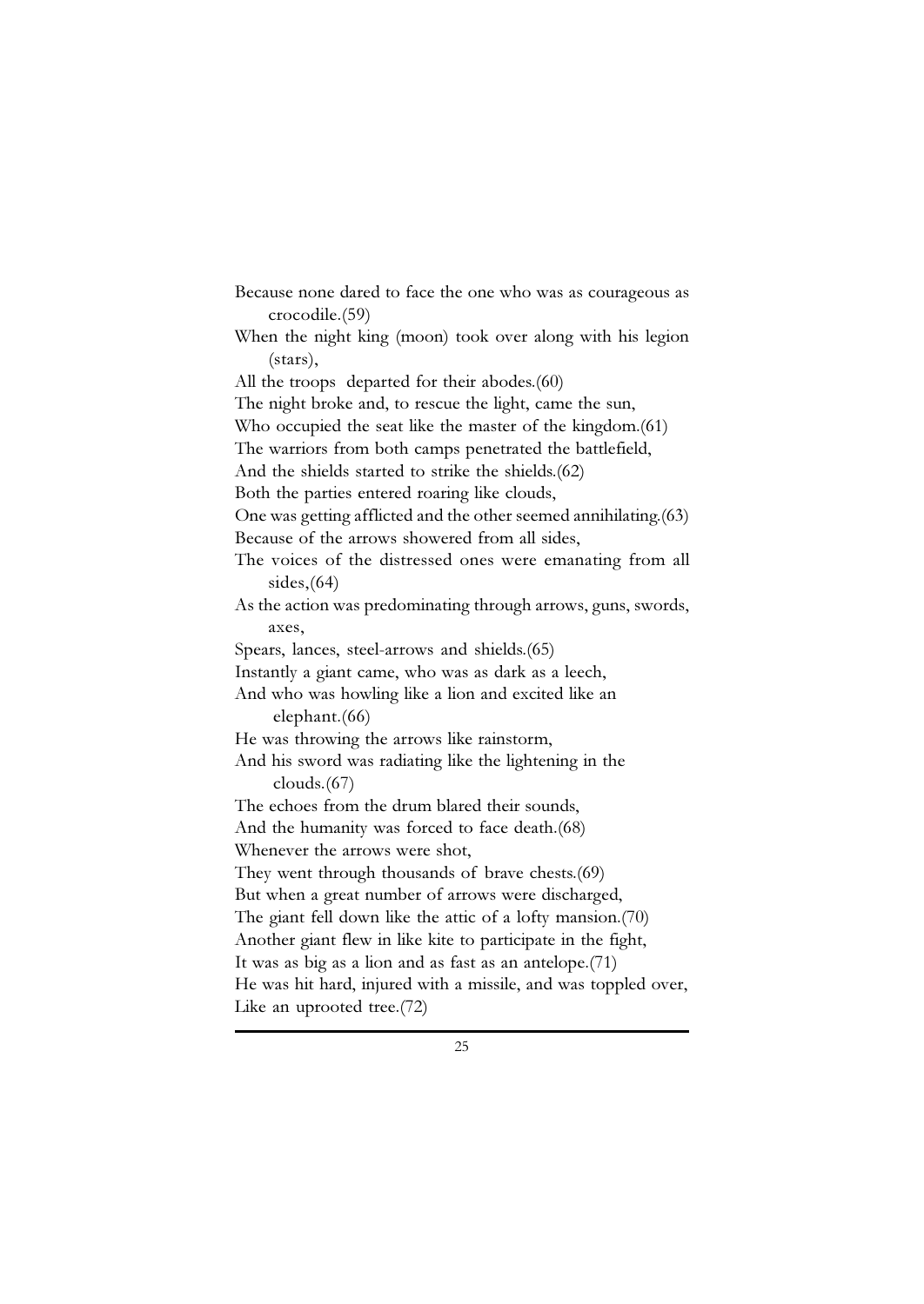Because none dared to face the one who was as courageous as crocodile.(59)

When the night king (moon) took over along with his legion (stars),

All the troops departed for their abodes.(60)

The night broke and, to rescue the light, came the sun,

Who occupied the seat like the master of the kingdom.(61)

The warriors from both camps penetrated the battlefield,

And the shields started to strike the shields.(62)

Both the parties entered roaring like clouds,

One was getting afflicted and the other seemed annihilating.(63)

Because of the arrows showered from all sides,

The voices of the distressed ones were emanating from all sides,(64)

As the action was predominating through arrows, guns, swords, axes,

Spears, lances, steel-arrows and shields.(65)

Instantly a giant came, who was as dark as a leech,

And who was howling like a lion and excited like an elephant.(66)

He was throwing the arrows like rainstorm,

And his sword was radiating like the lightening in the clouds.(67)

The echoes from the drum blared their sounds,

And the humanity was forced to face death.(68)

Whenever the arrows were shot,

They went through thousands of brave chests.(69)

But when a great number of arrows were discharged,

The giant fell down like the attic of a lofty mansion.(70)

Another giant flew in like kite to participate in the fight,

It was as big as a lion and as fast as an antelope.(71)

He was hit hard, injured with a missile, and was toppled over,

Like an uprooted tree.(72)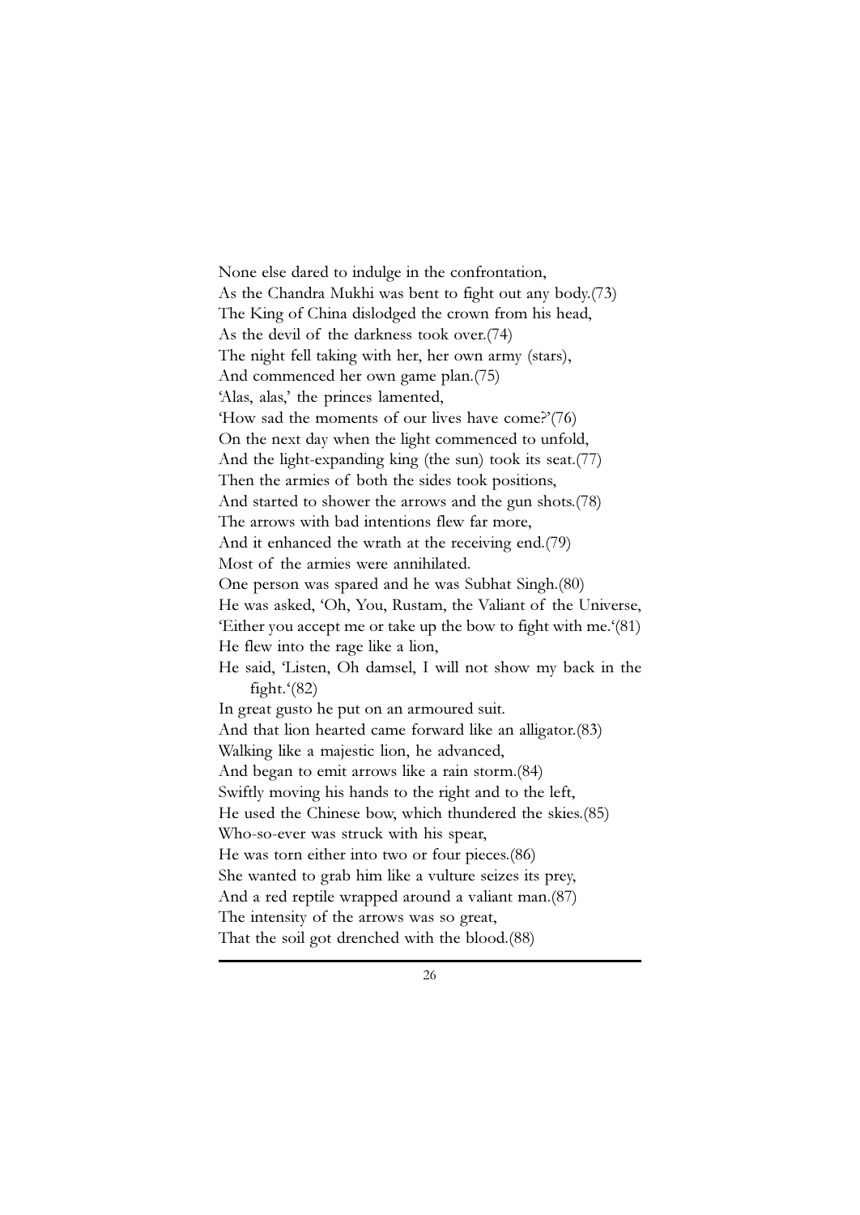None else dared to indulge in the confrontation,  
As the Chandra Mukhi was bent to fight out any body.(73)  
The King of China dislodged the crown from his head,  
As the devil of the darkness took over.(74)  
The night fell taking with her, her own army (stars),  
And commenced her own game plan.(75)  
'Alas, alas,' the princes lamented,  
'How sad the moments of our lives have come?'(76)  
On the next day when the light commenced to unfold,  
And the light-expanding king (the sun) took its seat.(77)  
Then the armies of both the sides took positions,  
And started to shower the arrows and the gun shots.(78)  
The arrows with bad intentions flew far more,  
And it enhanced the wrath at the receiving end.(79)  
Most of the armies were annihilated.  
One person was spared and he was Subhat Singh.(80)  
He was asked, 'Oh, You, Rustam, the Valiant of the Universe,  
'Either you accept me or take up the bow to fight with me.'(81)  
He flew into the rage like a lion,  
He said, 'Listen, Oh damsel, I will not show my back in the fight.'(82)  
In great gusto he put on an armoured suit.  
And that lion hearted came forward like an alligator.(83)  
Walking like a majestic lion, he advanced,  
And began to emit arrows like a rain storm.(84)  
Swiftly moving his hands to the right and to the left,  
He used the Chinese bow, which thundered the skies.(85)  
Who-so-ever was struck with his spear,  
He was torn either into two or four pieces.(86)  
She wanted to grab him like a vulture seizes its prey,  
And a red reptile wrapped around a valiant man.(87)  
The intensity of the arrows was so great,  
That the soil got drenched with the blood.(88)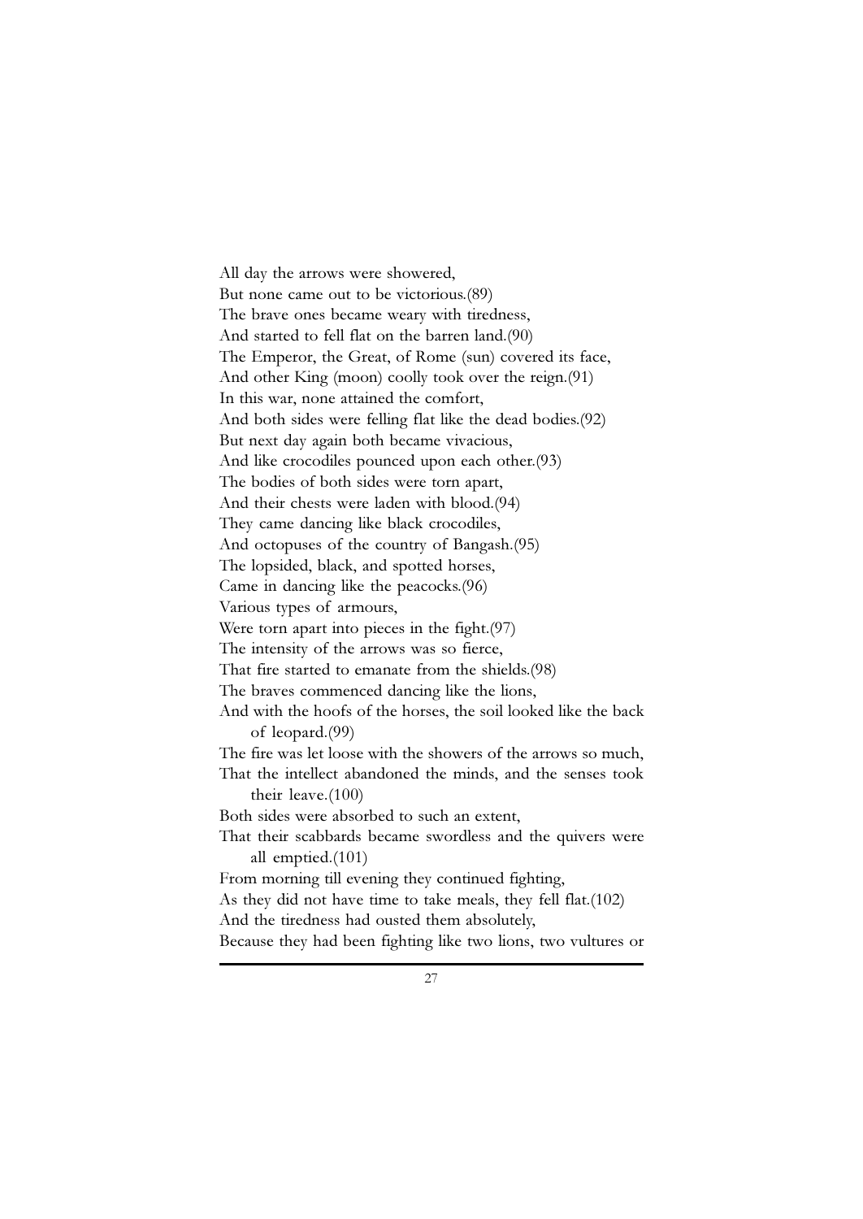All day the arrows were showered,
But none came out to be victorious.(89)
The brave ones became weary with tiredness,
And started to fell flat on the barren land.(90)
The Emperor, the Great, of Rome (sun) covered its face,
And other King (moon) coolly took over the reign.(91)
In this war, none attained the comfort,
And both sides were felling flat like the dead bodies.(92)
But next day again both became vivacious,
And like crocodiles pounced upon each other.(93)
The bodies of both sides were torn apart,
And their chests were laden with blood.(94)
They came dancing like black crocodiles,
And octopuses of the country of Bangash.(95)
The lopsided, black, and spotted horses,
Came in dancing like the peacocks.(96)
Various types of armours,
Were torn apart into pieces in the fight.(97)
The intensity of the arrows was so fierce,
That fire started to emanate from the shields.(98)
The braves commenced dancing like the lions,
And with the hoofs of the horses, the soil looked like the back of leopard.(99)
The fire was let loose with the showers of the arrows so much,
That the intellect abandoned the minds, and the senses took their leave.(100)
Both sides were absorbed to such an extent,
That their scabbards became swordless and the quivers were all emptied.(101)
From morning till evening they continued fighting,
As they did not have time to take meals, they fell flat.(102)
And the tiredness had ousted them absolutely,
Because they had been fighting like two lions, two vultures or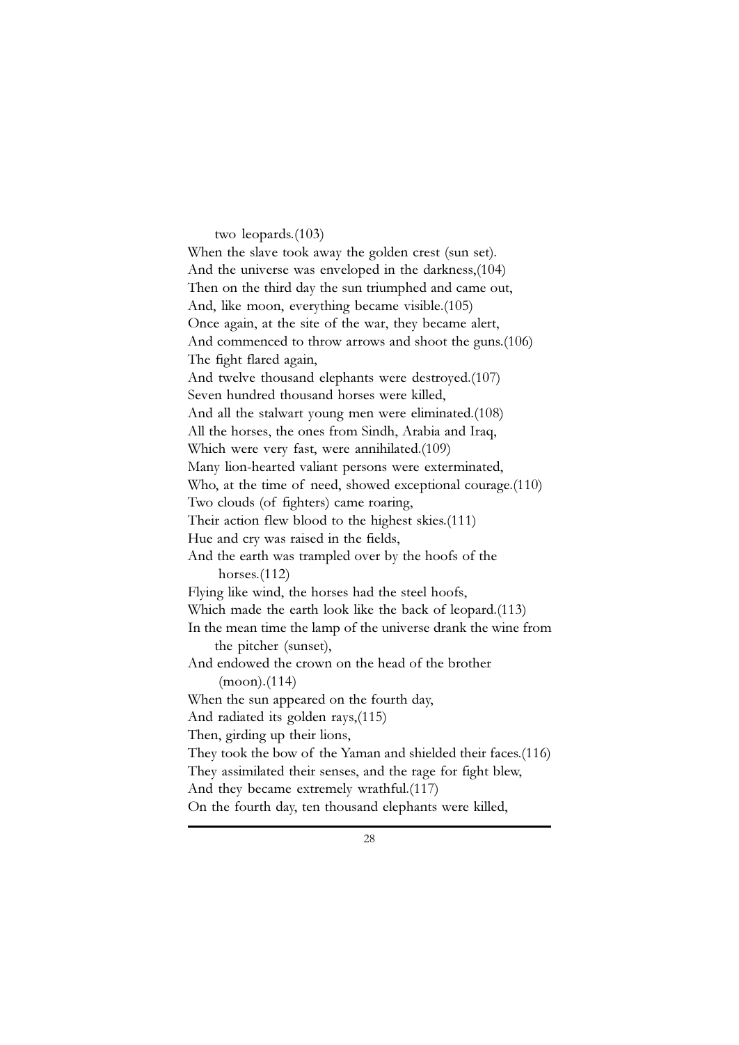two leopards.(103)

When the slave took away the golden crest (sun set).
And the universe was enveloped in the darkness,(104)
Then on the third day the sun triumphed and came out,
And, like moon, everything became visible.(105)
Once again, at the site of the war, they became alert,
And commenced to throw arrows and shoot the guns.(106)
The fight flared again,
And twelve thousand elephants were destroyed.(107)
Seven hundred thousand horses were killed,
And all the stalwart young men were eliminated.(108)
All the horses, the ones from Sindh, Arabia and Iraq,
Which were very fast, were annihilated.(109)
Many lion-hearted valiant persons were exterminated,
Who, at the time of need, showed exceptional courage.(110)
Two clouds (of fighters) came roaring,
Their action flew blood to the highest skies.(111)
Hue and cry was raised in the fields,
And the earth was trampled over by the hoofs of the horses.(112)
Flying like wind, the horses had the steel hoofs,
Which made the earth look like the back of leopard.(113)
In the mean time the lamp of the universe drank the wine from the pitcher (sunset),
And endowed the crown on the head of the brother (moon).(114)
When the sun appeared on the fourth day,
And radiated its golden rays,(115)
Then, girding up their lions,
They took the bow of the Yaman and shielded their faces.(116)
They assimilated their senses, and the rage for fight blew,
And they became extremely wrathful.(117)
On the fourth day, ten thousand elephants were killed,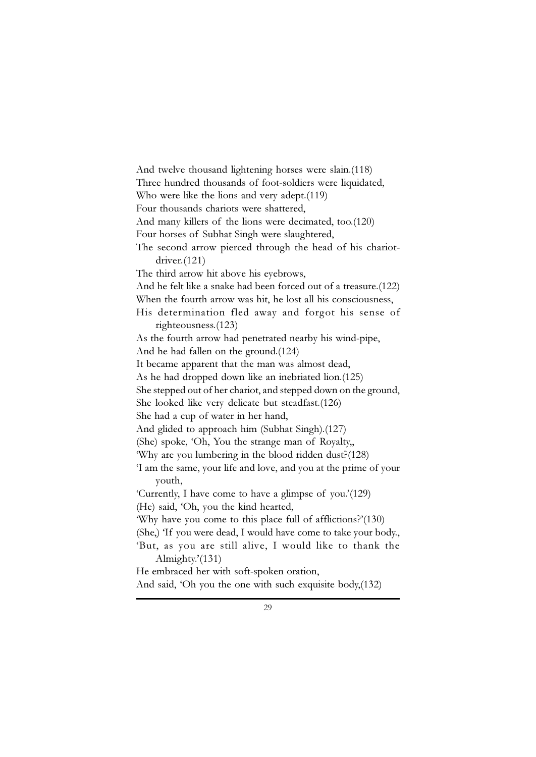And twelve thousand lightening horses were slain.(118)
Three hundred thousands of foot-soldiers were liquidated,
Who were like the lions and very adept.(119)
Four thousands chariots were shattered,
And many killers of the lions were decimated, too.(120)
Four horses of Subhat Singh were slaughtered,
The second arrow pierced through the head of his chariot-driver.(121)
The third arrow hit above his eyebrows,
And he felt like a snake had been forced out of a treasure.(122)
When the fourth arrow was hit, he lost all his consciousness,
His determination fled away and forgot his sense of righteousness.(123)
As the fourth arrow had penetrated nearby his wind-pipe,
And he had fallen on the ground.(124)
It became apparent that the man was almost dead,
As he had dropped down like an inebriated lion.(125)
She stepped out of her chariot, and stepped down on the ground,
She looked like very delicate but steadfast.(126)
She had a cup of water in her hand,
And glided to approach him (Subhat Singh).(127)
(She) spoke, 'Oh, You the strange man of Royalty,,
'Why are you lumbering in the blood ridden dust?(128)
'I am the same, your life and love, and you at the prime of your youth,
'Currently, I have come to have a glimpse of you.'(129)
(He) said, 'Oh, you the kind hearted,
'Why have you come to this place full of afflictions?'(130)
(She,) 'If you were dead, I would have come to take your body.,
'But, as you are still alive, I would like to thank the Almighty.'(131)
He embraced her with soft-spoken oration,
And said, 'Oh you the one with such exquisite body,(132)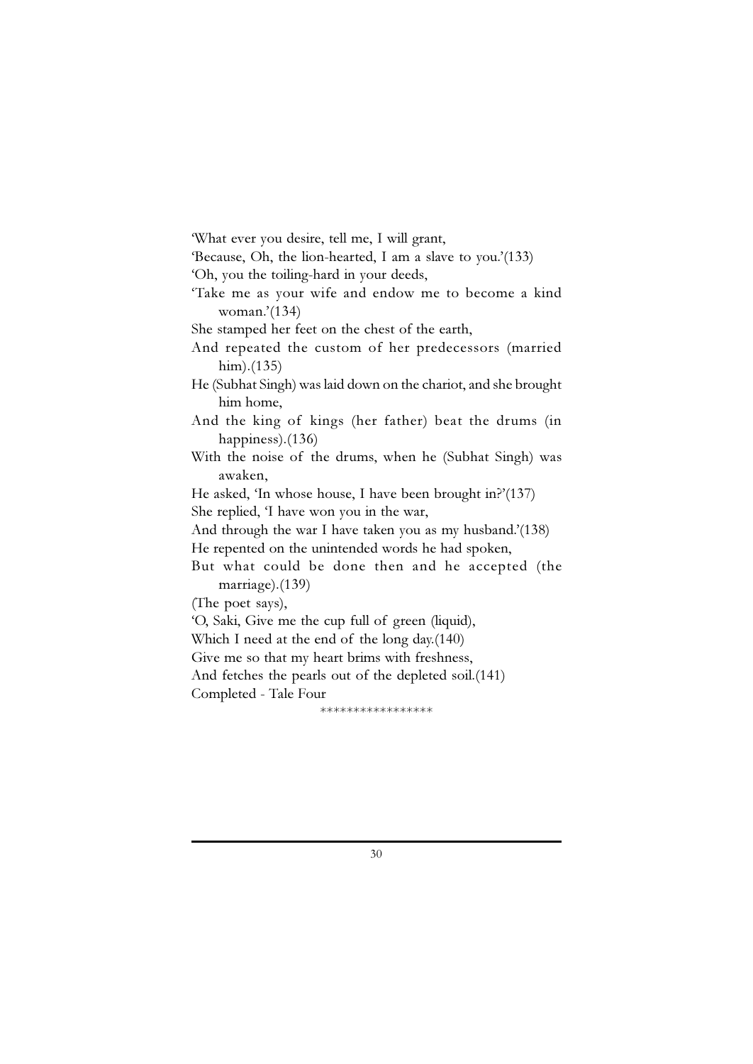'What ever you desire, tell me, I will grant,
'Because, Oh, the lion-hearted, I am a slave to you.'(133)
'Oh, you the toiling-hard in your deeds,
'Take me as your wife and endow me to become a kind woman.'(134)
She stamped her feet on the chest of the earth,
And repeated the custom of her predecessors (married him).(135)
He (Subhat Singh) was laid down on the chariot, and she brought him home,
And the king of kings (her father) beat the drums (in happiness).(136)
With the noise of the drums, when he (Subhat Singh) was awaken,
He asked, 'In whose house, I have been brought in?'(137)
She replied, 'I have won you in the war,
And through the war I have taken you as my husband.'(138)
He repented on the unintended words he had spoken,
But what could be done then and he accepted (the marriage).(139)
(The poet says),
'O, Saki, Give me the cup full of green (liquid),
Which I need at the end of the long day.(140)
Give me so that my heart brims with freshness,
And fetches the pearls out of the depleted soil.(141)
Completed - Tale Four

\*\*\*\*\*\*\*\*\*\*\*\*\*\*\*\*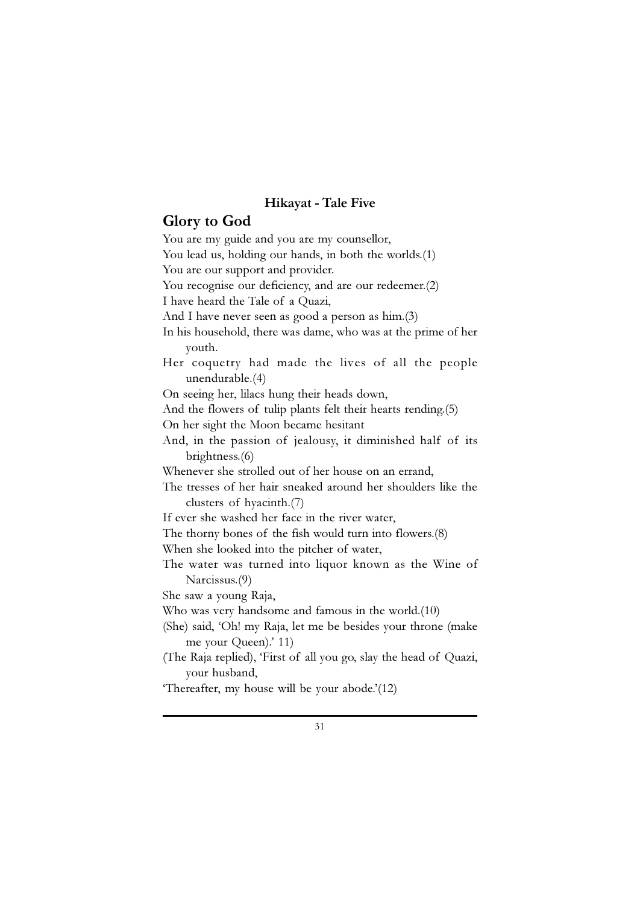**Hikayat - Tale Five**

## Glory to God

You are my guide and you are my counsellor,  
You lead us, holding our hands, in both the worlds.(1)  
You are our support and provider.  
You recognise our deficiency, and are our redeemer.(2)  
I have heard the Tale of a Quazi,  
And I have never seen as good a person as him.(3)  
In his household, there was dame, who was at the prime of her youth.  
Her coquetry had made the lives of all the people unendurable.(4)  
On seeing her, lilacs hung their heads down,  
And the flowers of tulip plants felt their hearts rending.(5)  
On her sight the Moon became hesitant  
And, in the passion of jealousy, it diminished half of its brightness.(6)  
Whenever she strolled out of her house on an errand,  
The tresses of her hair sneaked around her shoulders like the clusters of hyacinth.(7)  
If ever she washed her face in the river water,  
The thorny bones of the fish would turn into flowers.(8)  
When she looked into the pitcher of water,  
The water was turned into liquor known as the Wine of Narcissus.(9)  
She saw a young Raja,  
Who was very handsome and famous in the world.(10)  
(She) said, 'Oh! my Raja, let me be besides your throne (make me your Queen).' 11)  
(The Raja replied), 'First of all you go, slay the head of Quazi, your husband,  
'Thereafter, my house will be your abode.'(12)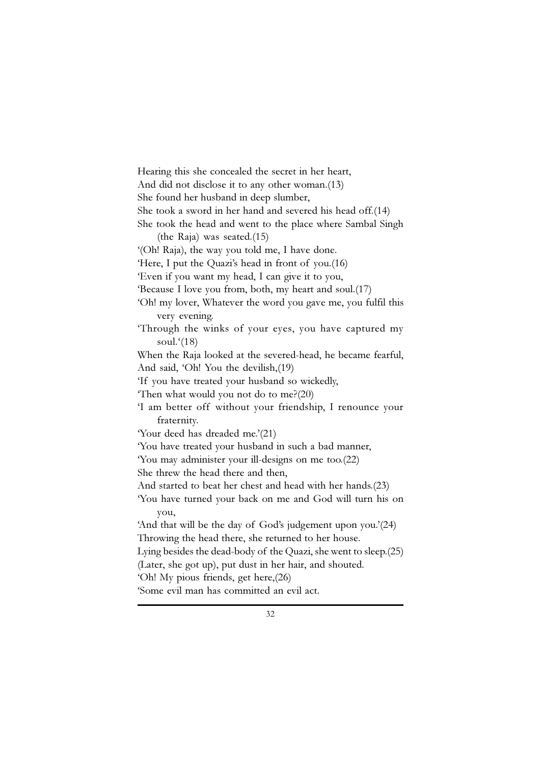Hearing this she concealed the secret in her heart,
And did not disclose it to any other woman.(13)
She found her husband in deep slumber,
She took a sword in her hand and severed his head off.(14)
She took the head and went to the place where Sambal Singh (the Raja) was seated.(15)
'(Oh! Raja), the way you told me, I have done.
'Here, I put the Quazi's head in front of you.(16)
'Even if you want my head, I can give it to you,
'Because I love you from, both, my heart and soul.(17)
'Oh! my lover, Whatever the word you gave me, you fulfil this very evening.
'Through the winks of your eyes, you have captured my soul.'(18)
When the Raja looked at the severed-head, he became fearful,
And said, 'Oh! You the devilish,(19)
'If you have treated your husband so wickedly,
'Then what would you not do to me?(20)
'I am better off without your friendship, I renounce your fraternity.
'Your deed has dreaded me.'(21)
'You have treated your husband in such a bad manner,
'You may administer your ill-designs on me too.(22)
She threw the head there and then,
And started to beat her chest and head with her hands.(23)
'You have turned your back on me and God will turn his on you,
'And that will be the day of God's judgement upon you.'(24)
Throwing the head there, she returned to her house.
Lying besides the dead-body of the Quazi, she went to sleep.(25)
(Later, she got up), put dust in her hair, and shouted.
'Oh! My pious friends, get here,(26)
'Some evil man has committed an evil act.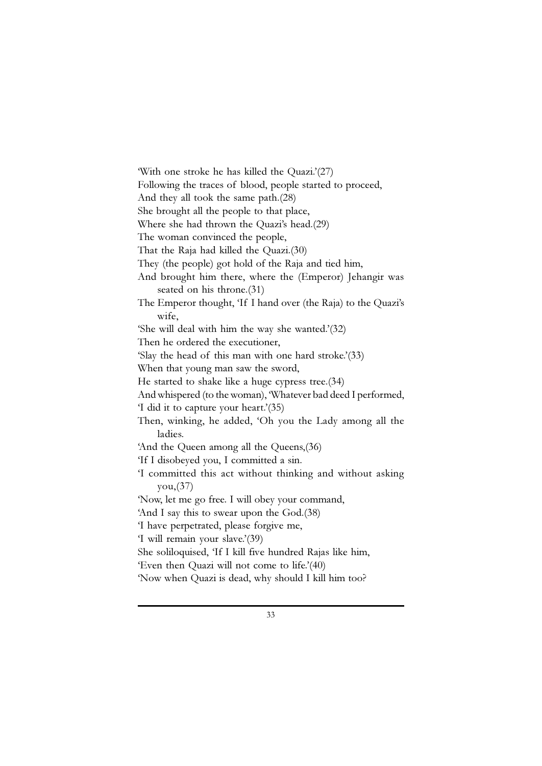'With one stroke he has killed the Quazi.'(27)
Following the traces of blood, people started to proceed,
And they all took the same path.(28)
She brought all the people to that place,
Where she had thrown the Quazi's head.(29)
The woman convinced the people,
That the Raja had killed the Quazi.(30)
They (the people) got hold of the Raja and tied him,
And brought him there, where the (Emperor) Jehangir was seated on his throne.(31)
The Emperor thought, 'If I hand over (the Raja) to the Quazi's wife,
'She will deal with him the way she wanted.'(32)
Then he ordered the executioner,
'Slay the head of this man with one hard stroke.'(33)
When that young man saw the sword,
He started to shake like a huge cypress tree.(34)
And whispered (to the woman), 'Whatever bad deed I performed,
'I did it to capture your heart.'(35)
Then, winking, he added, 'Oh you the Lady among all the ladies.
'And the Queen among all the Queens,(36)
'If I disobeyed you, I committed a sin.
'I committed this act without thinking and without asking you,(37)
'Now, let me go free. I will obey your command,
'And I say this to swear upon the God.(38)
'I have perpetrated, please forgive me,
'I will remain your slave.'(39)
She soliloquised, 'If I kill five hundred Rajas like him,
'Even then Quazi will not come to life.'(40)
'Now when Quazi is dead, why should I kill him too?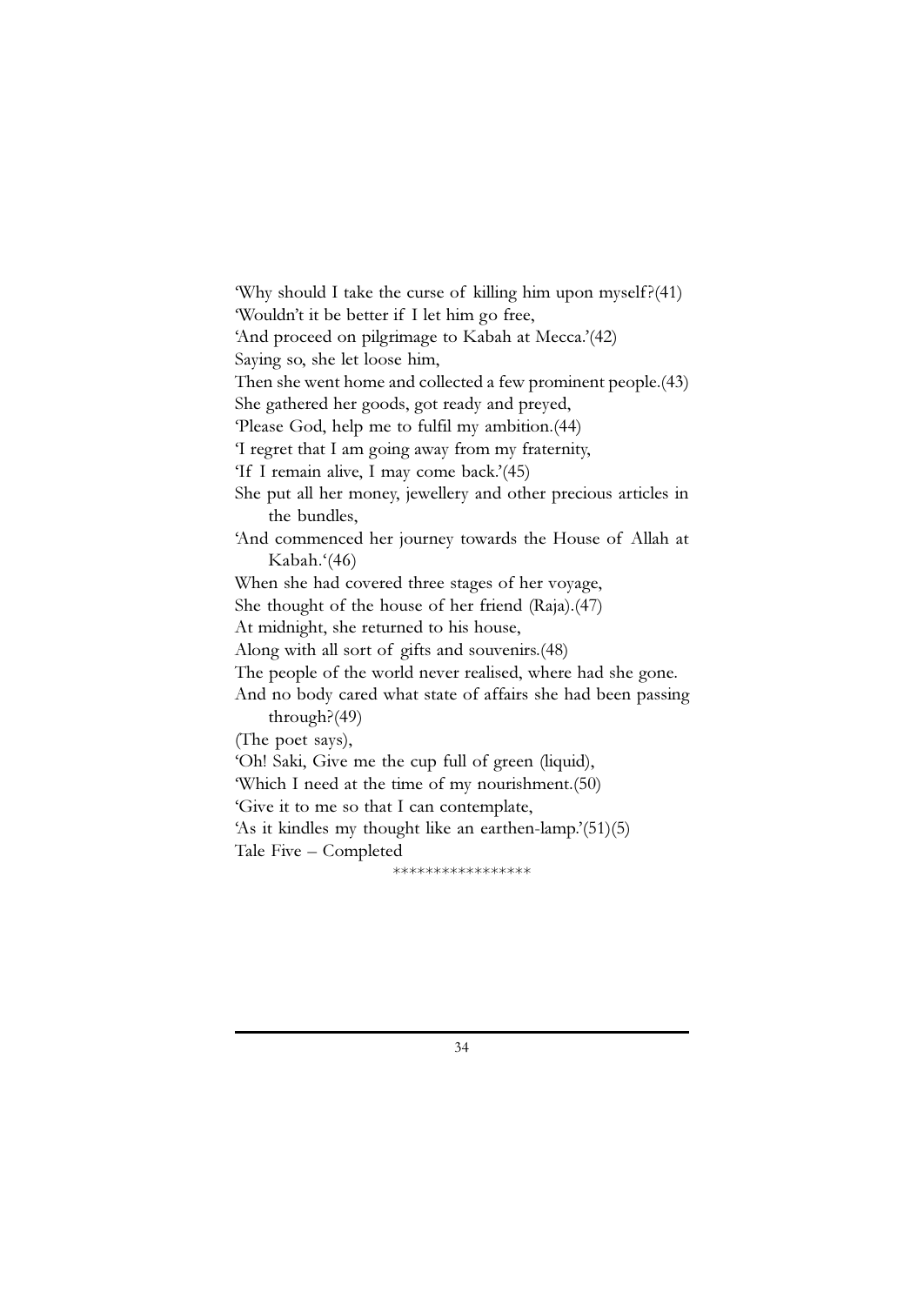'Why should I take the curse of killing him upon myself?(41)
'Wouldn't it be better if I let him go free,
'And proceed on pilgrimage to Kabah at Mecca.'(42)
Saying so, she let loose him,
Then she went home and collected a few prominent people.(43)
She gathered her goods, got ready and preyed,
'Please God, help me to fulfil my ambition.(44)
'I regret that I am going away from my fraternity,
'If I remain alive, I may come back.'(45)
She put all her money, jewellery and other precious articles in the bundles,
'And commenced her journey towards the House of Allah at Kabah.'(46)
When she had covered three stages of her voyage,
She thought of the house of her friend (Raja).(47)
At midnight, she returned to his house,
Along with all sort of gifts and souvenirs.(48)
The people of the world never realised, where had she gone.
And no body cared what state of affairs she had been passing through?(49)
(The poet says),
'Oh! Saki, Give me the cup full of green (liquid),
'Which I need at the time of my nourishment.(50)
'Give it to me so that I can contemplate,
'As it kindles my thought like an earthen-lamp.'(51)(5)
Tale Five – Completed

\*\*\*\*\*\*\*\*\*\*\*\*\*\*\*\*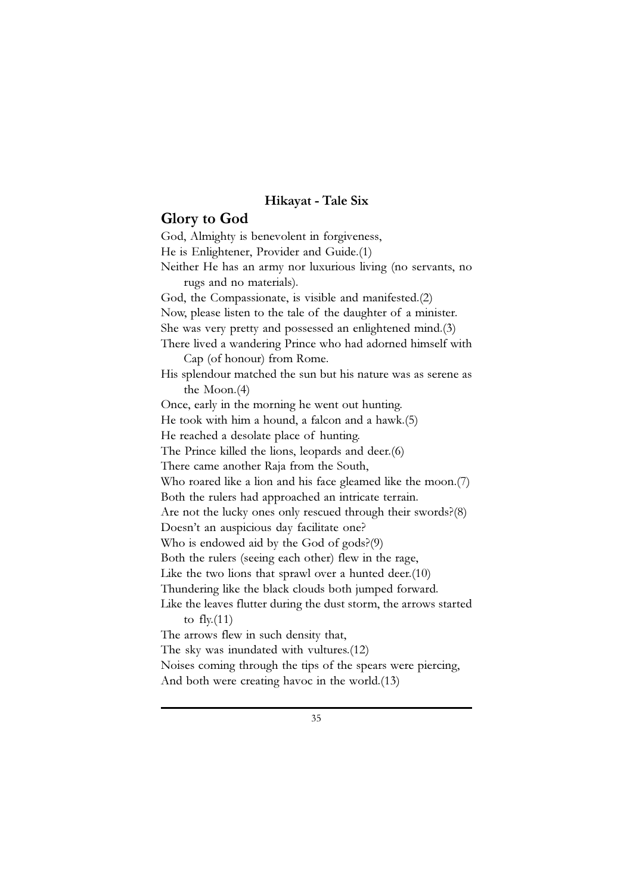**Hikayat - Tale Six**

## Glory to God

God, Almighty is benevolent in forgiveness,
He is Enlightener, Provider and Guide.(1)
Neither He has an army nor luxurious living (no servants, no rugs and no materials).
God, the Compassionate, is visible and manifested.(2)
Now, please listen to the tale of the daughter of a minister.
She was very pretty and possessed an enlightened mind.(3)
There lived a wandering Prince who had adorned himself with Cap (of honour) from Rome.
His splendour matched the sun but his nature was as serene as the Moon.(4)
Once, early in the morning he went out hunting.
He took with him a hound, a falcon and a hawk.(5)
He reached a desolate place of hunting.
The Prince killed the lions, leopards and deer.(6)
There came another Raja from the South,
Who roared like a lion and his face gleamed like the moon.(7)
Both the rulers had approached an intricate terrain.
Are not the lucky ones only rescued through their swords?(8)
Doesn't an auspicious day facilitate one?
Who is endowed aid by the God of gods?(9)
Both the rulers (seeing each other) flew in the rage,
Like the two lions that sprawl over a hunted deer.(10)
Thundering like the black clouds both jumped forward.
Like the leaves flutter during the dust storm, the arrows started to fly.(11)
The arrows flew in such density that,
The sky was inundated with vultures.(12)
Noises coming through the tips of the spears were piercing,
And both were creating havoc in the world.(13)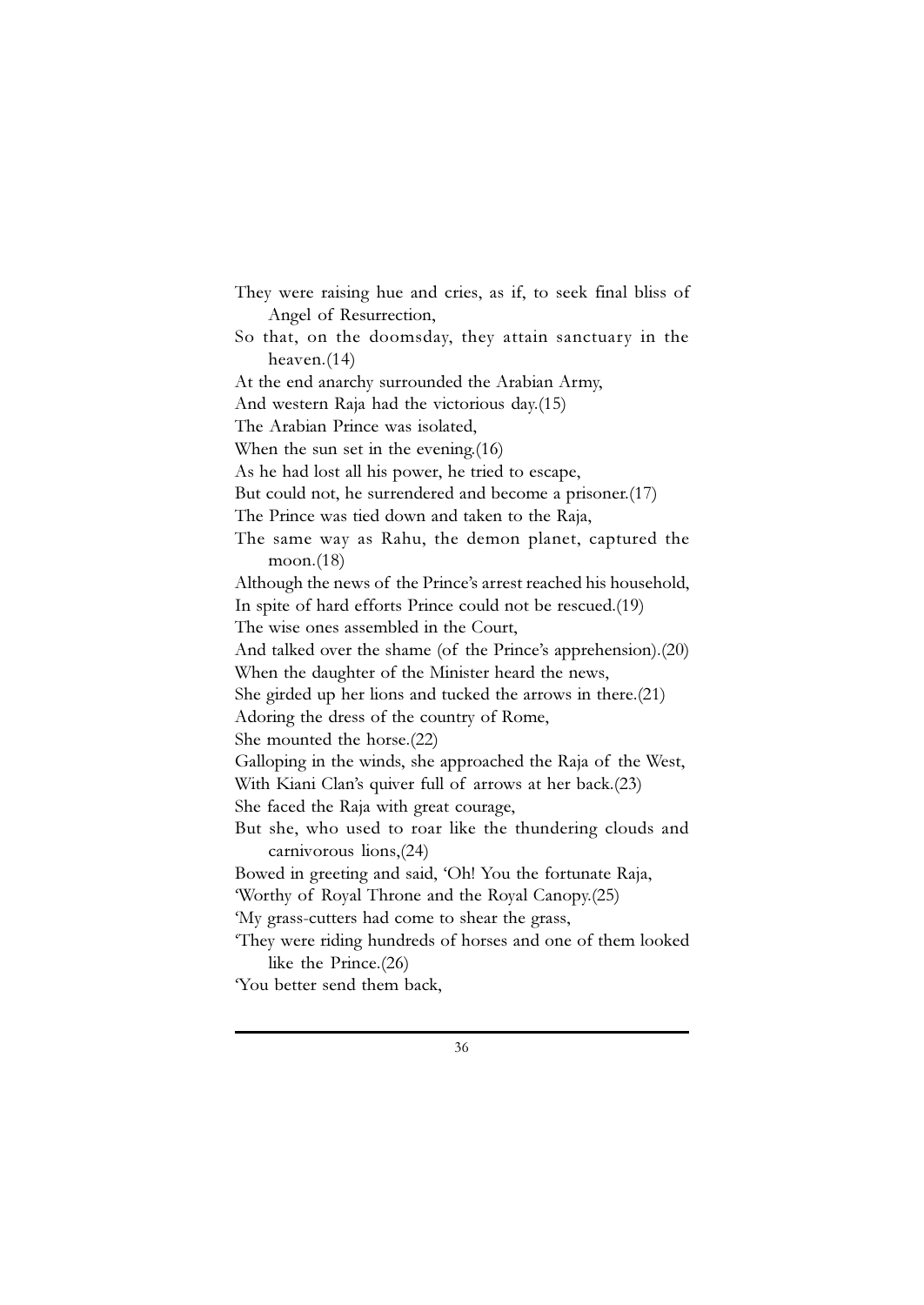They were raising hue and cries, as if, to seek final bliss of Angel of Resurrection,

So that, on the doomsday, they attain sanctuary in the heaven.(14)

At the end anarchy surrounded the Arabian Army,

And western Raja had the victorious day.(15)

The Arabian Prince was isolated,

When the sun set in the evening.(16)

As he had lost all his power, he tried to escape,

But could not, he surrendered and become a prisoner.(17)

The Prince was tied down and taken to the Raja,

The same way as Rahu, the demon planet, captured the moon.(18)

Although the news of the Prince's arrest reached his household,

In spite of hard efforts Prince could not be rescued.(19)

The wise ones assembled in the Court,

And talked over the shame (of the Prince's apprehension).(20)

When the daughter of the Minister heard the news,

She girded up her lions and tucked the arrows in there.(21)

Adoring the dress of the country of Rome,

She mounted the horse.(22)

Galloping in the winds, she approached the Raja of the West,

With Kiani Clan's quiver full of arrows at her back.(23)

She faced the Raja with great courage,

But she, who used to roar like the thundering clouds and carnivorous lions,(24)

Bowed in greeting and said, 'Oh! You the fortunate Raja,

'Worthy of Royal Throne and the Royal Canopy.(25)

'My grass-cutters had come to shear the grass,

'They were riding hundreds of horses and one of them looked like the Prince.(26)

'You better send them back,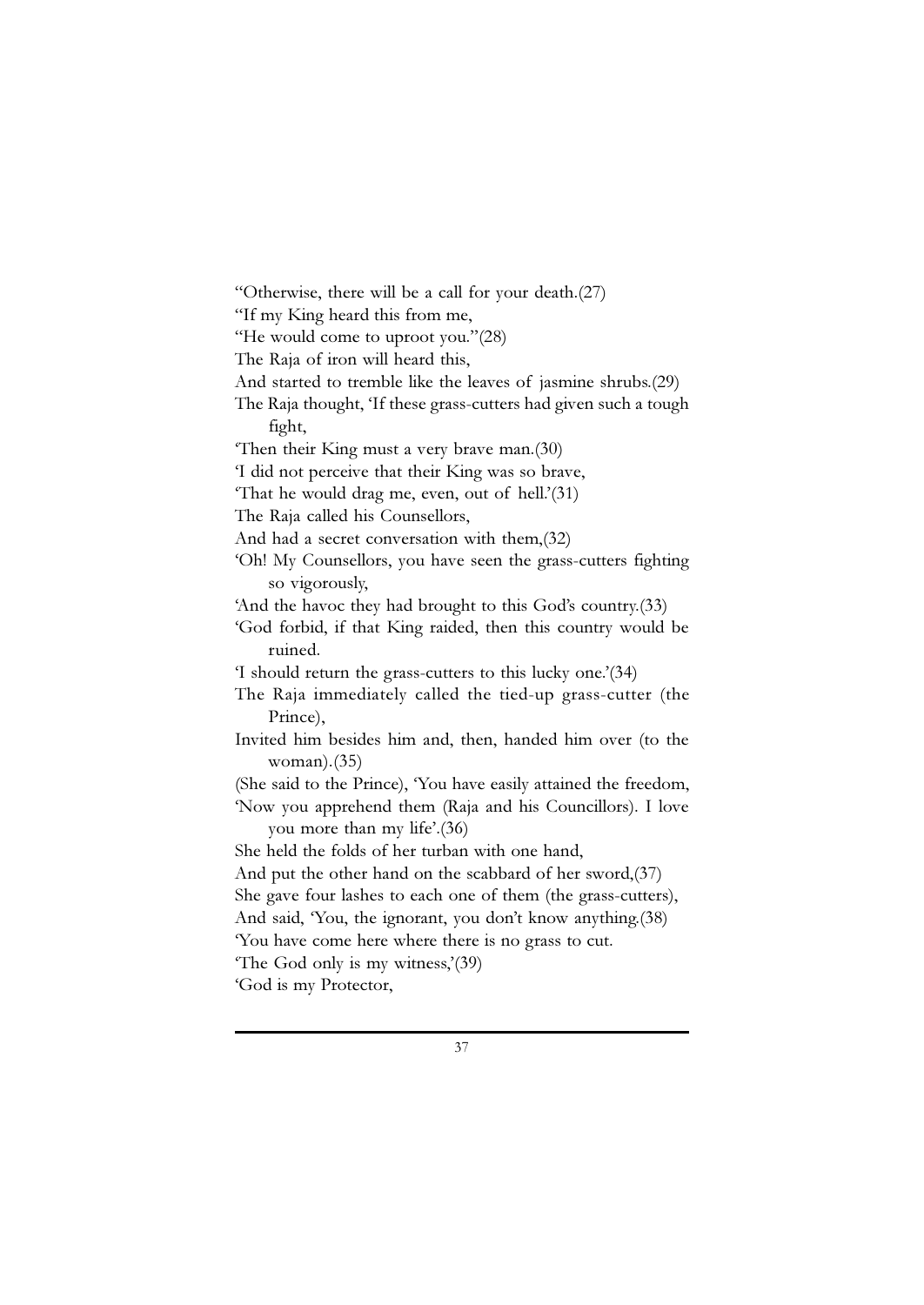"Otherwise, there will be a call for your death.(27)
"If my King heard this from me,
"He would come to uproot you."(28)
The Raja of iron will heard this,
And started to tremble like the leaves of jasmine shrubs.(29)
The Raja thought, 'If these grass-cutters had given such a tough fight,
'Then their King must a very brave man.(30)
'I did not perceive that their King was so brave,
'That he would drag me, even, out of hell.'(31)
The Raja called his Counsellors,
And had a secret conversation with them,(32)
'Oh! My Counsellors, you have seen the grass-cutters fighting so vigorously,
'And the havoc they had brought to this God's country.(33)
'God forbid, if that King raided, then this country would be ruined.
'I should return the grass-cutters to this lucky one.'(34)
The Raja immediately called the tied-up grass-cutter (the Prince),
Invited him besides him and, then, handed him over (to the woman).(35)
(She said to the Prince), 'You have easily attained the freedom,
'Now you apprehend them (Raja and his Councillors). I love you more than my life'.(36)
She held the folds of her turban with one hand,
And put the other hand on the scabbard of her sword,(37)
She gave four lashes to each one of them (the grass-cutters),
And said, 'You, the ignorant, you don't know anything.(38)
'You have come here where there is no grass to cut.
'The God only is my witness,'(39)
'God is my Protector,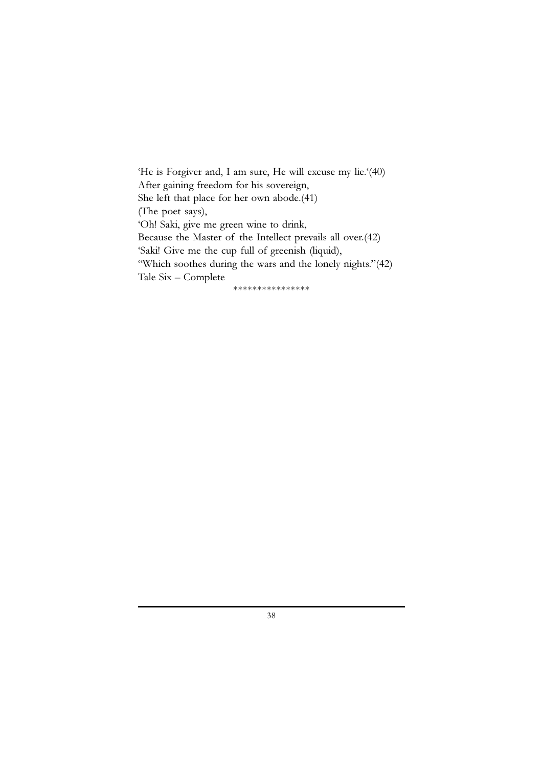'He is Forgiver and, I am sure, He will excuse my lie.'(40)
After gaining freedom for his sovereign,
She left that place for her own abode.(41)
(The poet says),
'Oh! Saki, give me green wine to drink,
Because the Master of the Intellect prevails all over.(42)
'Saki! Give me the cup full of greenish (liquid),
"Which soothes during the wars and the lonely nights."(42)
Tale Six – Complete

****************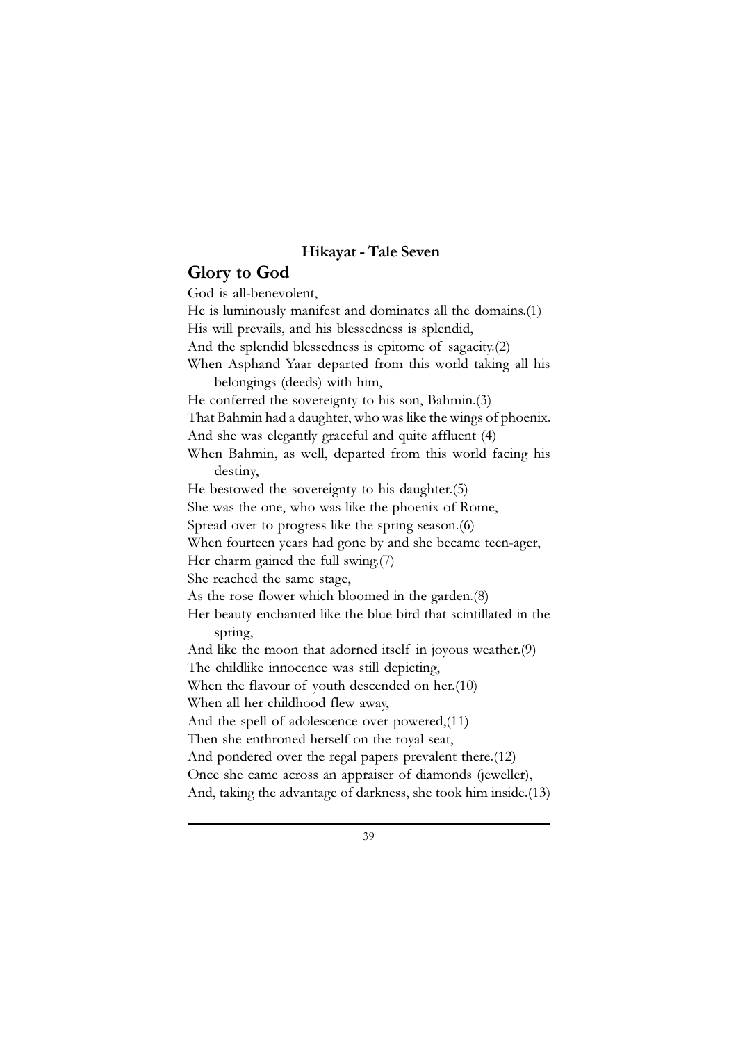### Hikayat - Tale Seven

## Glory to God

God is all-benevolent,
He is luminously manifest and dominates all the domains.(1)
His will prevails, and his blessedness is splendid,
And the splendid blessedness is epitome of sagacity.(2)
When Asphand Yaar departed from this world taking all his belongings (deeds) with him,
He conferred the sovereignty to his son, Bahmin.(3)
That Bahmin had a daughter, who was like the wings of phoenix.
And she was elegantly graceful and quite affluent (4)
When Bahmin, as well, departed from this world facing his destiny,
He bestowed the sovereignty to his daughter.(5)
She was the one, who was like the phoenix of Rome,
Spread over to progress like the spring season.(6)
When fourteen years had gone by and she became teen-ager,
Her charm gained the full swing.(7)
She reached the same stage,
As the rose flower which bloomed in the garden.(8)
Her beauty enchanted like the blue bird that scintillated in the spring,
And like the moon that adorned itself in joyous weather.(9)
The childlike innocence was still depicting,
When the flavour of youth descended on her.(10)
When all her childhood flew away,
And the spell of adolescence over powered,(11)
Then she enthroned herself on the royal seat,
And pondered over the regal papers prevalent there.(12)
Once she came across an appraiser of diamonds (jeweller),
And, taking the advantage of darkness, she took him inside.(13)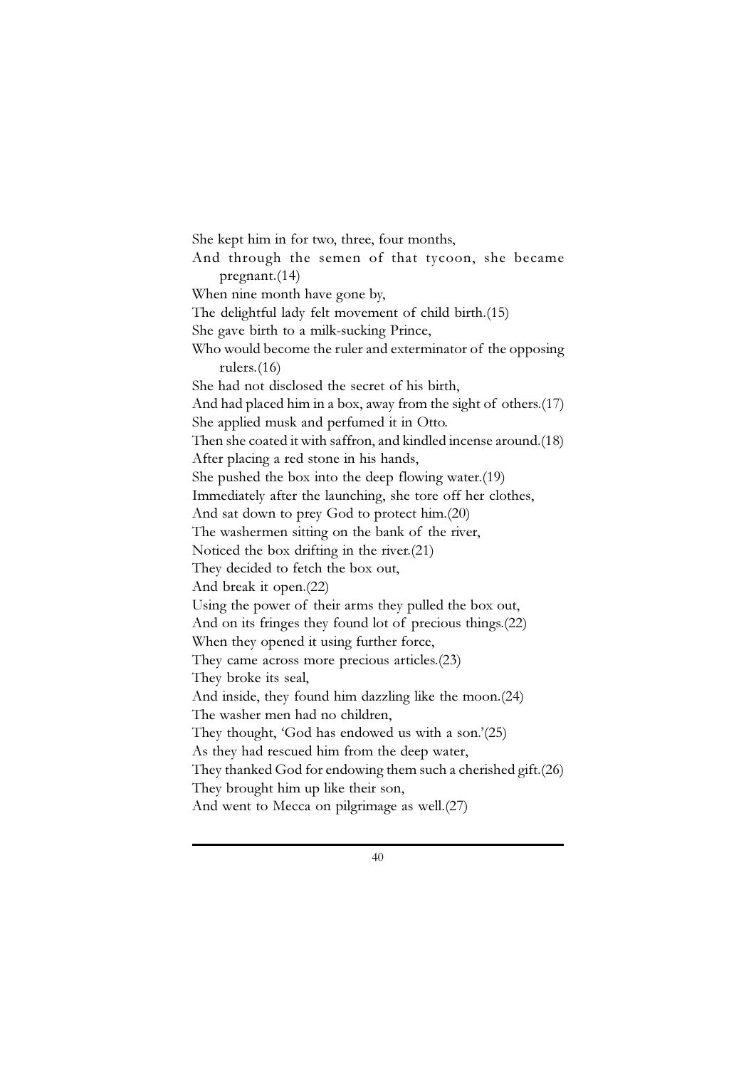She kept him in for two, three, four months,  
And through the semen of that tycoon, she became pregnant.(14)  
When nine month have gone by,  
The delightful lady felt movement of child birth.(15)  
She gave birth to a milk-sucking Prince,  
Who would become the ruler and exterminator of the opposing rulers.(16)  
She had not disclosed the secret of his birth,  
And had placed him in a box, away from the sight of others.(17)  
She applied musk and perfumed it in Otto.  
Then she coated it with saffron, and kindled incense around.(18)  
After placing a red stone in his hands,  
She pushed the box into the deep flowing water.(19)  
Immediately after the launching, she tore off her clothes,  
And sat down to prey God to protect him.(20)  
The washermen sitting on the bank of the river,  
Noticed the box drifting in the river.(21)  
They decided to fetch the box out,  
And break it open.(22)  
Using the power of their arms they pulled the box out,  
And on its fringes they found lot of precious things.(22)  
When they opened it using further force,  
They came across more precious articles.(23)  
They broke its seal,  
And inside, they found him dazzling like the moon.(24)  
The washer men had no children,  
They thought, 'God has endowed us with a son.'(25)  
As they had rescued him from the deep water,  
They thanked God for endowing them such a cherished gift.(26)  
They brought him up like their son,  
And went to Mecca on pilgrimage as well.(27)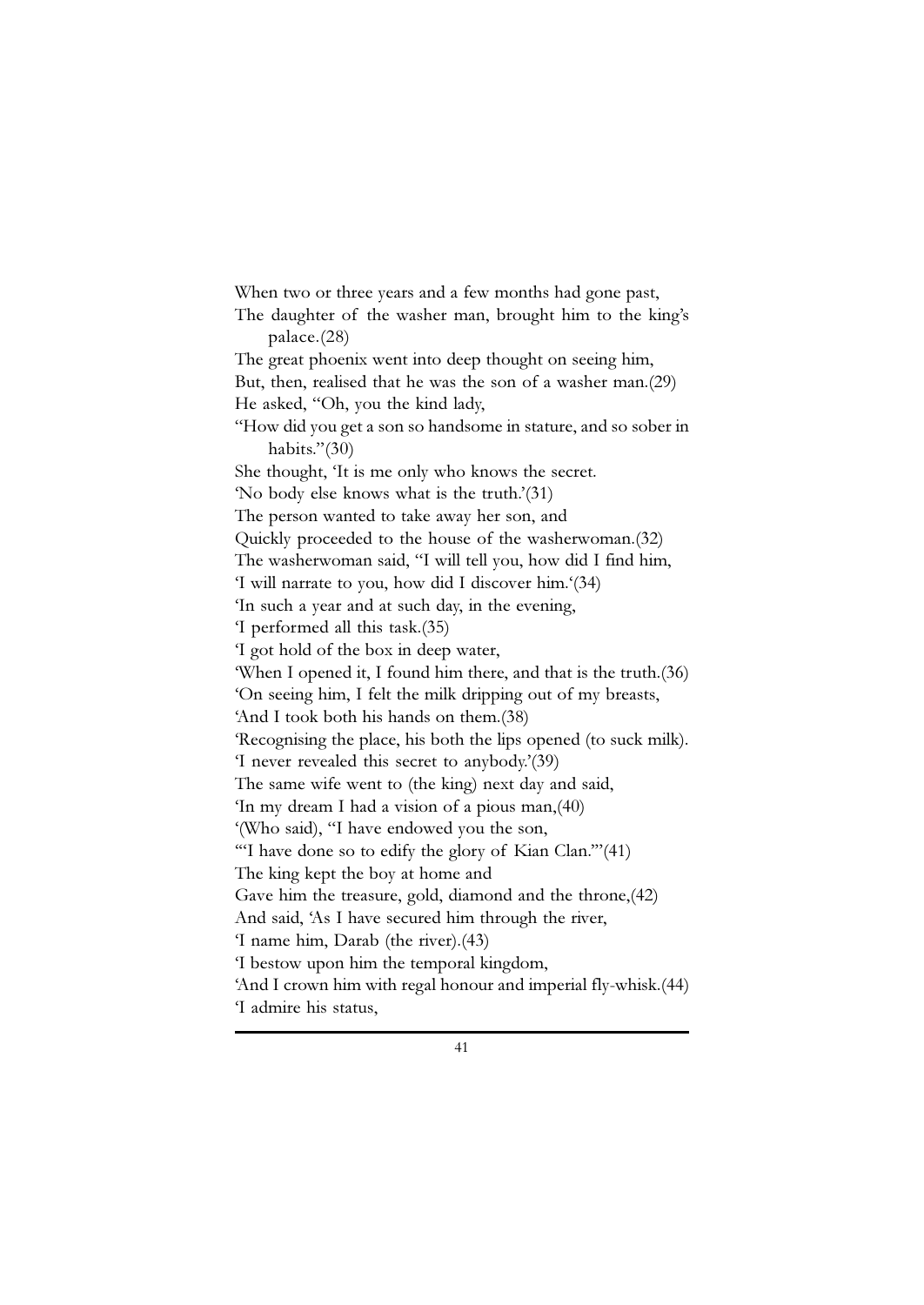When two or three years and a few months had gone past,
The daughter of the washer man, brought him to the king's palace.(28)
The great phoenix went into deep thought on seeing him,
But, then, realised that he was the son of a washer man.(29)
He asked, "Oh, you the kind lady,
"How did you get a son so handsome in stature, and so sober in habits."(30)
She thought, 'It is me only who knows the secret.
'No body else knows what is the truth.'(31)
The person wanted to take away her son, and
Quickly proceeded to the house of the washerwoman.(32)
The washerwoman said, "I will tell you, how did I find him,
'I will narrate to you, how did I discover him.'(34)
'In such a year and at such day, in the evening,
'I performed all this task.(35)
'I got hold of the box in deep water,
'When I opened it, I found him there, and that is the truth.(36)
'On seeing him, I felt the milk dripping out of my breasts,
'And I took both his hands on them.(38)
'Recognising the place, his both the lips opened (to suck milk).
'I never revealed this secret to anybody.'(39)
The same wife went to (the king) next day and said,
'In my dream I had a vision of a pious man,(40)
'(Who said), "I have endowed you the son,
"'I have done so to edify the glory of Kian Clan.'"(41)
The king kept the boy at home and
Gave him the treasure, gold, diamond and the throne,(42)
And said, 'As I have secured him through the river,
'I name him, Darab (the river).(43)
'I bestow upon him the temporal kingdom,
'And I crown him with regal honour and imperial fly-whisk.(44)
'I admire his status,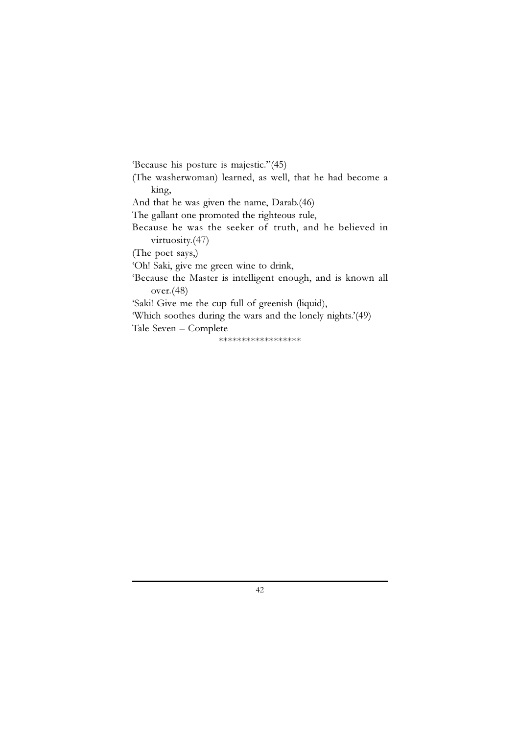'Because his posture is majestic."(45)

(The washerwoman) learned, as well, that he had become a king,

And that he was given the name, Darab.(46)

The gallant one promoted the righteous rule,

Because he was the seeker of truth, and he believed in virtuosity.(47)

(The poet says,)

'Oh! Saki, give me green wine to drink,

'Because the Master is intelligent enough, and is known all over.(48)

'Saki! Give me the cup full of greenish (liquid),

'Which soothes during the wars and the lonely nights.'(49)

Tale Seven – Complete

*****************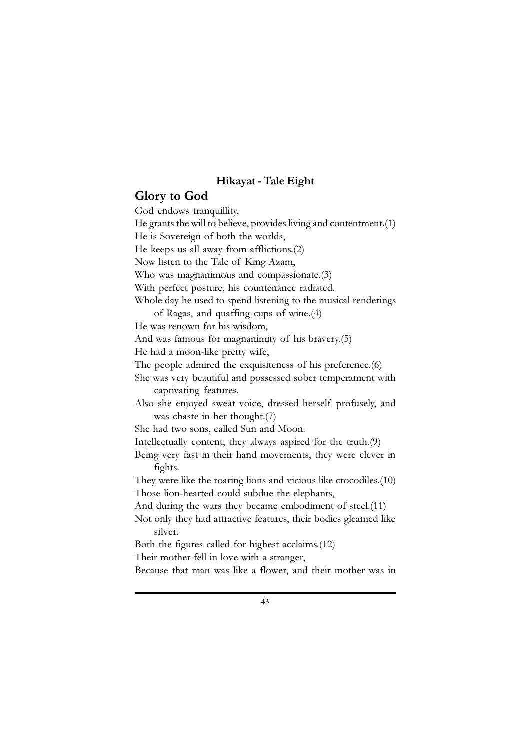**Hikayat - Tale Eight**

## Glory to God

God endows tranquillity,
He grants the will to believe, provides living and contentment.(1)
He is Sovereign of both the worlds,
He keeps us all away from afflictions.(2)
Now listen to the Tale of King Azam,
Who was magnanimous and compassionate.(3)
With perfect posture, his countenance radiated.
Whole day he used to spend listening to the musical renderings of Ragas, and quaffing cups of wine.(4)
He was renown for his wisdom,
And was famous for magnanimity of his bravery.(5)
He had a moon-like pretty wife,
The people admired the exquisiteness of his preference.(6)
She was very beautiful and possessed sober temperament with captivating features.
Also she enjoyed sweat voice, dressed herself profusely, and was chaste in her thought.(7)
She had two sons, called Sun and Moon.
Intellectually content, they always aspired for the truth.(9)
Being very fast in their hand movements, they were clever in fights.
They were like the roaring lions and vicious like crocodiles.(10)
Those lion-hearted could subdue the elephants,
And during the wars they became embodiment of steel.(11)
Not only they had attractive features, their bodies gleamed like silver.
Both the figures called for highest acclaims.(12)
Their mother fell in love with a stranger,
Because that man was like a flower, and their mother was in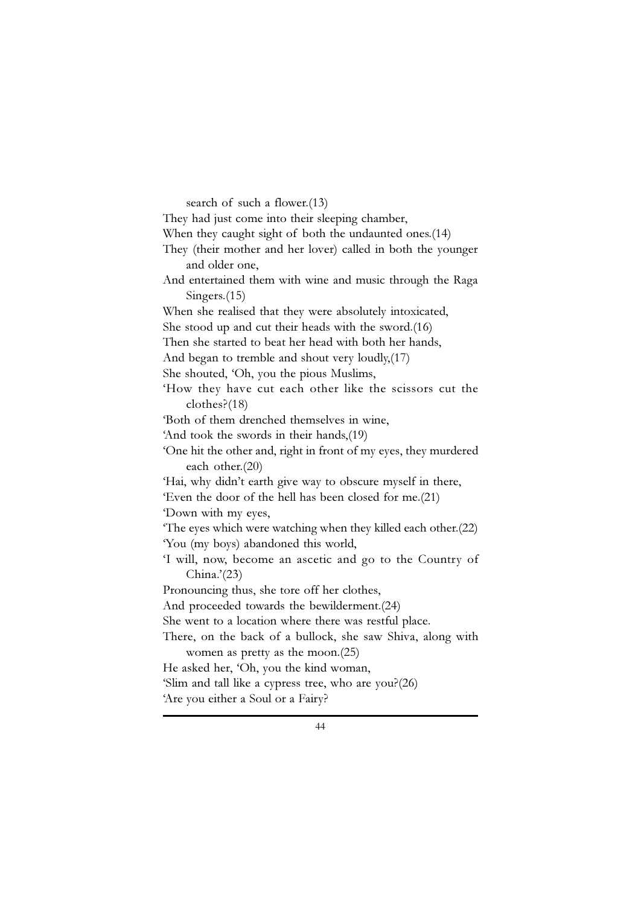search of such a flower.(13)

They had just come into their sleeping chamber,

When they caught sight of both the undaunted ones.(14)

They (their mother and her lover) called in both the younger and older one,

And entertained them with wine and music through the Raga Singers.(15)

When she realised that they were absolutely intoxicated,

She stood up and cut their heads with the sword.(16)

Then she started to beat her head with both her hands,

And began to tremble and shout very loudly,(17)

She shouted, 'Oh, you the pious Muslims,

'How they have cut each other like the scissors cut the clothes?(18)

'Both of them drenched themselves in wine,

'And took the swords in their hands,(19)

'One hit the other and, right in front of my eyes, they murdered each other.(20)

'Hai, why didn't earth give way to obscure myself in there,

'Even the door of the hell has been closed for me.(21)

'Down with my eyes,

'The eyes which were watching when they killed each other.(22)

'You (my boys) abandoned this world,

'I will, now, become an ascetic and go to the Country of China.'(23)

Pronouncing thus, she tore off her clothes,

And proceeded towards the bewilderment.(24)

She went to a location where there was restful place.

There, on the back of a bullock, she saw Shiva, along with women as pretty as the moon.(25)

He asked her, 'Oh, you the kind woman,

'Slim and tall like a cypress tree, who are you?(26)

'Are you either a Soul or a Fairy?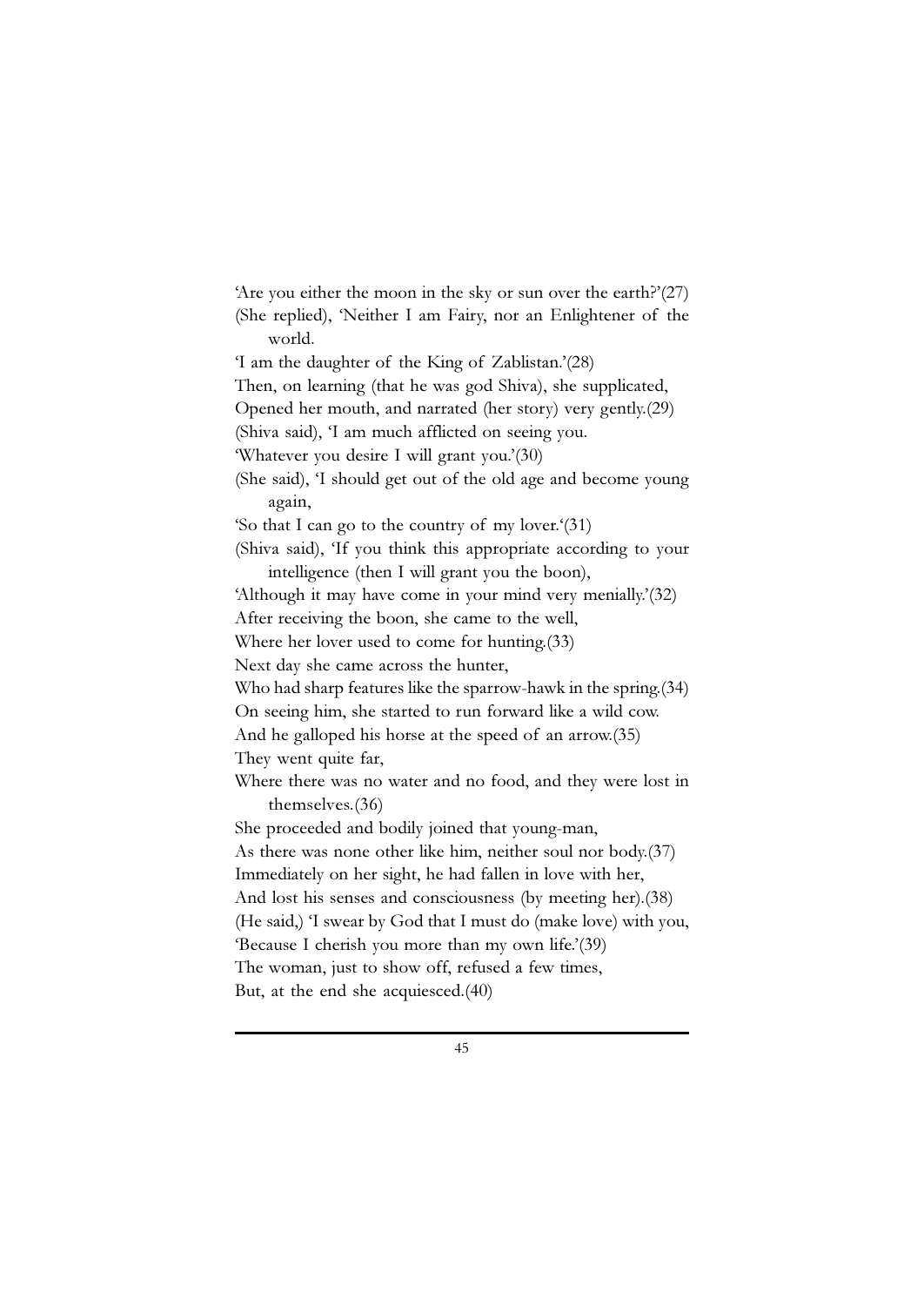'Are you either the moon in the sky or sun over the earth?'(27)

(She replied), 'Neither I am Fairy, nor an Enlightener of the world.

'I am the daughter of the King of Zablistan.'(28)

Then, on learning (that he was god Shiva), she supplicated,

Opened her mouth, and narrated (her story) very gently.(29)

(Shiva said), 'I am much afflicted on seeing you.

'Whatever you desire I will grant you.'(30)

(She said), 'I should get out of the old age and become young again,

'So that I can go to the country of my lover.'(31)

(Shiva said), 'If you think this appropriate according to your intelligence (then I will grant you the boon),

'Although it may have come in your mind very menially.'(32)

After receiving the boon, she came to the well,

Where her lover used to come for hunting.(33)

Next day she came across the hunter,

Who had sharp features like the sparrow-hawk in the spring.(34)

On seeing him, she started to run forward like a wild cow.

And he galloped his horse at the speed of an arrow.(35)

They went quite far,

Where there was no water and no food, and they were lost in themselves.(36)

She proceeded and bodily joined that young-man,

As there was none other like him, neither soul nor body.(37)

Immediately on her sight, he had fallen in love with her,

And lost his senses and consciousness (by meeting her).(38)

(He said,) 'I swear by God that I must do (make love) with you,

'Because I cherish you more than my own life.'(39)

The woman, just to show off, refused a few times,

But, at the end she acquiesced.(40)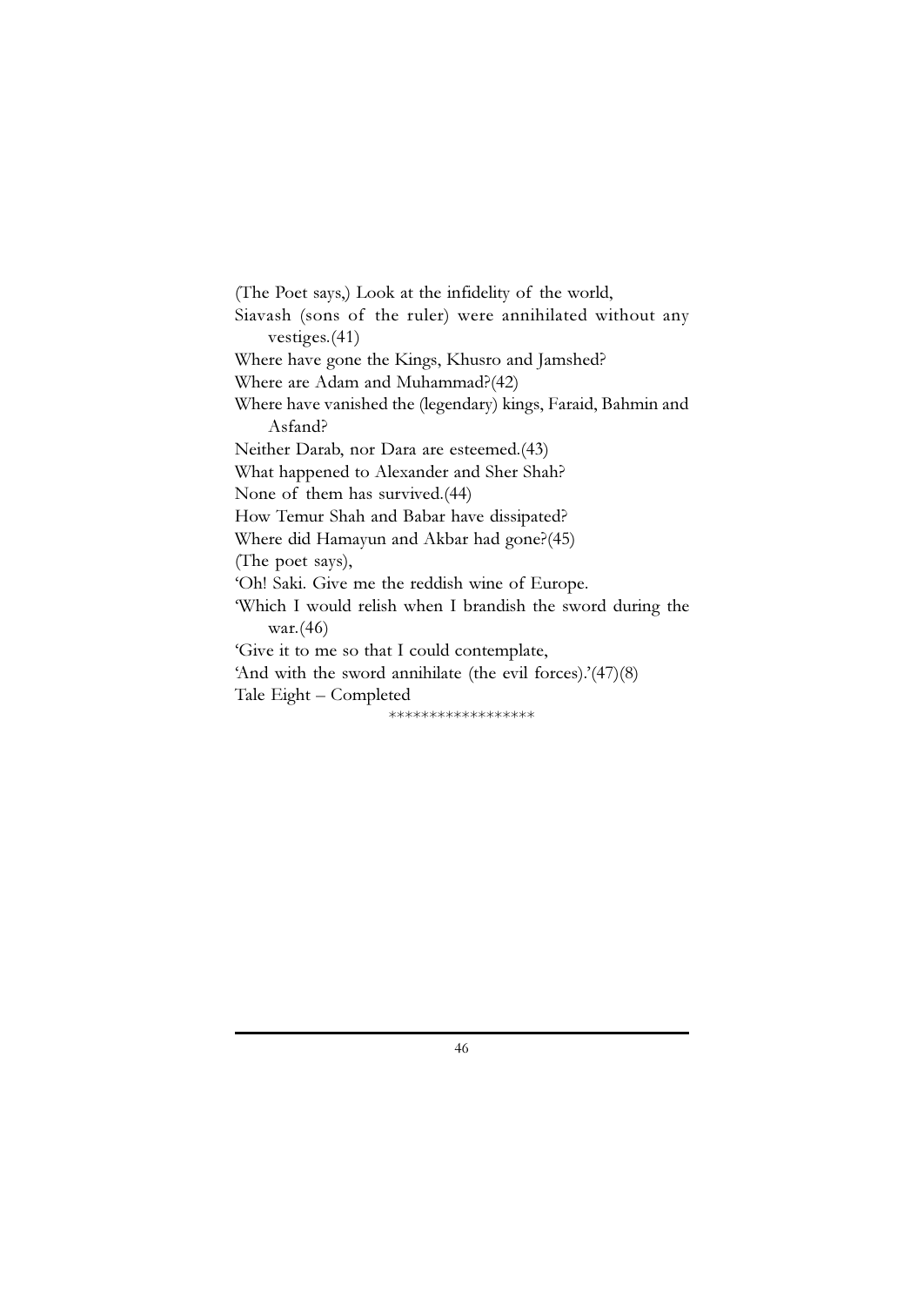(The Poet says,) Look at the infidelity of the world,

Siavash (sons of the ruler) were annihilated without any vestiges.(41)

Where have gone the Kings, Khusro and Jamshed?

Where are Adam and Muhammad?(42)

Where have vanished the (legendary) kings, Faraid, Bahmin and Asfand?

Neither Darab, nor Dara are esteemed.(43)

What happened to Alexander and Sher Shah?

None of them has survived.(44)

How Temur Shah and Babar have dissipated?

Where did Hamayun and Akbar had gone?(45)

(The poet says),

'Oh! Saki. Give me the reddish wine of Europe.

'Which I would relish when I brandish the sword during the war.(46)

'Give it to me so that I could contemplate,

'And with the sword annihilate (the evil forces).'(47)(8)

Tale Eight – Completed

*****************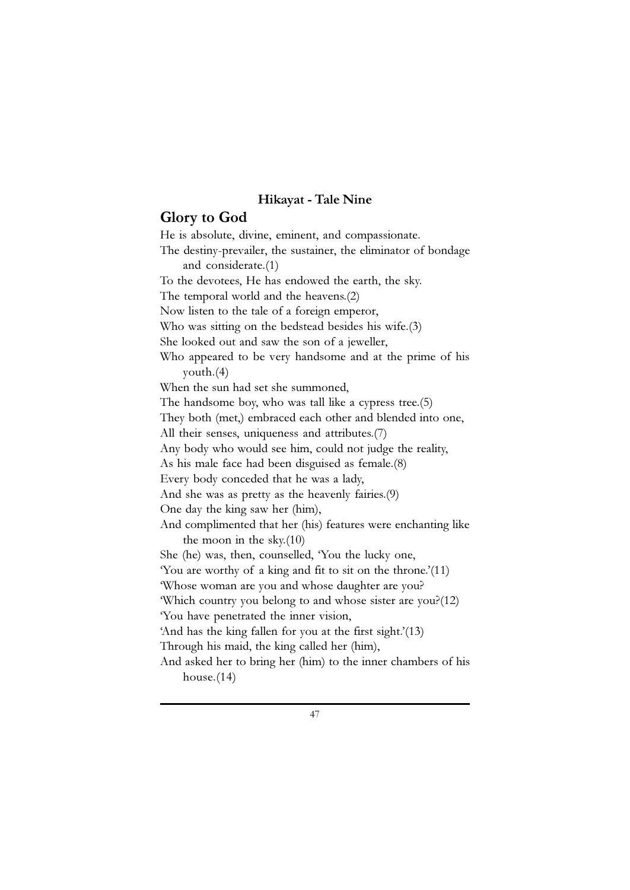### Hikayat - Tale Nine

## Glory to God

He is absolute, divine, eminent, and compassionate.
The destiny-prevailer, the sustainer, the eliminator of bondage and considerate.(1)
To the devotees, He has endowed the earth, the sky.
The temporal world and the heavens.(2)
Now listen to the tale of a foreign emperor,
Who was sitting on the bedstead besides his wife.(3)
She looked out and saw the son of a jeweller,
Who appeared to be very handsome and at the prime of his youth.(4)
When the sun had set she summoned,
The handsome boy, who was tall like a cypress tree.(5)
They both (met,) embraced each other and blended into one,
All their senses, uniqueness and attributes.(7)
Any body who would see him, could not judge the reality,
As his male face had been disguised as female.(8)
Every body conceded that he was a lady,
And she was as pretty as the heavenly fairies.(9)
One day the king saw her (him),
And complimented that her (his) features were enchanting like the moon in the sky.(10)
She (he) was, then, counselled, 'You the lucky one,
'You are worthy of a king and fit to sit on the throne.'(11)
'Whose woman are you and whose daughter are you?
'Which country you belong to and whose sister are you?(12)
'You have penetrated the inner vision,
'And has the king fallen for you at the first sight.'(13)
Through his maid, the king called her (him),
And asked her to bring her (him) to the inner chambers of his house.(14)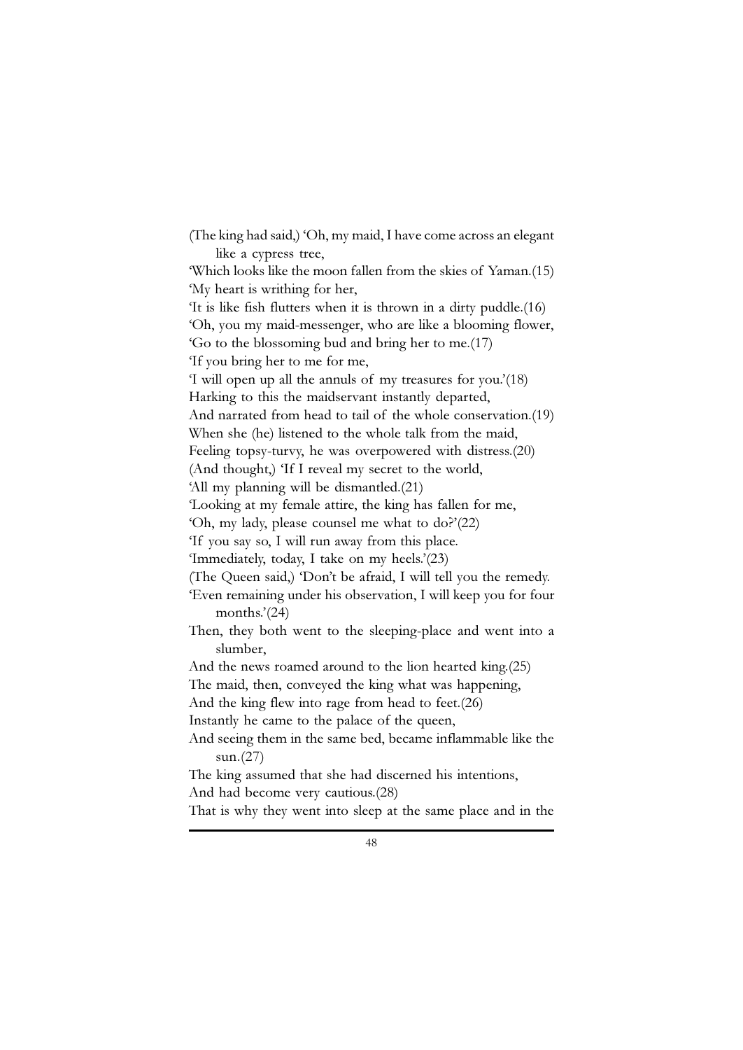(The king had said,) 'Oh, my maid, I have come across an elegant like a cypress tree,
'Which looks like the moon fallen from the skies of Yaman.(15)
'My heart is writhing for her,
'It is like fish flutters when it is thrown in a dirty puddle.(16)
'Oh, you my maid-messenger, who are like a blooming flower,
'Go to the blossoming bud and bring her to me.(17)
'If you bring her to me for me,
'I will open up all the annuls of my treasures for you.'(18)
Harking to this the maidservant instantly departed,
And narrated from head to tail of the whole conservation.(19)
When she (he) listened to the whole talk from the maid,
Feeling topsy-turvy, he was overpowered with distress.(20)
(And thought,) 'If I reveal my secret to the world,
'All my planning will be dismantled.(21)
'Looking at my female attire, the king has fallen for me,
'Oh, my lady, please counsel me what to do?'(22)
'If you say so, I will run away from this place.
'Immediately, today, I take on my heels.'(23)
(The Queen said,) 'Don't be afraid, I will tell you the remedy.
'Even remaining under his observation, I will keep you for four months.'(24)
Then, they both went to the sleeping-place and went into a slumber,
And the news roamed around to the lion hearted king.(25)
The maid, then, conveyed the king what was happening,
And the king flew into rage from head to feet.(26)
Instantly he came to the palace of the queen,
And seeing them in the same bed, became inflammable like the sun.(27)
The king assumed that she had discerned his intentions,
And had become very cautious.(28)
That is why they went into sleep at the same place and in the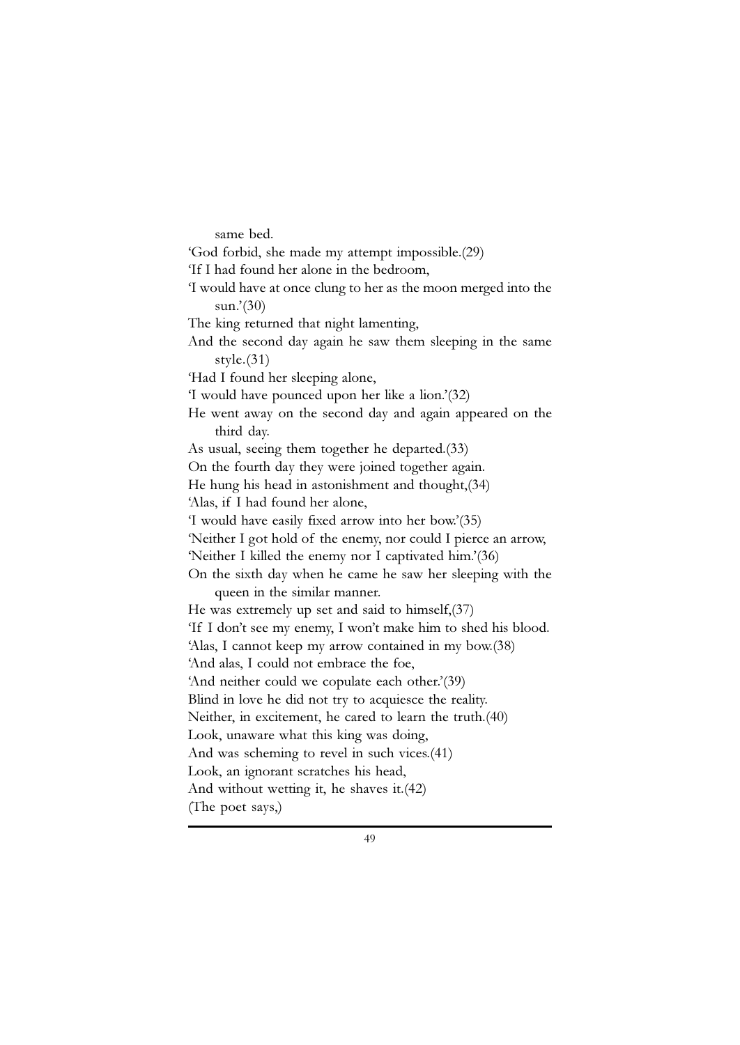same bed.

'God forbid, she made my attempt impossible.(29)

'If I had found her alone in the bedroom,

'I would have at once clung to her as the moon merged into the sun.'(30)

The king returned that night lamenting,

And the second day again he saw them sleeping in the same style.(31)

'Had I found her sleeping alone,

'I would have pounced upon her like a lion.'(32)

He went away on the second day and again appeared on the third day.

As usual, seeing them together he departed.(33)

On the fourth day they were joined together again.

He hung his head in astonishment and thought,(34)

'Alas, if I had found her alone,

'I would have easily fixed arrow into her bow.'(35)

'Neither I got hold of the enemy, nor could I pierce an arrow,

'Neither I killed the enemy nor I captivated him.'(36)

On the sixth day when he came he saw her sleeping with the queen in the similar manner.

He was extremely up set and said to himself,(37)

'If I don't see my enemy, I won't make him to shed his blood.

'Alas, I cannot keep my arrow contained in my bow.(38)

'And alas, I could not embrace the foe,

'And neither could we copulate each other.'(39)

Blind in love he did not try to acquiesce the reality.

Neither, in excitement, he cared to learn the truth.(40)

Look, unaware what this king was doing,

And was scheming to revel in such vices.(41)

Look, an ignorant scratches his head,

And without wetting it, he shaves it.(42)

(The poet says,)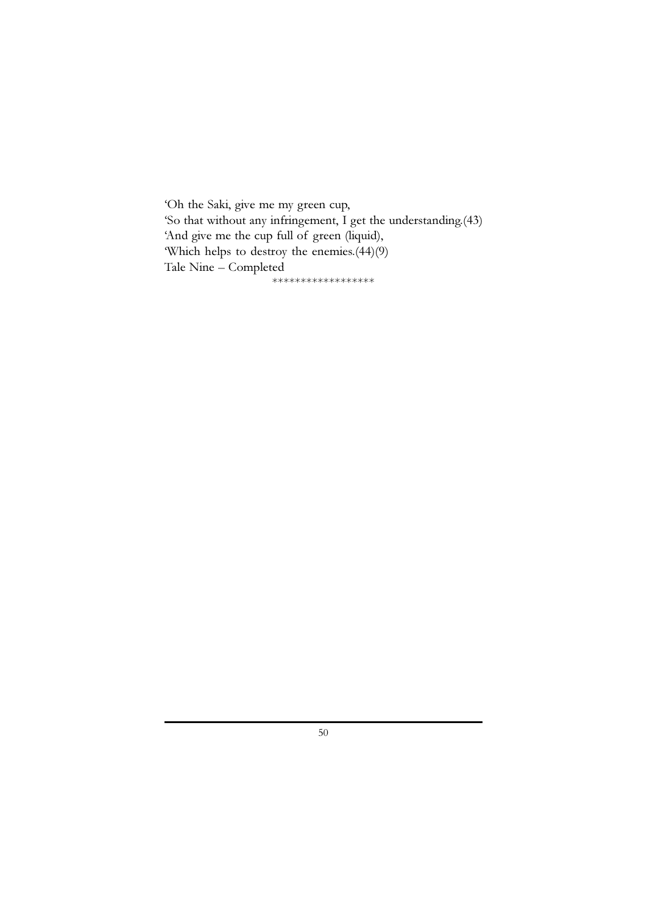'Oh the Saki, give me my green cup,
'So that without any infringement, I get the understanding.(43)
'And give me the cup full of green (liquid),
'Which helps to destroy the enemies.(44)(9)
Tale Nine – Completed

*****************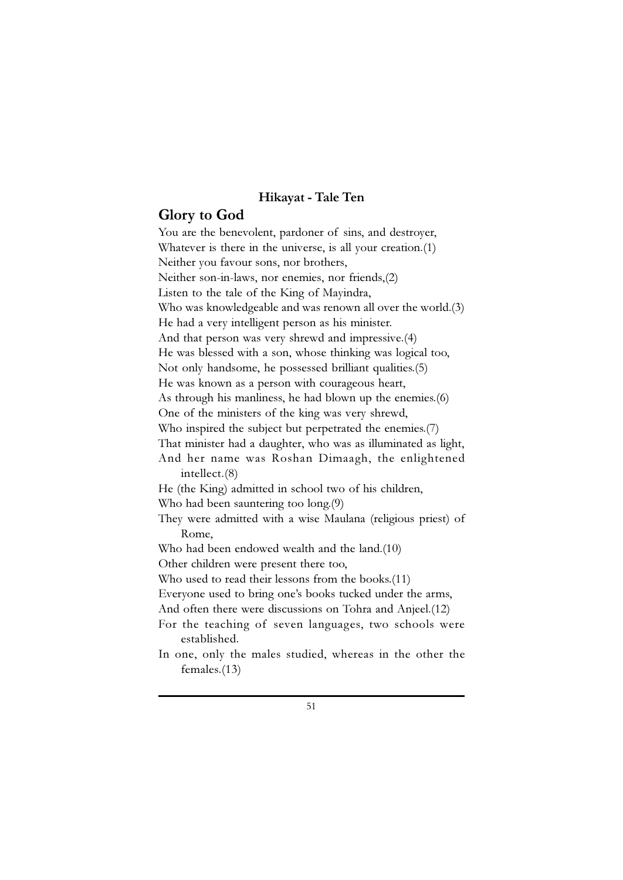### Hikayat - Tale Ten

## Glory to God

You are the benevolent, pardoner of sins, and destroyer,
Whatever is there in the universe, is all your creation.(1)
Neither you favour sons, nor brothers,
Neither son-in-laws, nor enemies, nor friends,(2)
Listen to the tale of the King of Mayindra,
Who was knowledgeable and was renown all over the world.(3)
He had a very intelligent person as his minister.
And that person was very shrewd and impressive.(4)
He was blessed with a son, whose thinking was logical too,
Not only handsome, he possessed brilliant qualities.(5)
He was known as a person with courageous heart,
As through his manliness, he had blown up the enemies.(6)
One of the ministers of the king was very shrewd,
Who inspired the subject but perpetrated the enemies.(7)
That minister had a daughter, who was as illuminated as light,
And her name was Roshan Dimaagh, the enlightened intellect.(8)
He (the King) admitted in school two of his children,
Who had been sauntering too long.(9)
They were admitted with a wise Maulana (religious priest) of Rome,
Who had been endowed wealth and the land.(10)
Other children were present there too,
Who used to read their lessons from the books.(11)
Everyone used to bring one's books tucked under the arms,
And often there were discussions on Tohra and Anjeel.(12)
For the teaching of seven languages, two schools were established.
In one, only the males studied, whereas in the other the females.(13)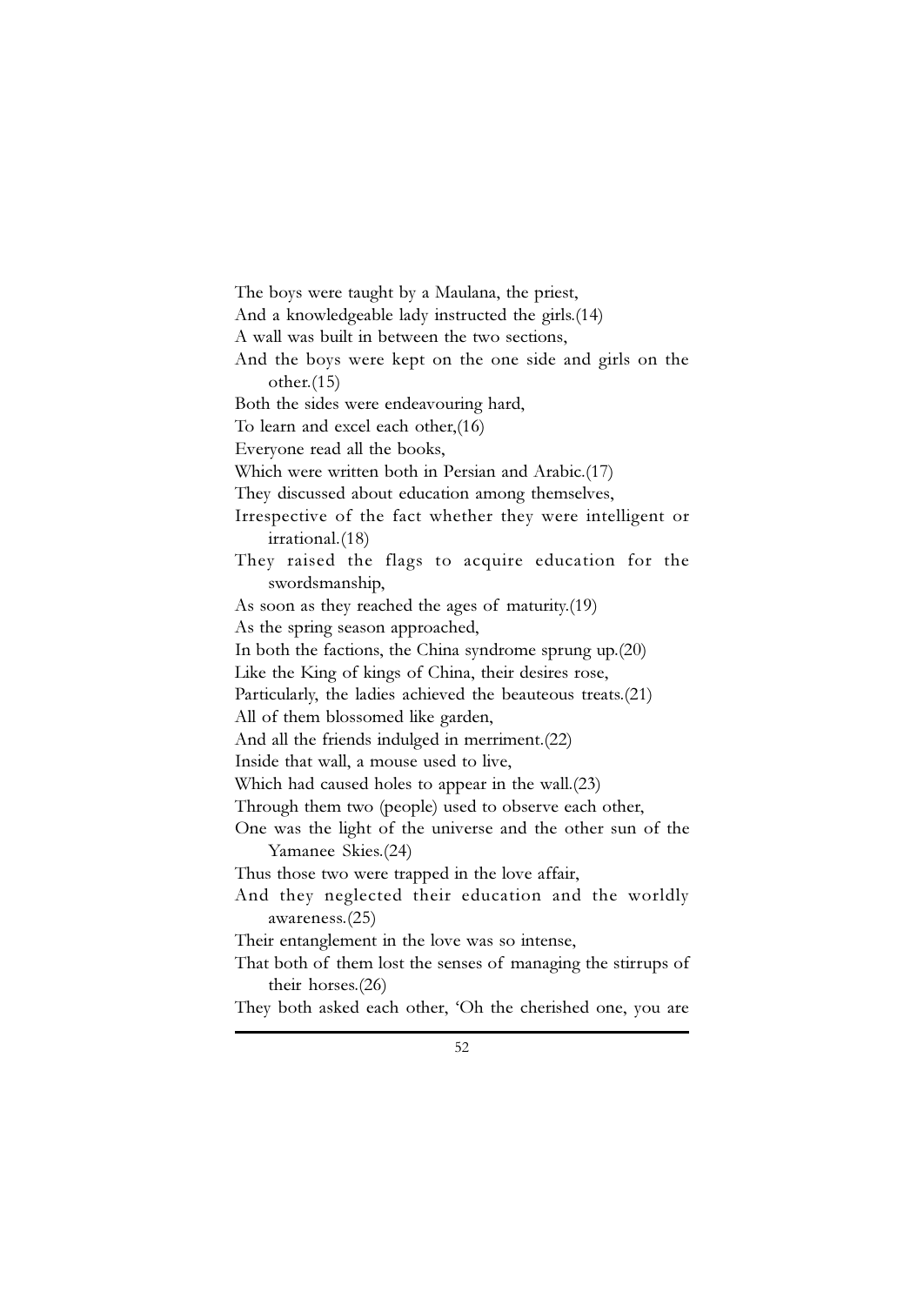The boys were taught by a Maulana, the priest,
And a knowledgeable lady instructed the girls.(14)
A wall was built in between the two sections,
And the boys were kept on the one side and girls on the other.(15)
Both the sides were endeavouring hard,
To learn and excel each other,(16)
Everyone read all the books,
Which were written both in Persian and Arabic.(17)
They discussed about education among themselves,
Irrespective of the fact whether they were intelligent or irrational.(18)
They raised the flags to acquire education for the swordsmanship,
As soon as they reached the ages of maturity.(19)
As the spring season approached,
In both the factions, the China syndrome sprung up.(20)
Like the King of kings of China, their desires rose,
Particularly, the ladies achieved the beauteous treats.(21)
All of them blossomed like garden,
And all the friends indulged in merriment.(22)
Inside that wall, a mouse used to live,
Which had caused holes to appear in the wall.(23)
Through them two (people) used to observe each other,
One was the light of the universe and the other sun of the Yamanee Skies.(24)
Thus those two were trapped in the love affair,
And they neglected their education and the worldly awareness.(25)
Their entanglement in the love was so intense,
That both of them lost the senses of managing the stirrups of their horses.(26)
They both asked each other, 'Oh the cherished one, you are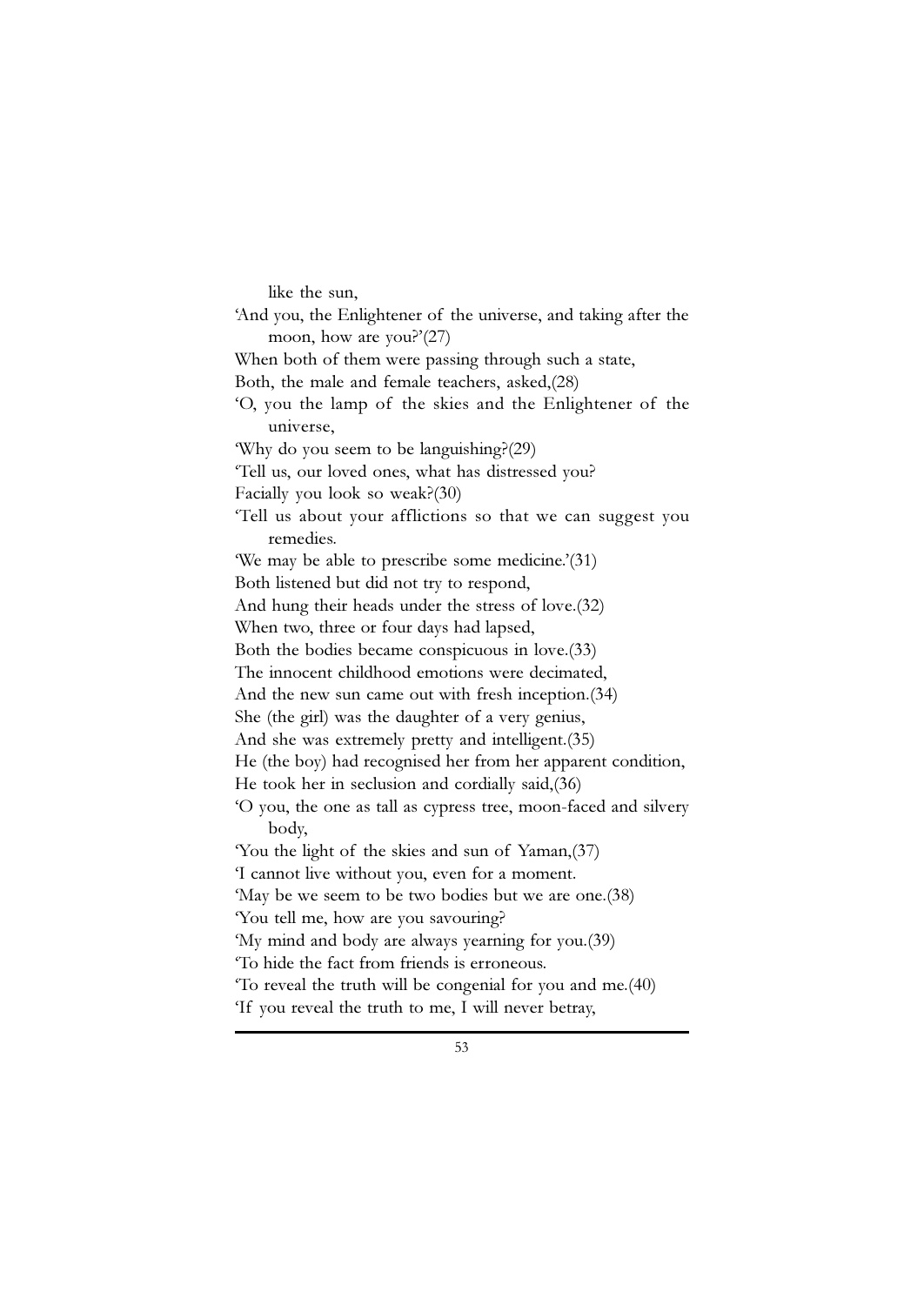like the sun,

'And you, the Enlightener of the universe, and taking after the moon, how are you?'(27)

When both of them were passing through such a state,

Both, the male and female teachers, asked,(28)

'O, you the lamp of the skies and the Enlightener of the universe,

'Why do you seem to be languishing?(29)

'Tell us, our loved ones, what has distressed you?

Facially you look so weak?(30)

'Tell us about your afflictions so that we can suggest you remedies.

'We may be able to prescribe some medicine.'(31)

Both listened but did not try to respond,

And hung their heads under the stress of love.(32)

When two, three or four days had lapsed,

Both the bodies became conspicuous in love.(33)

The innocent childhood emotions were decimated,

And the new sun came out with fresh inception.(34)

She (the girl) was the daughter of a very genius,

And she was extremely pretty and intelligent.(35)

He (the boy) had recognised her from her apparent condition,

He took her in seclusion and cordially said,(36)

'O you, the one as tall as cypress tree, moon-faced and silvery body,

'You the light of the skies and sun of Yaman,(37)

'I cannot live without you, even for a moment.

'May be we seem to be two bodies but we are one.(38)

'You tell me, how are you savouring?

'My mind and body are always yearning for you.(39)

'To hide the fact from friends is erroneous.

'To reveal the truth will be congenial for you and me.(40)

'If you reveal the truth to me, I will never betray,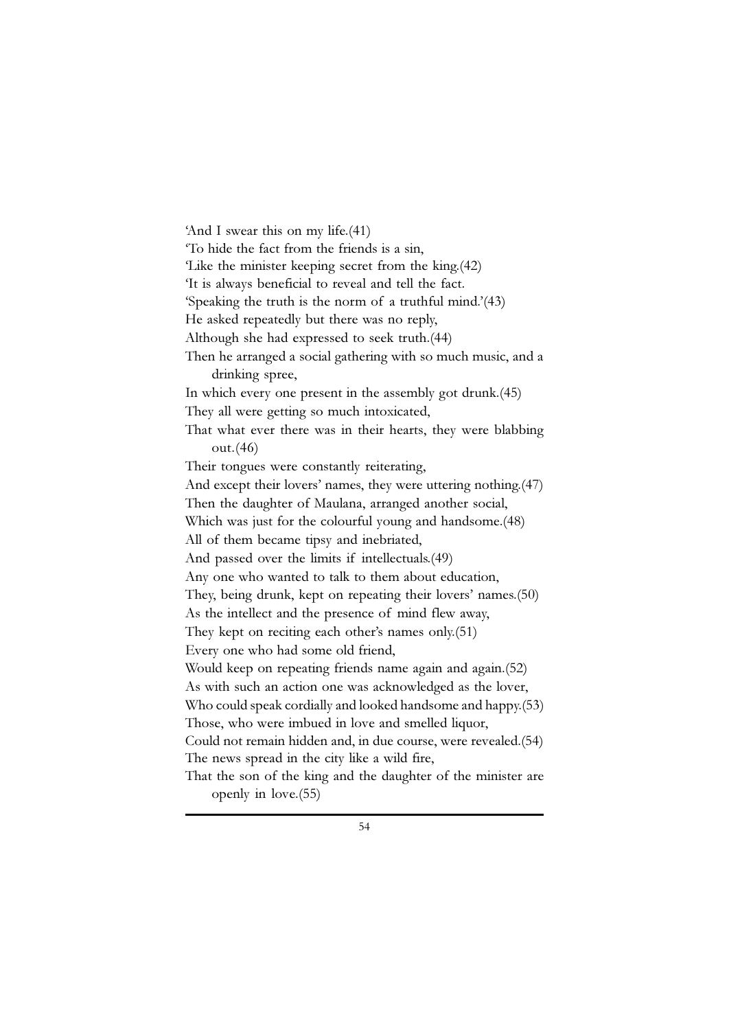'And I swear this on my life.(41)
'To hide the fact from the friends is a sin,
'Like the minister keeping secret from the king.(42)
'It is always beneficial to reveal and tell the fact.
'Speaking the truth is the norm of a truthful mind.'(43)
He asked repeatedly but there was no reply,
Although she had expressed to seek truth.(44)
Then he arranged a social gathering with so much music, and a drinking spree,
In which every one present in the assembly got drunk.(45)
They all were getting so much intoxicated,
That what ever there was in their hearts, they were blabbing out.(46)
Their tongues were constantly reiterating,
And except their lovers' names, they were uttering nothing.(47)
Then the daughter of Maulana, arranged another social,
Which was just for the colourful young and handsome.(48)
All of them became tipsy and inebriated,
And passed over the limits if intellectuals.(49)
Any one who wanted to talk to them about education,
They, being drunk, kept on repeating their lovers' names.(50)
As the intellect and the presence of mind flew away,
They kept on reciting each other's names only.(51)
Every one who had some old friend,
Would keep on repeating friends name again and again.(52)
As with such an action one was acknowledged as the lover,
Who could speak cordially and looked handsome and happy.(53)
Those, who were imbued in love and smelled liquor,
Could not remain hidden and, in due course, were revealed.(54)
The news spread in the city like a wild fire,
That the son of the king and the daughter of the minister are openly in love.(55)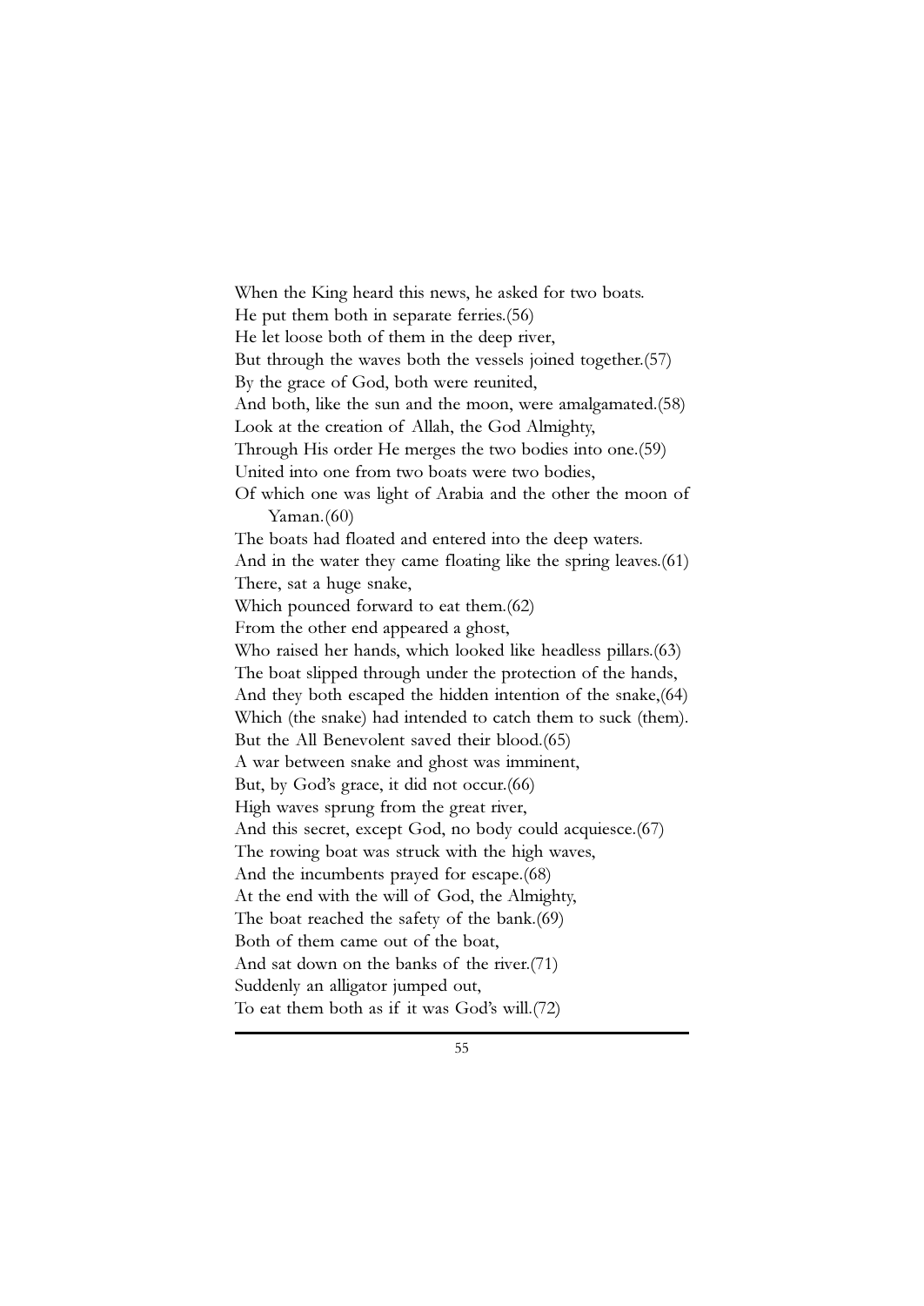When the King heard this news, he asked for two boats.  
He put them both in separate ferries.(56)  
He let loose both of them in the deep river,  
But through the waves both the vessels joined together.(57)  
By the grace of God, both were reunited,  
And both, like the sun and the moon, were amalgamated.(58)  
Look at the creation of Allah, the God Almighty,  
Through His order He merges the two bodies into one.(59)  
United into one from two boats were two bodies,  
Of which one was light of Arabia and the other the moon of Yaman.(60)  
The boats had floated and entered into the deep waters.  
And in the water they came floating like the spring leaves.(61)  
There, sat a huge snake,  
Which pounced forward to eat them.(62)  
From the other end appeared a ghost,  
Who raised her hands, which looked like headless pillars.(63)  
The boat slipped through under the protection of the hands,  
And they both escaped the hidden intention of the snake,(64)  
Which (the snake) had intended to catch them to suck (them).  
But the All Benevolent saved their blood.(65)  
A war between snake and ghost was imminent,  
But, by God's grace, it did not occur.(66)  
High waves sprung from the great river,  
And this secret, except God, no body could acquiesce.(67)  
The rowing boat was struck with the high waves,  
And the incumbents prayed for escape.(68)  
At the end with the will of God, the Almighty,  
The boat reached the safety of the bank.(69)  
Both of them came out of the boat,  
And sat down on the banks of the river.(71)  
Suddenly an alligator jumped out,  
To eat them both as if it was God's will.(72)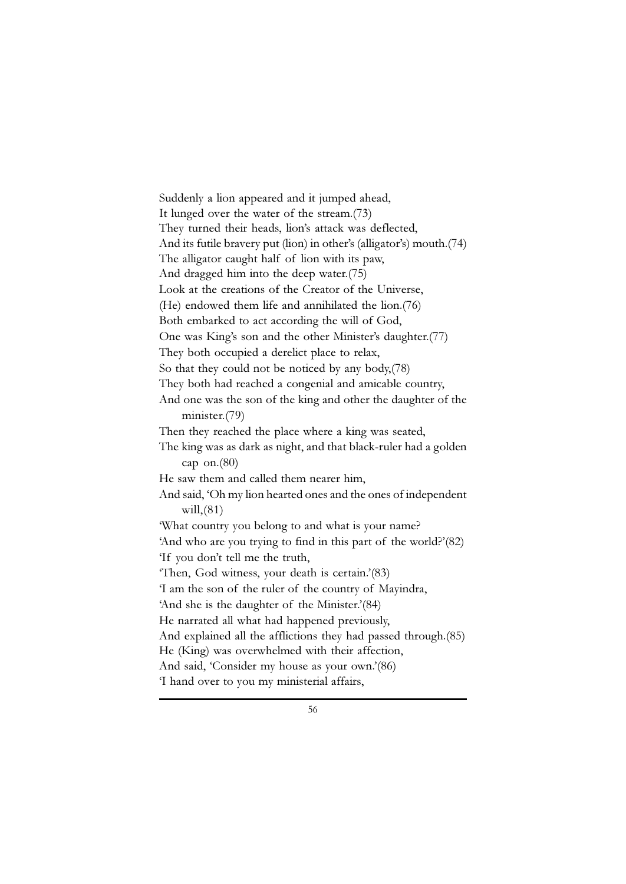Suddenly a lion appeared and it jumped ahead,
It lunged over the water of the stream.(73)
They turned their heads, lion's attack was deflected,
And its futile bravery put (lion) in other's (alligator's) mouth.(74)
The alligator caught half of lion with its paw,
And dragged him into the deep water.(75)
Look at the creations of the Creator of the Universe,
(He) endowed them life and annihilated the lion.(76)
Both embarked to act according the will of God,
One was King's son and the other Minister's daughter.(77)
They both occupied a derelict place to relax,
So that they could not be noticed by any body,(78)
They both had reached a congenial and amicable country,
And one was the son of the king and other the daughter of the minister.(79)
Then they reached the place where a king was seated,
The king was as dark as night, and that black-ruler had a golden cap on.(80)
He saw them and called them nearer him,
And said, 'Oh my lion hearted ones and the ones of independent will,(81)
'What country you belong to and what is your name?
'And who are you trying to find in this part of the world?'(82)
'If you don't tell me the truth,
'Then, God witness, your death is certain.'(83)
'I am the son of the ruler of the country of Mayindra,
'And she is the daughter of the Minister.'(84)
He narrated all what had happened previously,
And explained all the afflictions they had passed through.(85)
He (King) was overwhelmed with their affection,
And said, 'Consider my house as your own.'(86)
'I hand over to you my ministerial affairs,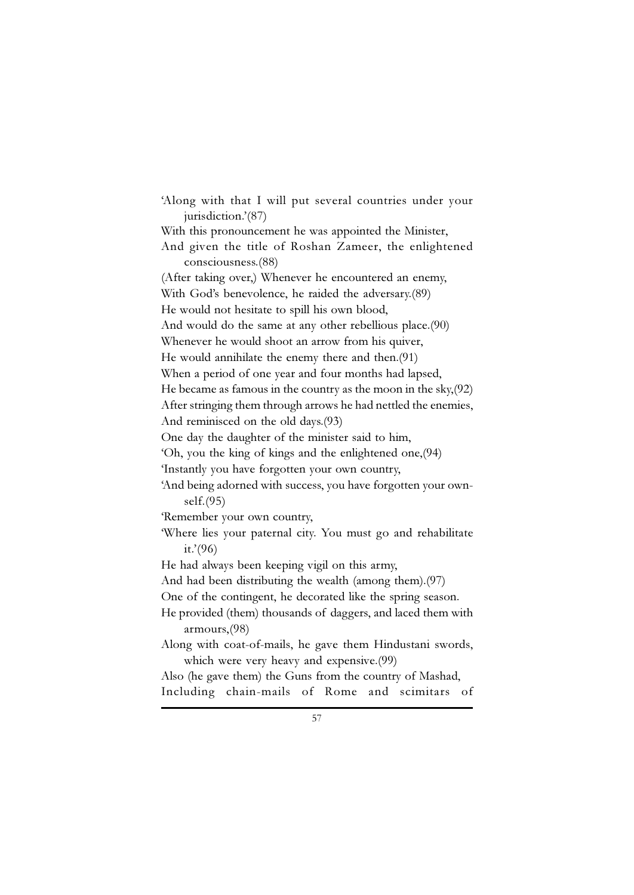'Along with that I will put several countries under your jurisdiction.'(87)

With this pronouncement he was appointed the Minister,

And given the title of Roshan Zameer, the enlightened consciousness.(88)

(After taking over,) Whenever he encountered an enemy,

With God's benevolence, he raided the adversary.(89)

He would not hesitate to spill his own blood,

And would do the same at any other rebellious place.(90)

Whenever he would shoot an arrow from his quiver,

He would annihilate the enemy there and then.(91)

When a period of one year and four months had lapsed,

He became as famous in the country as the moon in the sky,(92)

After stringing them through arrows he had nettled the enemies,

And reminisced on the old days.(93)

One day the daughter of the minister said to him,

'Oh, you the king of kings and the enlightened one,(94)

'Instantly you have forgotten your own country,

'And being adorned with success, you have forgotten your own-self.(95)

'Remember your own country,

'Where lies your paternal city. You must go and rehabilitate it.'(96)

He had always been keeping vigil on this army,

And had been distributing the wealth (among them).(97)

One of the contingent, he decorated like the spring season.

He provided (them) thousands of daggers, and laced them with armours,(98)

Along with coat-of-mails, he gave them Hindustani swords, which were very heavy and expensive.(99)

Also (he gave them) the Guns from the country of Mashad,

Including chain-mails of Rome and scimitars of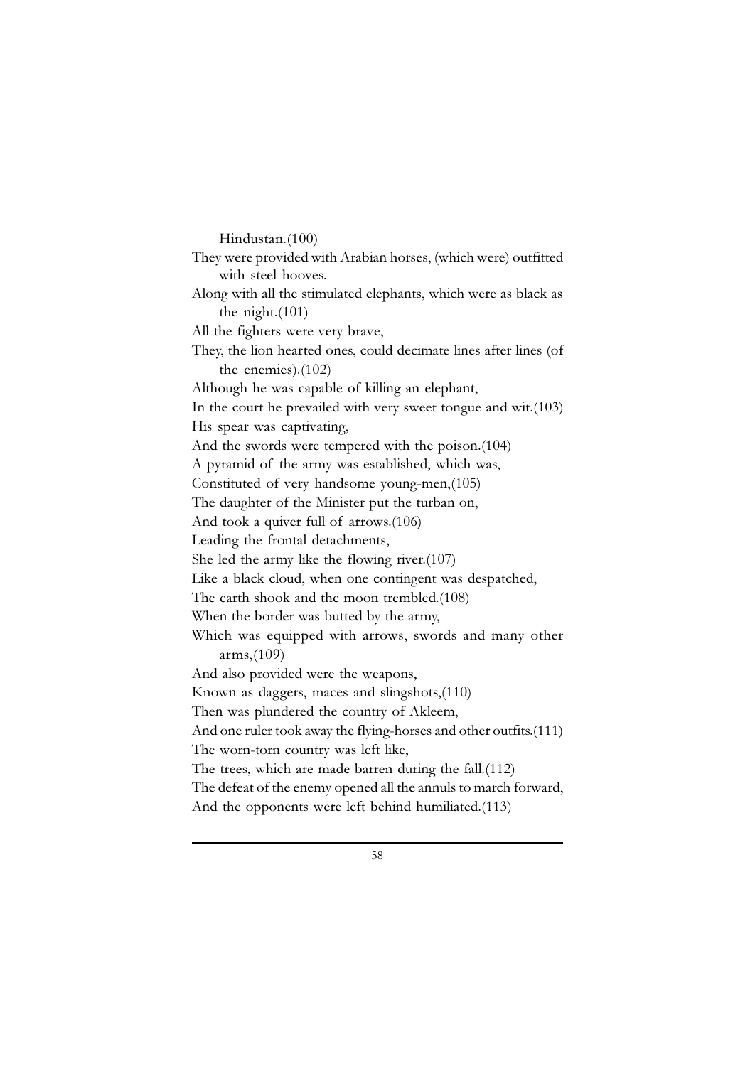Hindustan.(100)

They were provided with Arabian horses, (which were) outfitted with steel hooves.

Along with all the stimulated elephants, which were as black as the night.(101)

All the fighters were very brave,

They, the lion hearted ones, could decimate lines after lines (of the enemies).(102)

Although he was capable of killing an elephant,

In the court he prevailed with very sweet tongue and wit.(103)

His spear was captivating,

And the swords were tempered with the poison.(104)

A pyramid of the army was established, which was,

Constituted of very handsome young-men,(105)

The daughter of the Minister put the turban on,

And took a quiver full of arrows.(106)

Leading the frontal detachments,

She led the army like the flowing river.(107)

Like a black cloud, when one contingent was despatched,

The earth shook and the moon trembled.(108)

When the border was butted by the army,

Which was equipped with arrows, swords and many other arms,(109)

And also provided were the weapons,

Known as daggers, maces and slingshots,(110)

Then was plundered the country of Akleem,

And one ruler took away the flying-horses and other outfits.(111)

The worn-torn country was left like,

The trees, which are made barren during the fall.(112)

The defeat of the enemy opened all the annuls to march forward,

And the opponents were left behind humiliated.(113)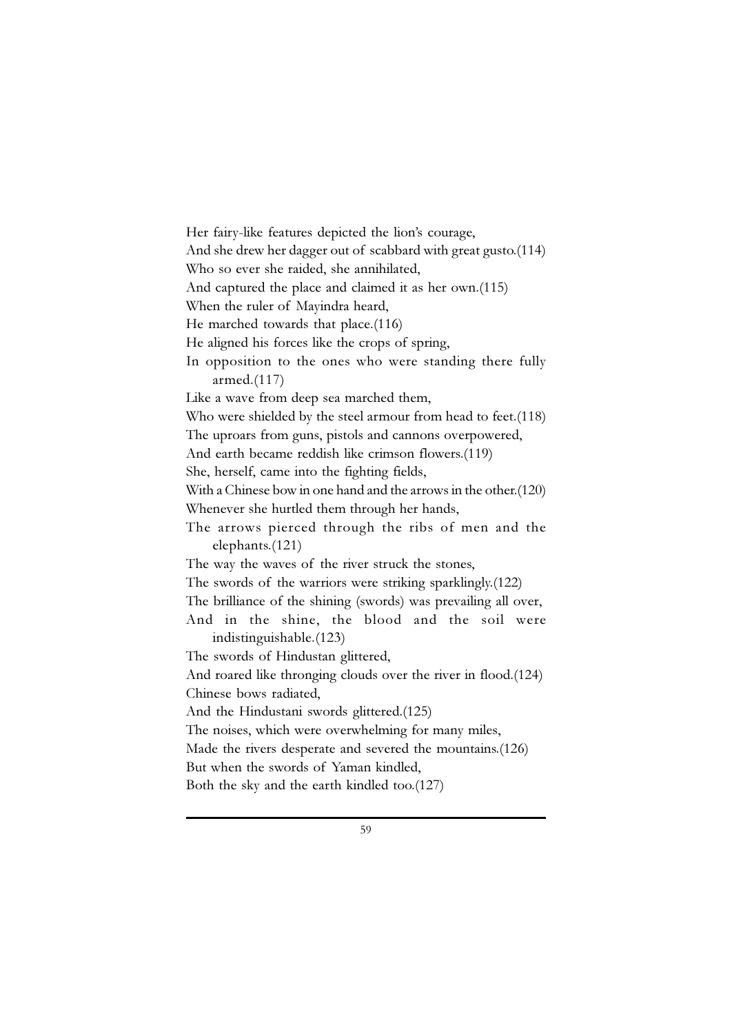Her fairy-like features depicted the lion's courage,
And she drew her dagger out of scabbard with great gusto.(114)
Who so ever she raided, she annihilated,
And captured the place and claimed it as her own.(115)
When the ruler of Mayindra heard,
He marched towards that place.(116)
He aligned his forces like the crops of spring,
In opposition to the ones who were standing there fully armed.(117)
Like a wave from deep sea marched them,
Who were shielded by the steel armour from head to feet.(118)
The uproars from guns, pistols and cannons overpowered,
And earth became reddish like crimson flowers.(119)
She, herself, came into the fighting fields,
With a Chinese bow in one hand and the arrows in the other.(120)
Whenever she hurtled them through her hands,
The arrows pierced through the ribs of men and the elephants.(121)
The way the waves of the river struck the stones,
The swords of the warriors were striking sparklingly.(122)
The brilliance of the shining (swords) was prevailing all over,
And in the shine, the blood and the soil were indistinguishable.(123)
The swords of Hindustan glittered,
And roared like thronging clouds over the river in flood.(124)
Chinese bows radiated,
And the Hindustani swords glittered.(125)
The noises, which were overwhelming for many miles,
Made the rivers desperate and severed the mountains.(126)
But when the swords of Yaman kindled,
Both the sky and the earth kindled too.(127)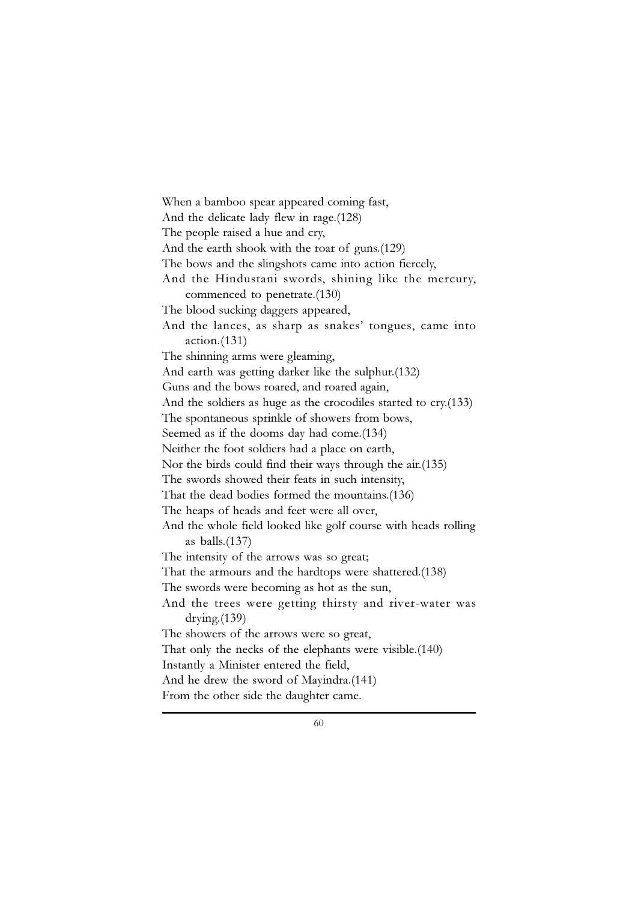When a bamboo spear appeared coming fast,
And the delicate lady flew in rage.(128)
The people raised a hue and cry,
And the earth shook with the roar of guns.(129)
The bows and the slingshots came into action fiercely,
And the Hindustani swords, shining like the mercury, commenced to penetrate.(130)
The blood sucking daggers appeared,
And the lances, as sharp as snakes' tongues, came into action.(131)
The shinning arms were gleaming,
And earth was getting darker like the sulphur.(132)
Guns and the bows roared, and roared again,
And the soldiers as huge as the crocodiles started to cry.(133)
The spontaneous sprinkle of showers from bows,
Seemed as if the dooms day had come.(134)
Neither the foot soldiers had a place on earth,
Nor the birds could find their ways through the air.(135)
The swords showed their feats in such intensity,
That the dead bodies formed the mountains.(136)
The heaps of heads and feet were all over,
And the whole field looked like golf course with heads rolling as balls.(137)
The intensity of the arrows was so great;
That the armours and the hardtops were shattered.(138)
The swords were becoming as hot as the sun,
And the trees were getting thirsty and river-water was drying.(139)
The showers of the arrows were so great,
That only the necks of the elephants were visible.(140)
Instantly a Minister entered the field,
And he drew the sword of Mayindra.(141)
From the other side the daughter came.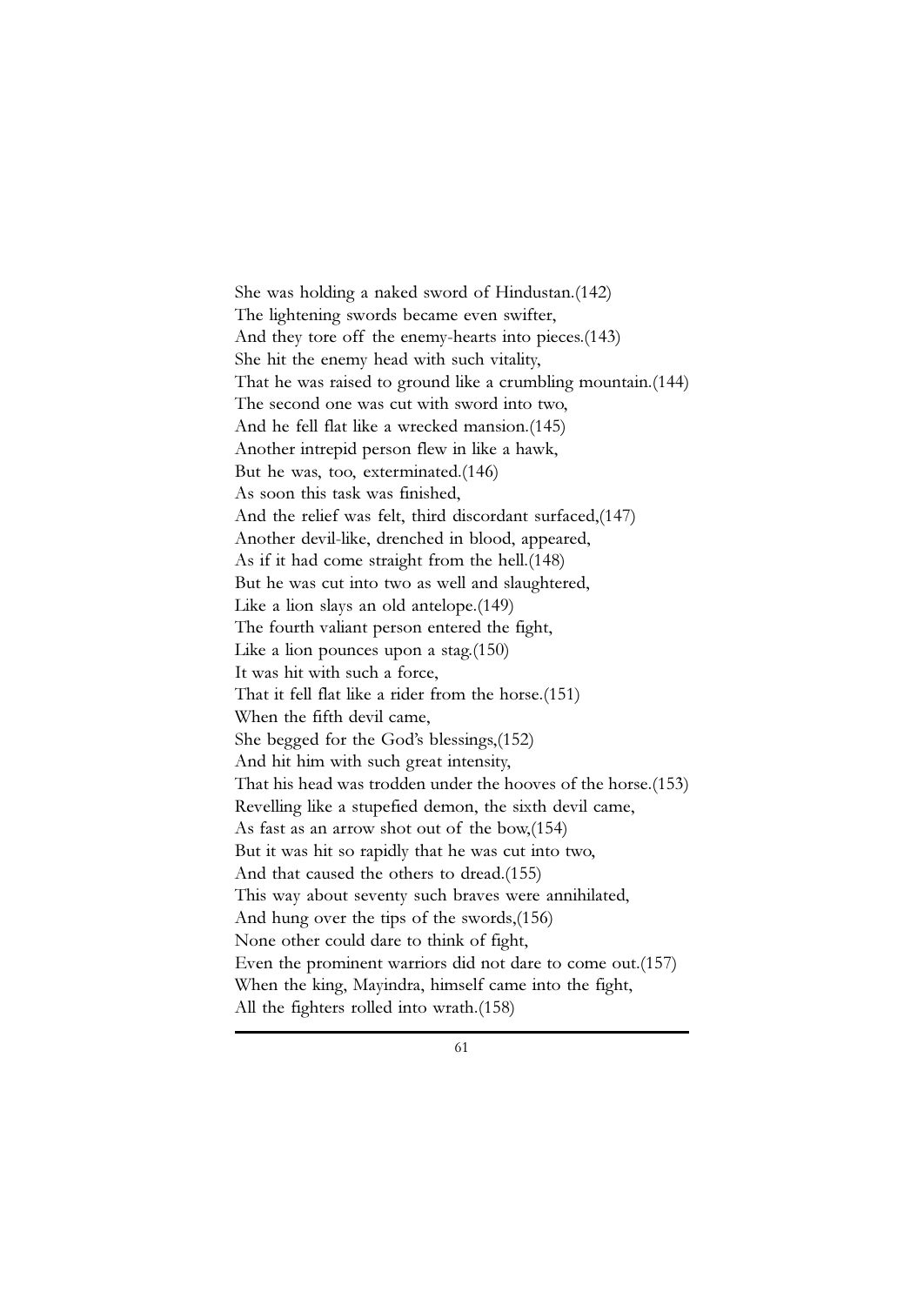She was holding a naked sword of Hindustan.(142)
The lightening swords became even swifter,
And they tore off the enemy-hearts into pieces.(143)
She hit the enemy head with such vitality,
That he was raised to ground like a crumbling mountain.(144)
The second one was cut with sword into two,
And he fell flat like a wrecked mansion.(145)
Another intrepid person flew in like a hawk,
But he was, too, exterminated.(146)
As soon this task was finished,
And the relief was felt, third discordant surfaced,(147)
Another devil-like, drenched in blood, appeared,
As if it had come straight from the hell.(148)
But he was cut into two as well and slaughtered,
Like a lion slays an old antelope.(149)
The fourth valiant person entered the fight,
Like a lion pounces upon a stag.(150)
It was hit with such a force,
That it fell flat like a rider from the horse.(151)
When the fifth devil came,
She begged for the God's blessings,(152)
And hit him with such great intensity,
That his head was trodden under the hooves of the horse.(153)
Revelling like a stupefied demon, the sixth devil came,
As fast as an arrow shot out of the bow,(154)
But it was hit so rapidly that he was cut into two,
And that caused the others to dread.(155)
This way about seventy such braves were annihilated,
And hung over the tips of the swords,(156)
None other could dare to think of fight,
Even the prominent warriors did not dare to come out.(157)
When the king, Mayindra, himself came into the fight,
All the fighters rolled into wrath.(158)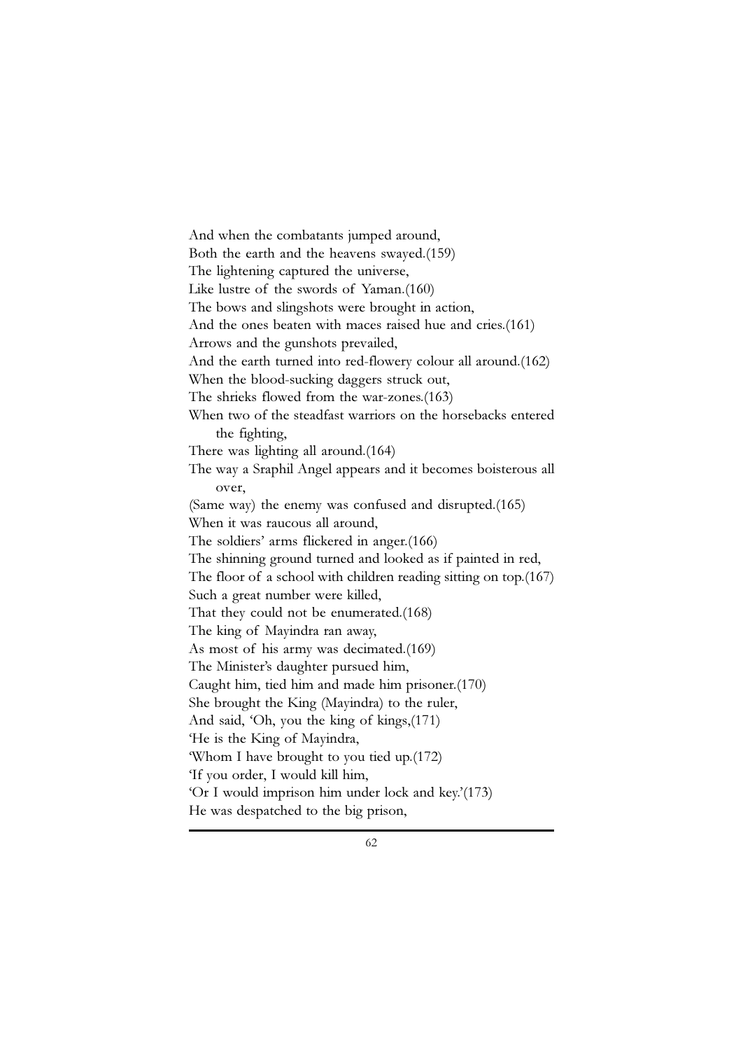And when the combatants jumped around,  
Both the earth and the heavens swayed.(159)  
The lightening captured the universe,  
Like lustre of the swords of Yaman.(160)  
The bows and slingshots were brought in action,  
And the ones beaten with maces raised hue and cries.(161)  
Arrows and the gunshots prevailed,  
And the earth turned into red-flowery colour all around.(162)  
When the blood-sucking daggers struck out,  
The shrieks flowed from the war-zones.(163)  
When two of the steadfast warriors on the horsebacks entered the fighting,  
There was lighting all around.(164)  
The way a Sraphil Angel appears and it becomes boisterous all over,  
(Same way) the enemy was confused and disrupted.(165)  
When it was raucous all around,  
The soldiers' arms flickered in anger.(166)  
The shinning ground turned and looked as if painted in red,  
The floor of a school with children reading sitting on top.(167)  
Such a great number were killed,  
That they could not be enumerated.(168)  
The king of Mayindra ran away,  
As most of his army was decimated.(169)  
The Minister's daughter pursued him,  
Caught him, tied him and made him prisoner.(170)  
She brought the King (Mayindra) to the ruler,  
And said, 'Oh, you the king of kings,(171)  
'He is the King of Mayindra,  
'Whom I have brought to you tied up.(172)  
'If you order, I would kill him,  
'Or I would imprison him under lock and key.'(173)  
He was despatched to the big prison,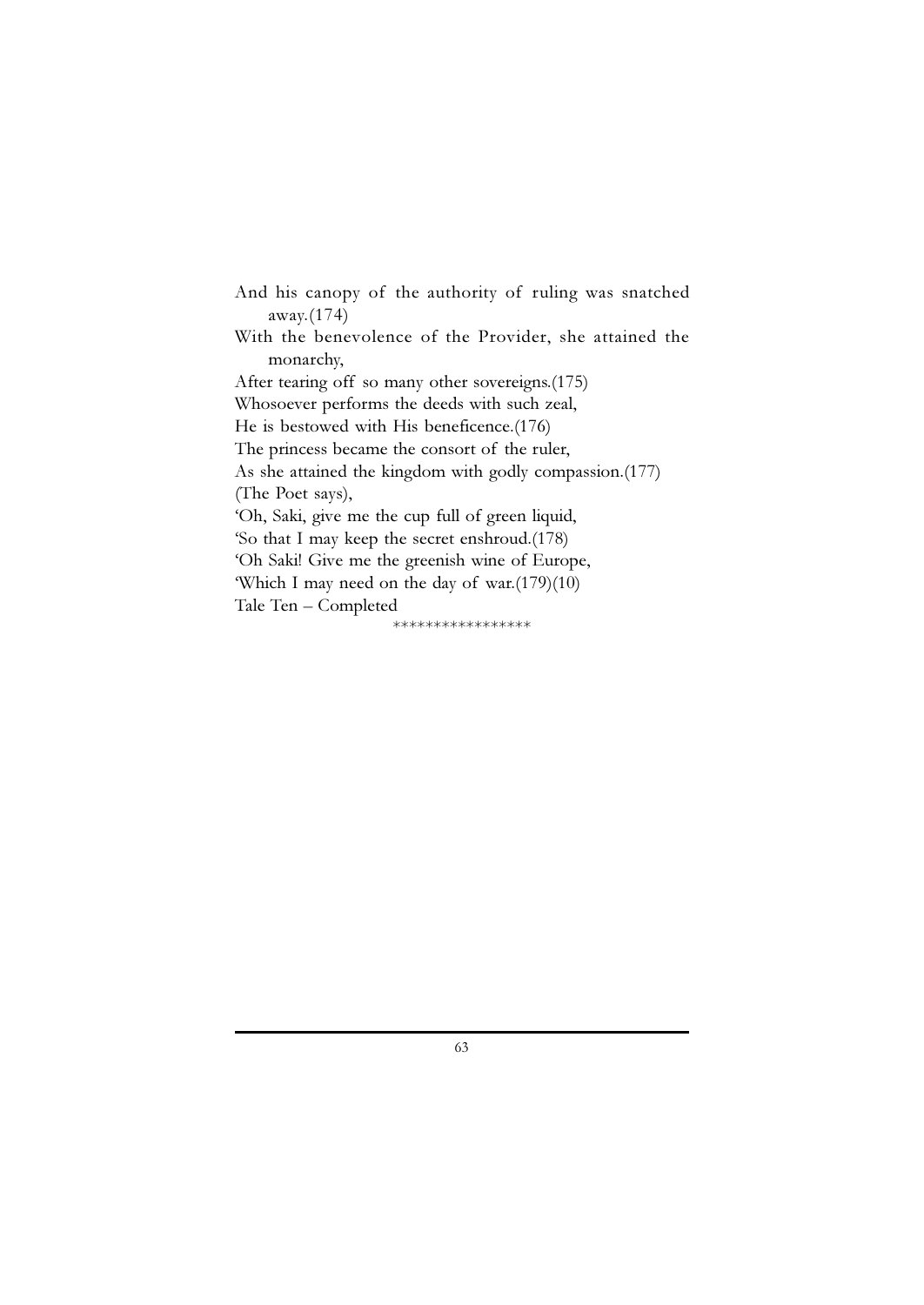And his canopy of the authority of ruling was snatched away.(174)

With the benevolence of the Provider, she attained the monarchy,

After tearing off so many other sovereigns.(175)

Whosoever performs the deeds with such zeal,

He is bestowed with His beneficence.(176)

The princess became the consort of the ruler,

As she attained the kingdom with godly compassion.(177)

(The Poet says),

'Oh, Saki, give me the cup full of green liquid,

'So that I may keep the secret enshroud.(178)

'Oh Saki! Give me the greenish wine of Europe,

'Which I may need on the day of war.(179)(10)

Tale Ten – Completed

\*\*\*\*\*\*\*\*\*\*\*\*\*\*\*\*\*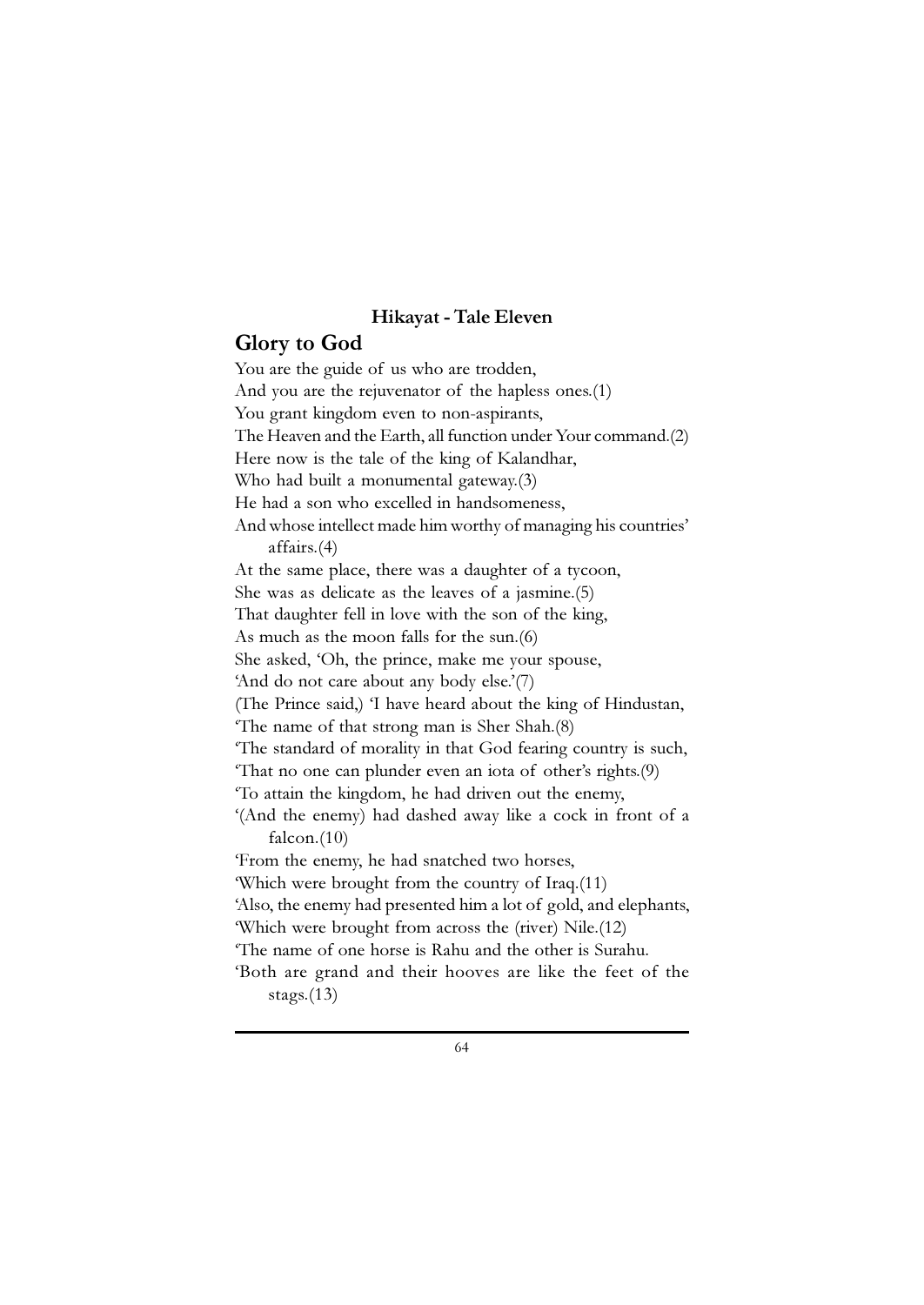### Hikayat - Tale Eleven

## Glory to God

You are the guide of us who are trodden,  
And you are the rejuvenator of the hapless ones.(1)  
You grant kingdom even to non-aspirants,  
The Heaven and the Earth, all function under Your command.(2)  
Here now is the tale of the king of Kalandhar,  
Who had built a monumental gateway.(3)  
He had a son who excelled in handsomeness,  
And whose intellect made him worthy of managing his countries' affairs.(4)  
At the same place, there was a daughter of a tycoon,  
She was as delicate as the leaves of a jasmine.(5)  
That daughter fell in love with the son of the king,  
As much as the moon falls for the sun.(6)  
She asked, 'Oh, the prince, make me your spouse,  
'And do not care about any body else.'(7)  
(The Prince said,) 'I have heard about the king of Hindustan,  
'The name of that strong man is Sher Shah.(8)  
'The standard of morality in that God fearing country is such,  
'That no one can plunder even an iota of other's rights.(9)  
'To attain the kingdom, he had driven out the enemy,  
'(And the enemy) had dashed away like a cock in front of a falcon.(10)  
'From the enemy, he had snatched two horses,  
'Which were brought from the country of Iraq.(11)  
'Also, the enemy had presented him a lot of gold, and elephants,  
'Which were brought from across the (river) Nile.(12)  
'The name of one horse is Rahu and the other is Surahu.  
'Both are grand and their hooves are like the feet of the stags.(13)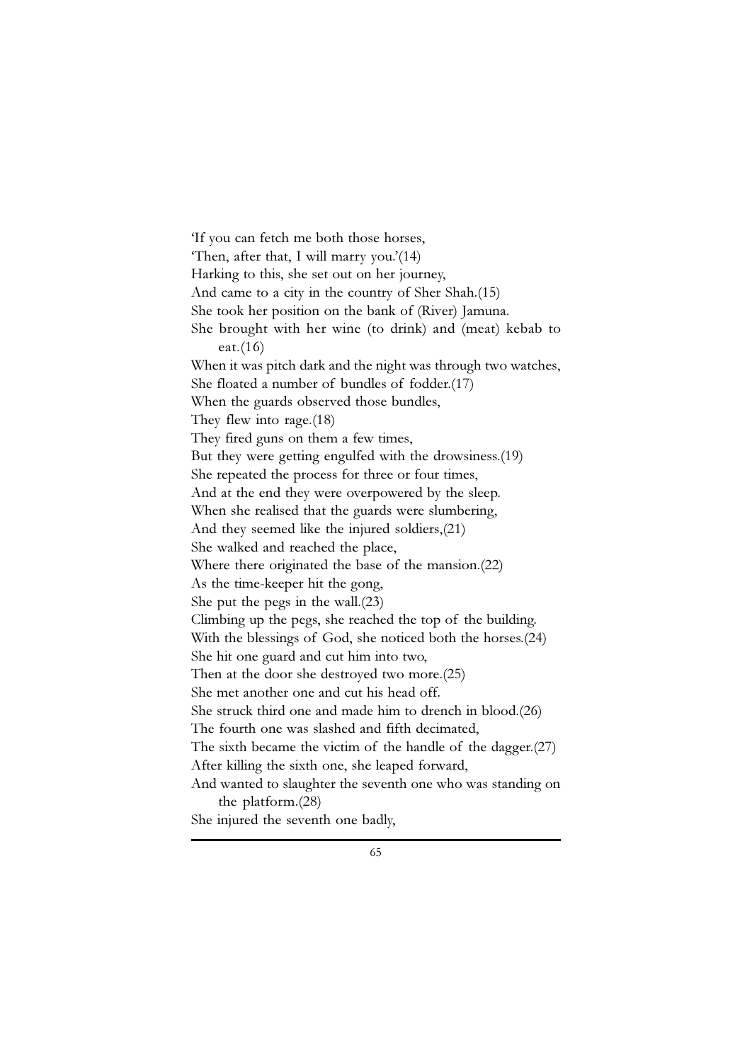'If you can fetch me both those horses,
'Then, after that, I will marry you.'(14)
Harking to this, she set out on her journey,
And came to a city in the country of Sher Shah.(15)
She took her position on the bank of (River) Jamuna.
She brought with her wine (to drink) and (meat) kebab to eat.(16)
When it was pitch dark and the night was through two watches,
She floated a number of bundles of fodder.(17)
When the guards observed those bundles,
They flew into rage.(18)
They fired guns on them a few times,
But they were getting engulfed with the drowsiness.(19)
She repeated the process for three or four times,
And at the end they were overpowered by the sleep.
When she realised that the guards were slumbering,
And they seemed like the injured soldiers,(21)
She walked and reached the place,
Where there originated the base of the mansion.(22)
As the time-keeper hit the gong,
She put the pegs in the wall.(23)
Climbing up the pegs, she reached the top of the building.
With the blessings of God, she noticed both the horses.(24)
She hit one guard and cut him into two,
Then at the door she destroyed two more.(25)
She met another one and cut his head off.
She struck third one and made him to drench in blood.(26)
The fourth one was slashed and fifth decimated,
The sixth became the victim of the handle of the dagger.(27)
After killing the sixth one, she leaped forward,
And wanted to slaughter the seventh one who was standing on the platform.(28)
She injured the seventh one badly,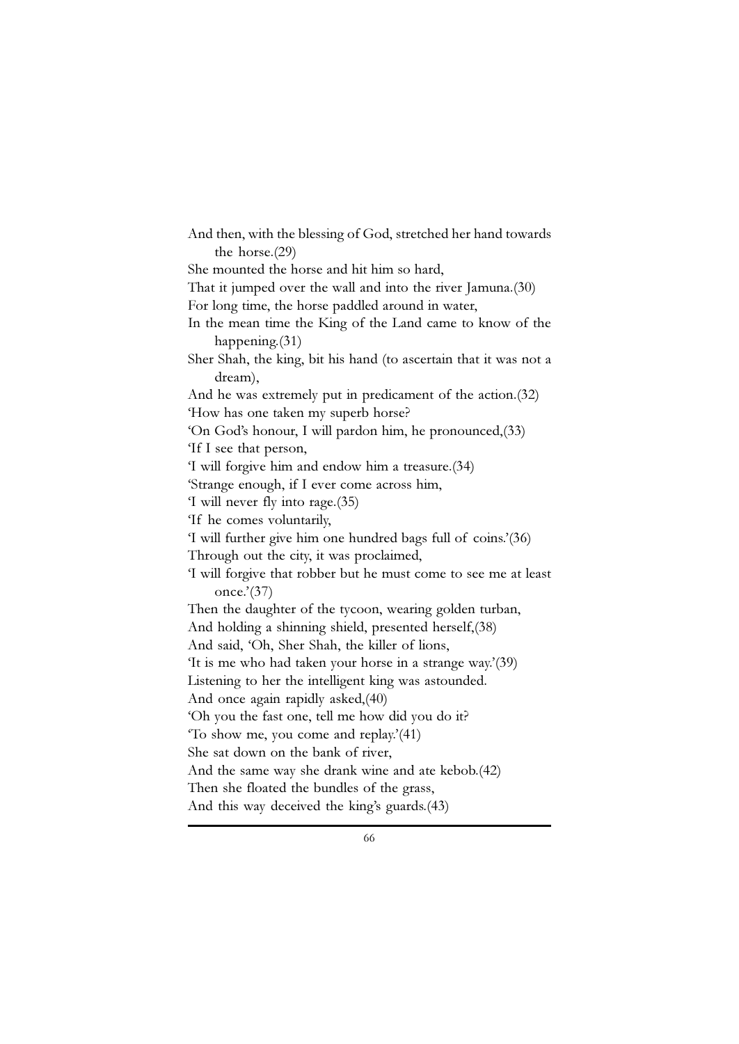And then, with the blessing of God, stretched her hand towards the horse.(29)

She mounted the horse and hit him so hard,
That it jumped over the wall and into the river Jamuna.(30)

For long time, the horse paddled around in water,
In the mean time the King of the Land came to know of the happening.(31)

Sher Shah, the king, bit his hand (to ascertain that it was not a dream),
And he was extremely put in predicament of the action.(32)

'How has one taken my superb horse?
'On God's honour, I will pardon him, he pronounced,(33)

'If I see that person,
'I will forgive him and endow him a treasure.(34)

'Strange enough, if I ever come across him,
'I will never fly into rage.(35)

'If he comes voluntarily,
'I will further give him one hundred bags full of coins.'(36)

Through out the city, it was proclaimed,
'I will forgive that robber but he must come to see me at least once.'(37)

Then the daughter of the tycoon, wearing golden turban,
And holding a shinning shield, presented herself,(38)

And said, 'Oh, Sher Shah, the killer of lions,
'It is me who had taken your horse in a strange way.'(39)

Listening to her the intelligent king was astounded.
And once again rapidly asked,(40)

'Oh you the fast one, tell me how did you do it?
'To show me, you come and replay.'(41)

She sat down on the bank of river,
And the same way she drank wine and ate kebob.(42)

Then she floated the bundles of the grass,
And this way deceived the king's guards.(43)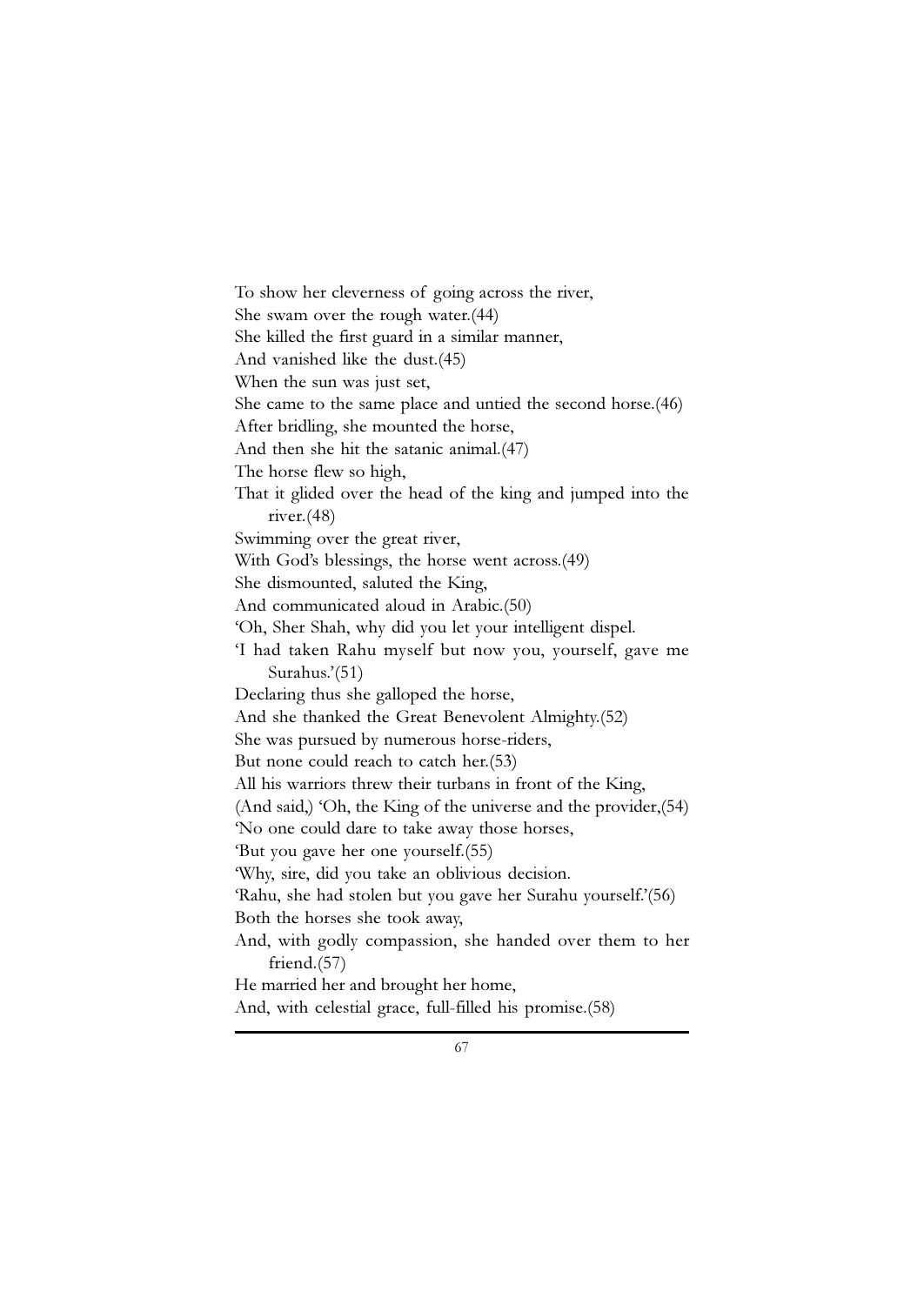To show her cleverness of going across the river,  
She swam over the rough water.(44)  
She killed the first guard in a similar manner,  
And vanished like the dust.(45)  
When the sun was just set,  
She came to the same place and untied the second horse.(46)  
After bridling, she mounted the horse,  
And then she hit the satanic animal.(47)  
The horse flew so high,  
That it glided over the head of the king and jumped into the river.(48)  
Swimming over the great river,  
With God's blessings, the horse went across.(49)  
She dismounted, saluted the King,  
And communicated aloud in Arabic.(50)  
'Oh, Sher Shah, why did you let your intelligent dispel.  
'I had taken Rahu myself but now you, yourself, gave me Surahus.'(51)  
Declaring thus she galloped the horse,  
And she thanked the Great Benevolent Almighty.(52)  
She was pursued by numerous horse-riders,  
But none could reach to catch her.(53)  
All his warriors threw their turbans in front of the King,  
(And said,) 'Oh, the King of the universe and the provider,(54)  
'No one could dare to take away those horses,  
'But you gave her one yourself.(55)  
'Why, sire, did you take an oblivious decision.  
'Rahu, she had stolen but you gave her Surahu yourself.'(56)  
Both the horses she took away,  
And, with godly compassion, she handed over them to her friend.(57)  
He married her and brought her home,  
And, with celestial grace, full-filled his promise.(58)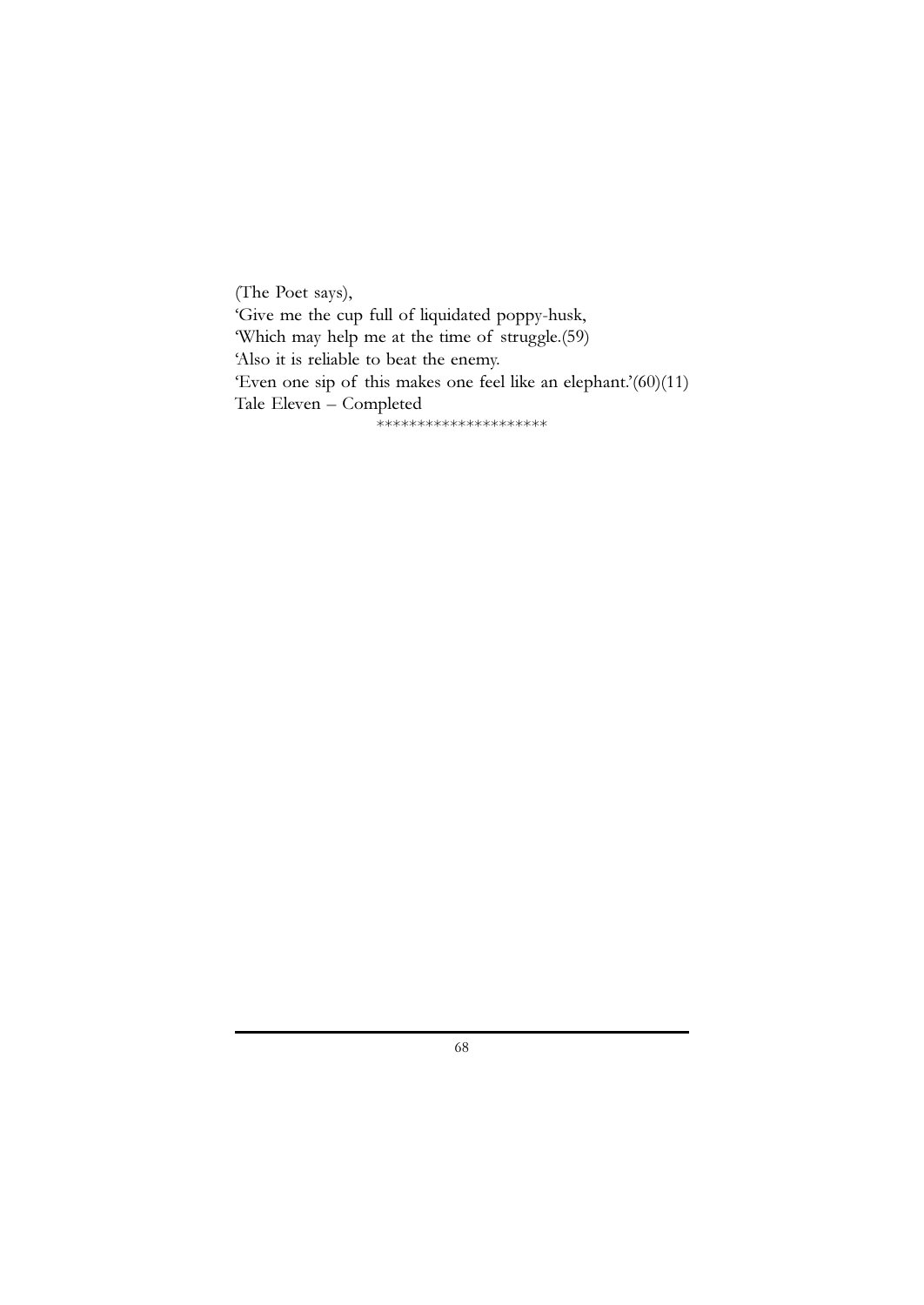(The Poet says),
'Give me the cup full of liquidated poppy-husk,
'Which may help me at the time of struggle.(59)
'Also it is reliable to beat the enemy.
'Even one sip of this makes one feel like an elephant.'(60)(11)
Tale Eleven – Completed

********************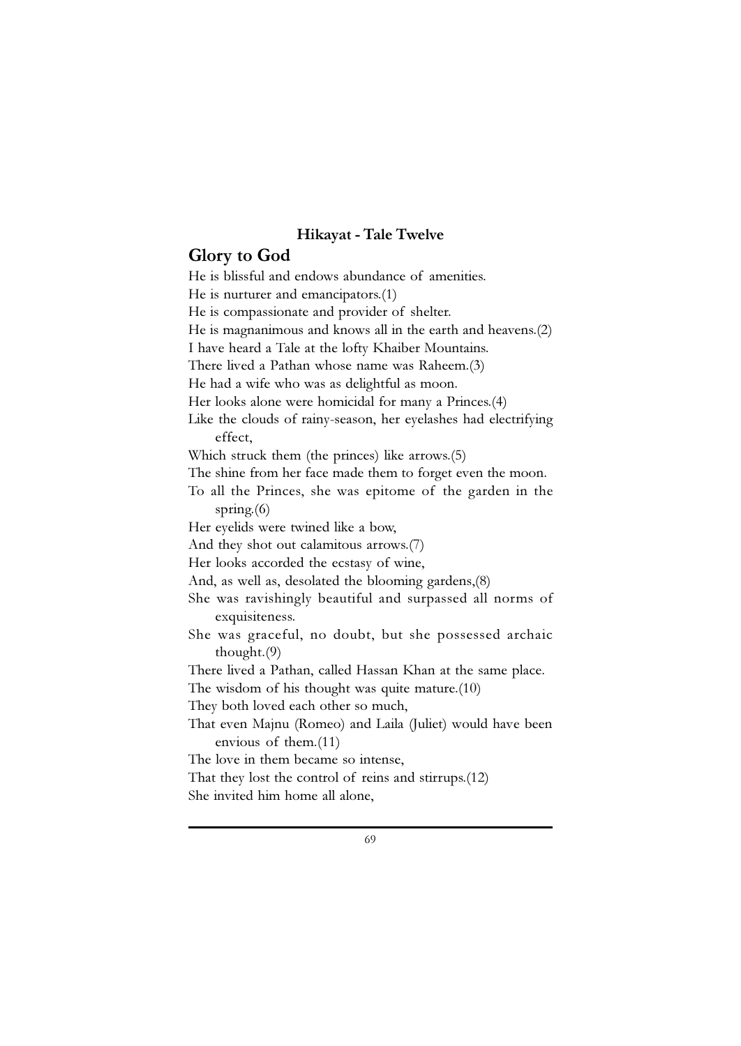### Hikayat - Tale Twelve

## Glory to God

He is blissful and endows abundance of amenities.
He is nurturer and emancipators.(1)
He is compassionate and provider of shelter.
He is magnanimous and knows all in the earth and heavens.(2)
I have heard a Tale at the lofty Khaiber Mountains.
There lived a Pathan whose name was Raheem.(3)
He had a wife who was as delightful as moon.
Her looks alone were homicidal for many a Princes.(4)
Like the clouds of rainy-season, her eyelashes had electrifying effect,
Which struck them (the princes) like arrows.(5)
The shine from her face made them to forget even the moon.
To all the Princes, she was epitome of the garden in the spring.(6)
Her eyelids were twined like a bow,
And they shot out calamitous arrows.(7)
Her looks accorded the ecstasy of wine,
And, as well as, desolated the blooming gardens,(8)
She was ravishingly beautiful and surpassed all norms of exquisiteness.
She was graceful, no doubt, but she possessed archaic thought.(9)
There lived a Pathan, called Hassan Khan at the same place.
The wisdom of his thought was quite mature.(10)
They both loved each other so much,
That even Majnu (Romeo) and Laila (Juliet) would have been envious of them.(11)
The love in them became so intense,
That they lost the control of reins and stirrups.(12)
She invited him home all alone,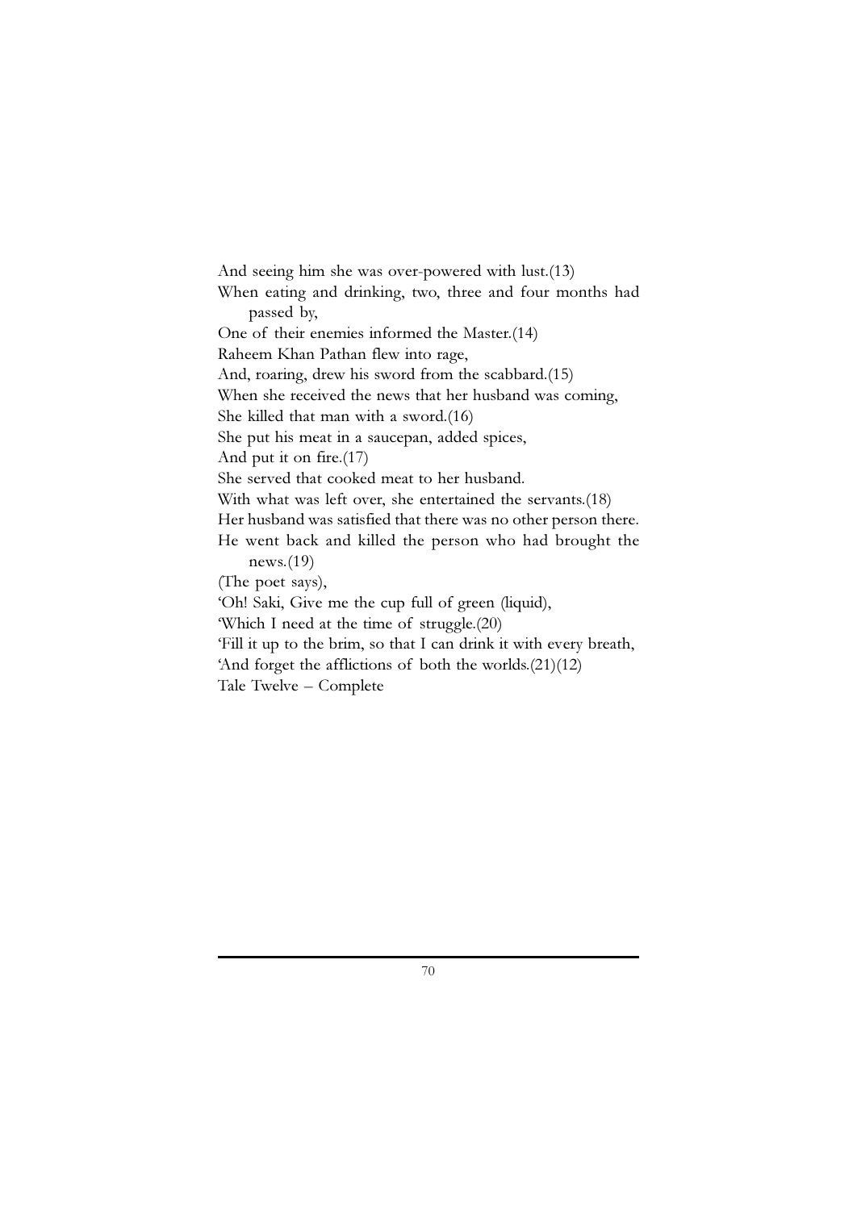And seeing him she was over-powered with lust.(13)
When eating and drinking, two, three and four months had passed by,
One of their enemies informed the Master.(14)
Raheem Khan Pathan flew into rage,
And, roaring, drew his sword from the scabbard.(15)
When she received the news that her husband was coming,
She killed that man with a sword.(16)
She put his meat in a saucepan, added spices,
And put it on fire.(17)
She served that cooked meat to her husband.
With what was left over, she entertained the servants.(18)
Her husband was satisfied that there was no other person there.
He went back and killed the person who had brought the news.(19)
(The poet says),
'Oh! Saki, Give me the cup full of green (liquid),
'Which I need at the time of struggle.(20)
'Fill it up to the brim, so that I can drink it with every breath,
'And forget the afflictions of both the worlds.(21)(12)
Tale Twelve – Complete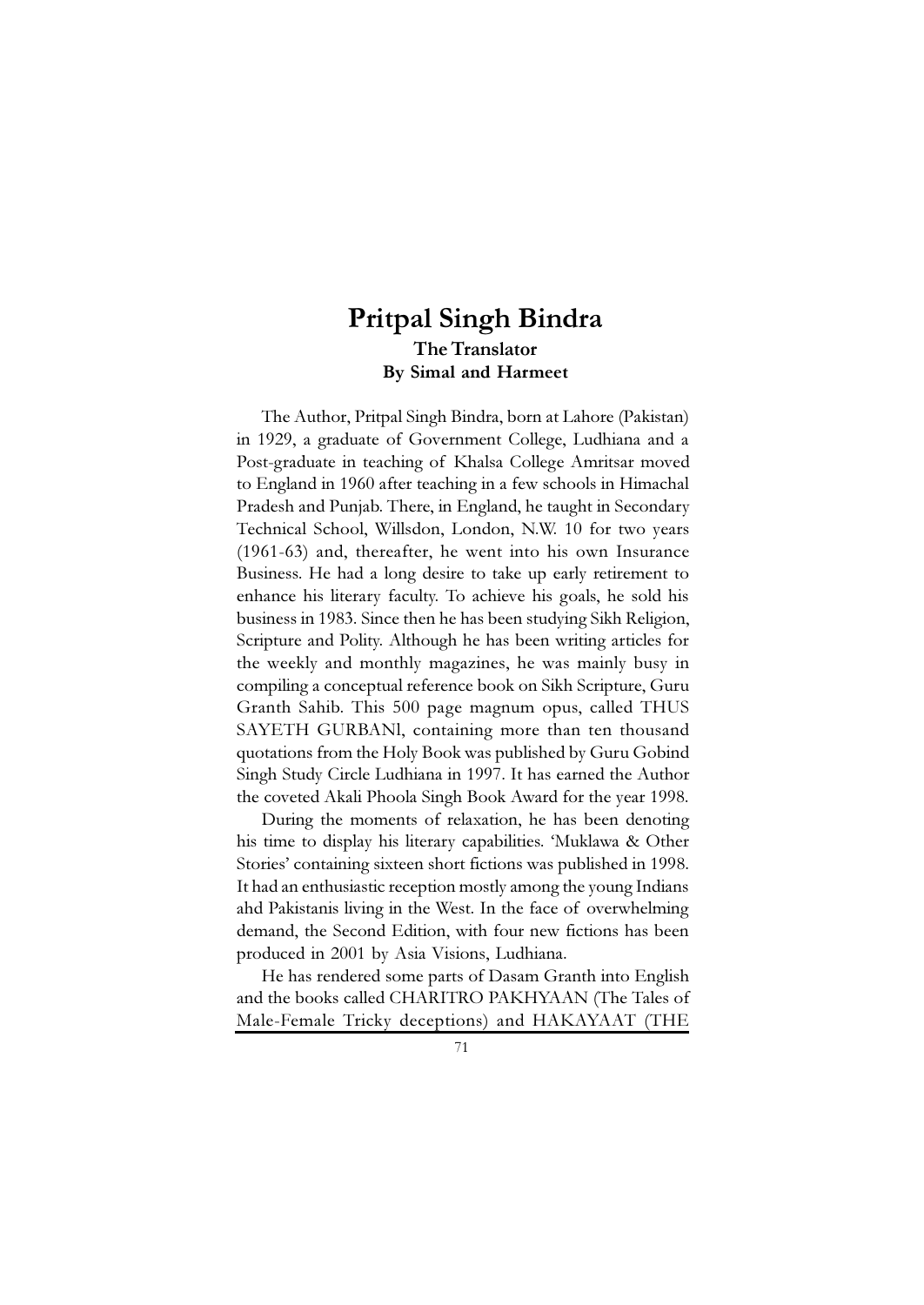# Pritpal Singh Bindra

**The Translator**
**By Simal and Harmeet**

The Author, Pritpal Singh Bindra, born at Lahore (Pakistan) in 1929, a graduate of Government College, Ludhiana and a Post-graduate in teaching of Khalsa College Amritsar moved to England in 1960 after teaching in a few schools in Himachal Pradesh and Punjab. There, in England, he taught in Secondary Technical School, Willsdon, London, N.W. 10 for two years (1961-63) and, thereafter, he went into his own Insurance Business. He had a long desire to take up early retirement to enhance his literary faculty. To achieve his goals, he sold his business in 1983. Since then he has been studying Sikh Religion, Scripture and Polity. Although he has been writing articles for the weekly and monthly magazines, he was mainly busy in compiling a conceptual reference book on Sikh Scripture, Guru Granth Sahib. This 500 page magnum opus, called THUS SAYETH GURBANl, containing more than ten thousand quotations from the Holy Book was published by Guru Gobind Singh Study Circle Ludhiana in 1997. It has earned the Author the coveted Akali Phoola Singh Book Award for the year 1998.

During the moments of relaxation, he has been denoting his time to display his literary capabilities. 'Muklawa & Other Stories' containing sixteen short fictions was published in 1998. It had an enthusiastic reception mostly among the young Indians ahd Pakistanis living in the West. In the face of overwhelming demand, the Second Edition, with four new fictions has been produced in 2001 by Asia Visions, Ludhiana.

He has rendered some parts of Dasam Granth into English and the books called CHARITRO PAKHYAAN (The Tales of Male-Female Tricky deceptions) and HAKAYAAT (THE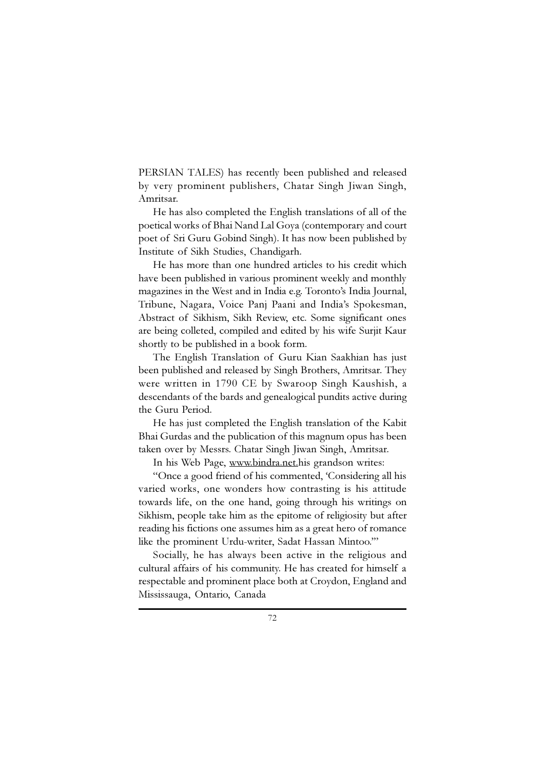PERSIAN TALES) has recently been published and released by very prominent publishers, Chatar Singh Jiwan Singh, Amritsar.

He has also completed the English translations of all of the poetical works of Bhai Nand Lal Goya (contemporary and court poet of Sri Guru Gobind Singh). It has now been published by Institute of Sikh Studies, Chandigarh.

He has more than one hundred articles to his credit which have been published in various prominent weekly and monthly magazines in the West and in India e.g. Toronto's India Journal, Tribune, Nagara, Voice Panj Paani and India's Spokesman, Abstract of Sikhism, Sikh Review, etc. Some significant ones are being colleted, compiled and edited by his wife Surjit Kaur shortly to be published in a book form.

The English Translation of Guru Kian Saakhian has just been published and released by Singh Brothers, Amritsar. They were written in 1790 CE by Swaroop Singh Kaushish, a descendants of the bards and genealogical pundits active during the Guru Period.

He has just completed the English translation of the Kabit Bhai Gurdas and the publication of this magnum opus has been taken over by Messrs. Chatar Singh Jiwan Singh, Amritsar.

In his Web Page, www.bindra.net.his grandson writes:

"Once a good friend of his commented, 'Considering all his varied works, one wonders how contrasting is his attitude towards life, on the one hand, going through his writings on Sikhism, people take him as the epitome of religiosity but after reading his fictions one assumes him as a great hero of romance like the prominent Urdu-writer, Sadat Hassan Mintoo.'"

Socially, he has always been active in the religious and cultural affairs of his community. He has created for himself a respectable and prominent place both at Croydon, England and Mississauga, Ontario, Canada